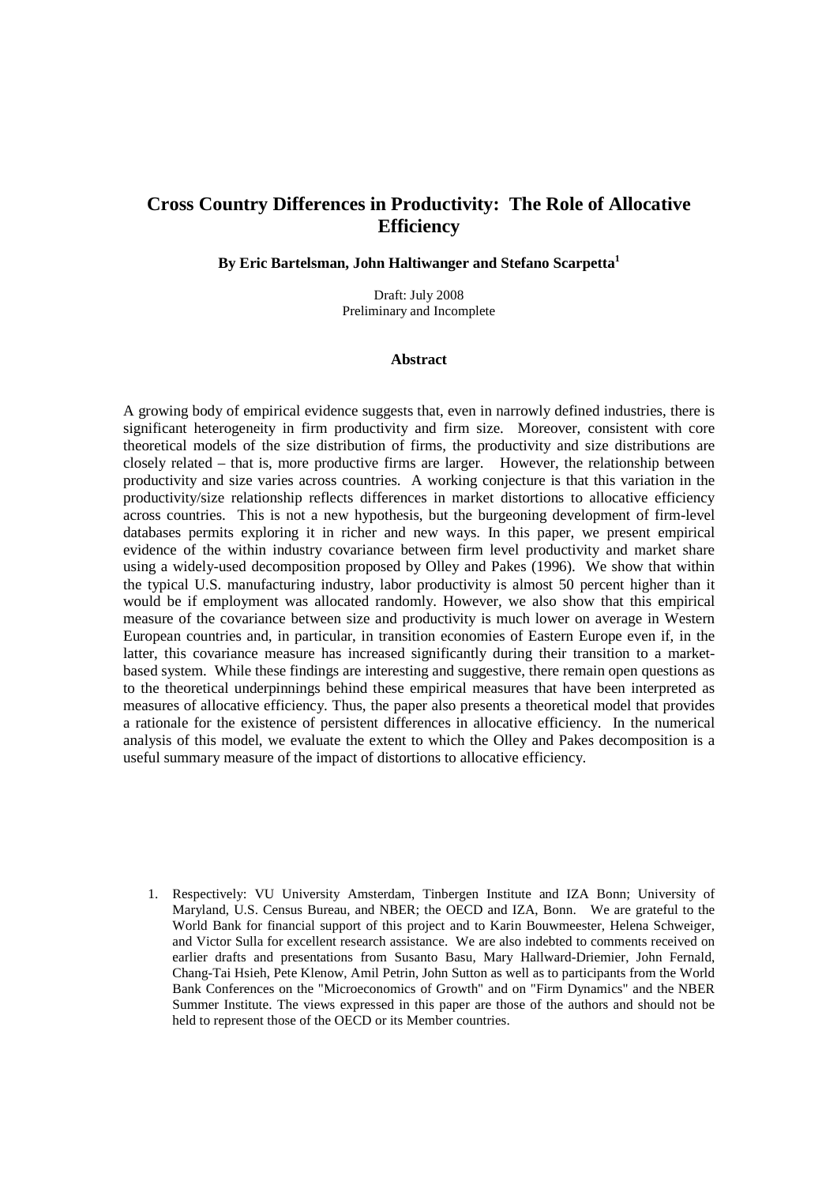# Cross Country Differences in Productivity: The Role of Allocative Efficiency

**By Eric Bartelsman, John Haltiwanger and Stefano Scarpetta[1]**

Draft: July 2008
Preliminary and Incomplete

### Abstract

A growing body of empirical evidence suggests that, even in narrowly defined industries, there is significant heterogeneity in firm productivity and firm size. Moreover, consistent with core theoretical models of the size distribution of firms, the productivity and size distributions are closely related – that is, more productive firms are larger. However, the relationship between productivity and size varies across countries. A working conjecture is that this variation in the productivity/size relationship reflects differences in market distortions to allocative efficiency across countries. This is not a new hypothesis, but the burgeoning development of firm-level databases permits exploring it in richer and new ways. In this paper, we present empirical evidence of the within industry covariance between firm level productivity and market share using a widely-used decomposition proposed by Olley and Pakes (1996). We show that within the typical U.S. manufacturing industry, labor productivity is almost 50 percent higher than it would be if employment was allocated randomly. However, we also show that this empirical measure of the covariance between size and productivity is much lower on average in Western European countries and, in particular, in transition economies of Eastern Europe even if, in the latter, this covariance measure has increased significantly during their transition to a market-based system. While these findings are interesting and suggestive, there remain open questions as to the theoretical underpinnings behind these empirical measures that have been interpreted as measures of allocative efficiency. Thus, the paper also presents a theoretical model that provides a rationale for the existence of persistent differences in allocative efficiency. In the numerical analysis of this model, we evaluate the extent to which the Olley and Pakes decomposition is a useful summary measure of the impact of distortions to allocative efficiency.

1. Respectively: VU University Amsterdam, Tinbergen Institute and IZA Bonn; University of Maryland, U.S. Census Bureau, and NBER; the OECD and IZA, Bonn. We are grateful to the World Bank for financial support of this project and to Karin Bouwmeester, Helena Schweiger, and Victor Sulla for excellent research assistance. We are also indebted to comments received on earlier drafts and presentations from Susanto Basu, Mary Hallward-Driemier, John Fernald, Chang-Tai Hsieh, Pete Klenow, Amil Petrin, John Sutton as well as to participants from the World Bank Conferences on the "Microeconomics of Growth" and on "Firm Dynamics" and the NBER Summer Institute. The views expressed in this paper are those of the authors and should not be held to represent those of the OECD or its Member countries.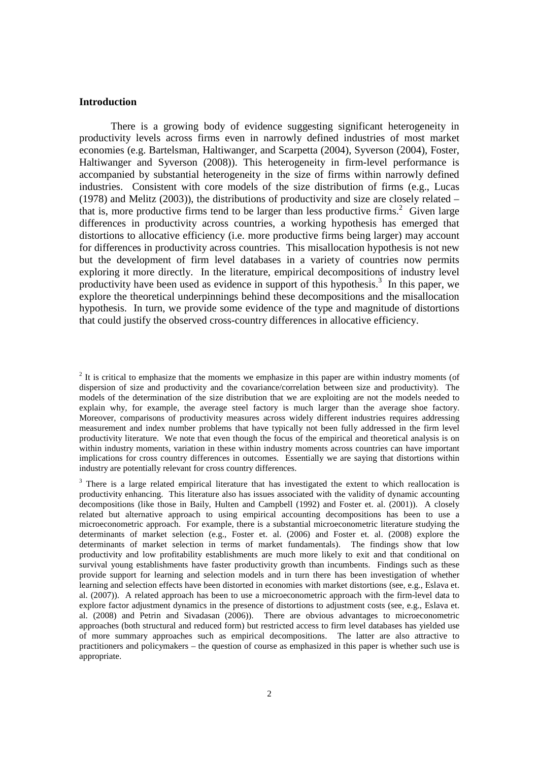## Introduction

There is a growing body of evidence suggesting significant heterogeneity in productivity levels across firms even in narrowly defined industries of most market economies (e.g. Bartelsman, Haltiwanger, and Scarpetta (2004), Syverson (2004), Foster, Haltiwanger and Syverson (2008)). This heterogeneity in firm-level performance is accompanied by substantial heterogeneity in the size of firms within narrowly defined industries. Consistent with core models of the size distribution of firms (e.g., Lucas (1978) and Melitz (2003)), the distributions of productivity and size are closely related – that is, more productive firms tend to be larger than less productive firms.[2] Given large differences in productivity across countries, a working hypothesis has emerged that distortions to allocative efficiency (i.e. more productive firms being larger) may account for differences in productivity across countries. This misallocation hypothesis is not new but the development of firm level databases in a variety of countries now permits exploring it more directly. In the literature, empirical decompositions of industry level productivity have been used as evidence in support of this hypothesis.[3] In this paper, we explore the theoretical underpinnings behind these decompositions and the misallocation hypothesis. In turn, we provide some evidence of the type and magnitude of distortions that could justify the observed cross-country differences in allocative efficiency.

[2] It is critical to emphasize that the moments we emphasize in this paper are within industry moments (of dispersion of size and productivity and the covariance/correlation between size and productivity). The models of the determination of the size distribution that we are exploiting are not the models needed to explain why, for example, the average steel factory is much larger than the average shoe factory. Moreover, comparisons of productivity measures across widely different industries requires addressing measurement and index number problems that have typically not been fully addressed in the firm level productivity literature. We note that even though the focus of the empirical and theoretical analysis is on within industry moments, variation in these within industry moments across countries can have important implications for cross country differences in outcomes. Essentially we are saying that distortions within industry are potentially relevant for cross country differences.

[3] There is a large related empirical literature that has investigated the extent to which reallocation is productivity enhancing. This literature also has issues associated with the validity of dynamic accounting decompositions (like those in Baily, Hulten and Campbell (1992) and Foster et. al. (2001)). A closely related but alternative approach to using empirical accounting decompositions has been to use a microeconometric approach. For example, there is a substantial microeconometric literature studying the determinants of market selection (e.g., Foster et. al. (2006) and Foster et. al. (2008) explore the determinants of market selection in terms of market fundamentals). The findings show that low productivity and low profitability establishments are much more likely to exit and that conditional on survival young establishments have faster productivity growth than incumbents. Findings such as these provide support for learning and selection models and in turn there has been investigation of whether learning and selection effects have been distorted in economies with market distortions (see, e.g., Eslava et. al. (2007)). A related approach has been to use a microeconometric approach with the firm-level data to explore factor adjustment dynamics in the presence of distortions to adjustment costs (see, e.g., Eslava et. al. (2008) and Petrin and Sivadasan (2006)). There are obvious advantages to microeconometric approaches (both structural and reduced form) but restricted access to firm level databases has yielded use of more summary approaches such as empirical decompositions. The latter are also attractive to practitioners and policymakers – the question of course as emphasized in this paper is whether such use is appropriate.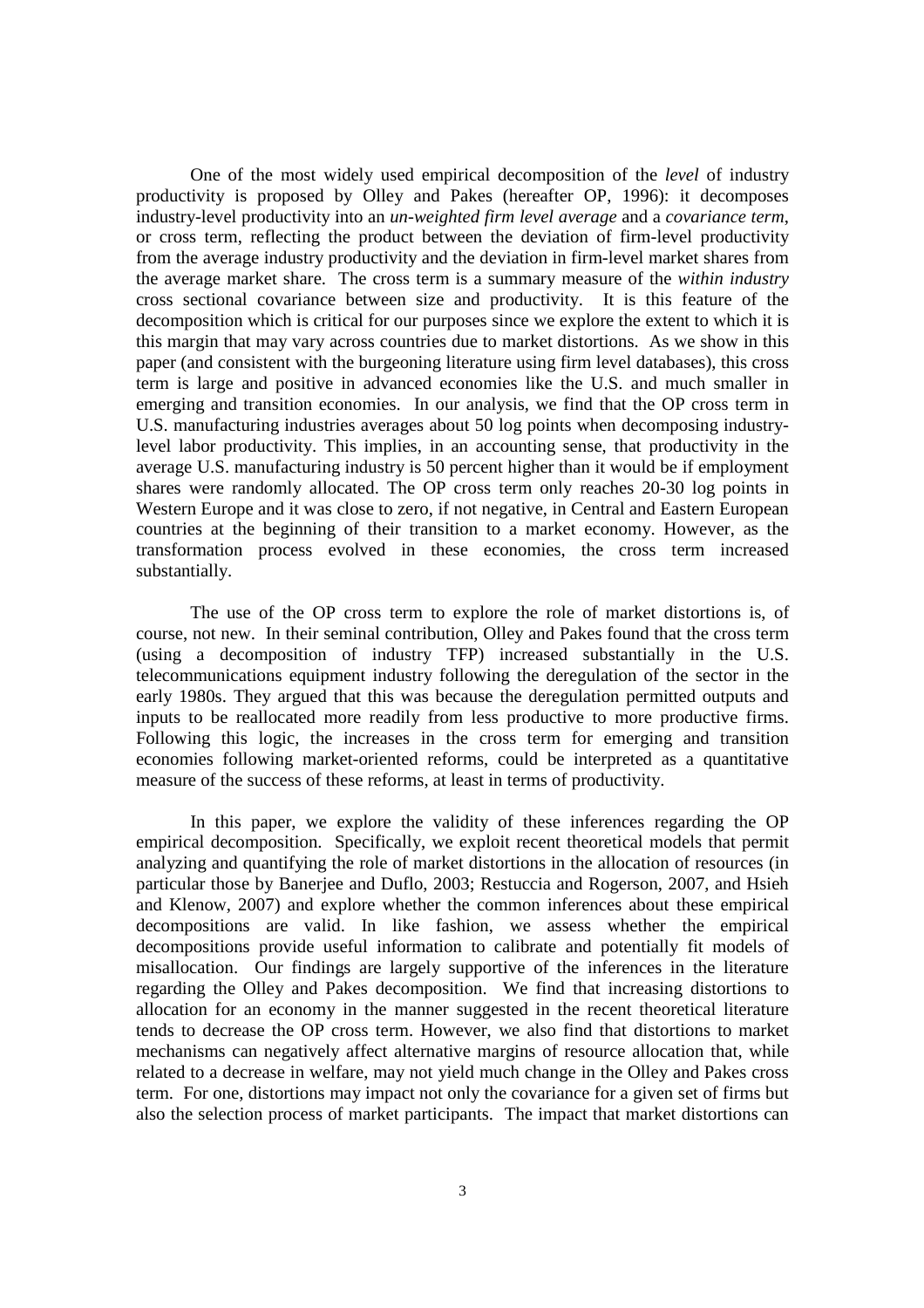One of the most widely used empirical decomposition of the *level* of industry productivity is proposed by Olley and Pakes (hereafter OP, 1996): it decomposes industry-level productivity into an *un-weighted firm level average* and a *covariance term*, or cross term, reflecting the product between the deviation of firm-level productivity from the average industry productivity and the deviation in firm-level market shares from the average market share. The cross term is a summary measure of the *within industry* cross sectional covariance between size and productivity. It is this feature of the decomposition which is critical for our purposes since we explore the extent to which it is this margin that may vary across countries due to market distortions. As we show in this paper (and consistent with the burgeoning literature using firm level databases), this cross term is large and positive in advanced economies like the U.S. and much smaller in emerging and transition economies. In our analysis, we find that the OP cross term in U.S. manufacturing industries averages about 50 log points when decomposing industry-level labor productivity. This implies, in an accounting sense, that productivity in the average U.S. manufacturing industry is 50 percent higher than it would be if employment shares were randomly allocated. The OP cross term only reaches 20-30 log points in Western Europe and it was close to zero, if not negative, in Central and Eastern European countries at the beginning of their transition to a market economy. However, as the transformation process evolved in these economies, the cross term increased substantially.

The use of the OP cross term to explore the role of market distortions is, of course, not new. In their seminal contribution, Olley and Pakes found that the cross term (using a decomposition of industry TFP) increased substantially in the U.S. telecommunications equipment industry following the deregulation of the sector in the early 1980s. They argued that this was because the deregulation permitted outputs and inputs to be reallocated more readily from less productive to more productive firms. Following this logic, the increases in the cross term for emerging and transition economies following market-oriented reforms, could be interpreted as a quantitative measure of the success of these reforms, at least in terms of productivity.

In this paper, we explore the validity of these inferences regarding the OP empirical decomposition. Specifically, we exploit recent theoretical models that permit analyzing and quantifying the role of market distortions in the allocation of resources (in particular those by Banerjee and Duflo, 2003; Restuccia and Rogerson, 2007, and Hsieh and Klenow, 2007) and explore whether the common inferences about these empirical decompositions are valid. In like fashion, we assess whether the empirical decompositions provide useful information to calibrate and potentially fit models of misallocation. Our findings are largely supportive of the inferences in the literature regarding the Olley and Pakes decomposition. We find that increasing distortions to allocation for an economy in the manner suggested in the recent theoretical literature tends to decrease the OP cross term. However, we also find that distortions to market mechanisms can negatively affect alternative margins of resource allocation that, while related to a decrease in welfare, may not yield much change in the Olley and Pakes cross term. For one, distortions may impact not only the covariance for a given set of firms but also the selection process of market participants. The impact that market distortions can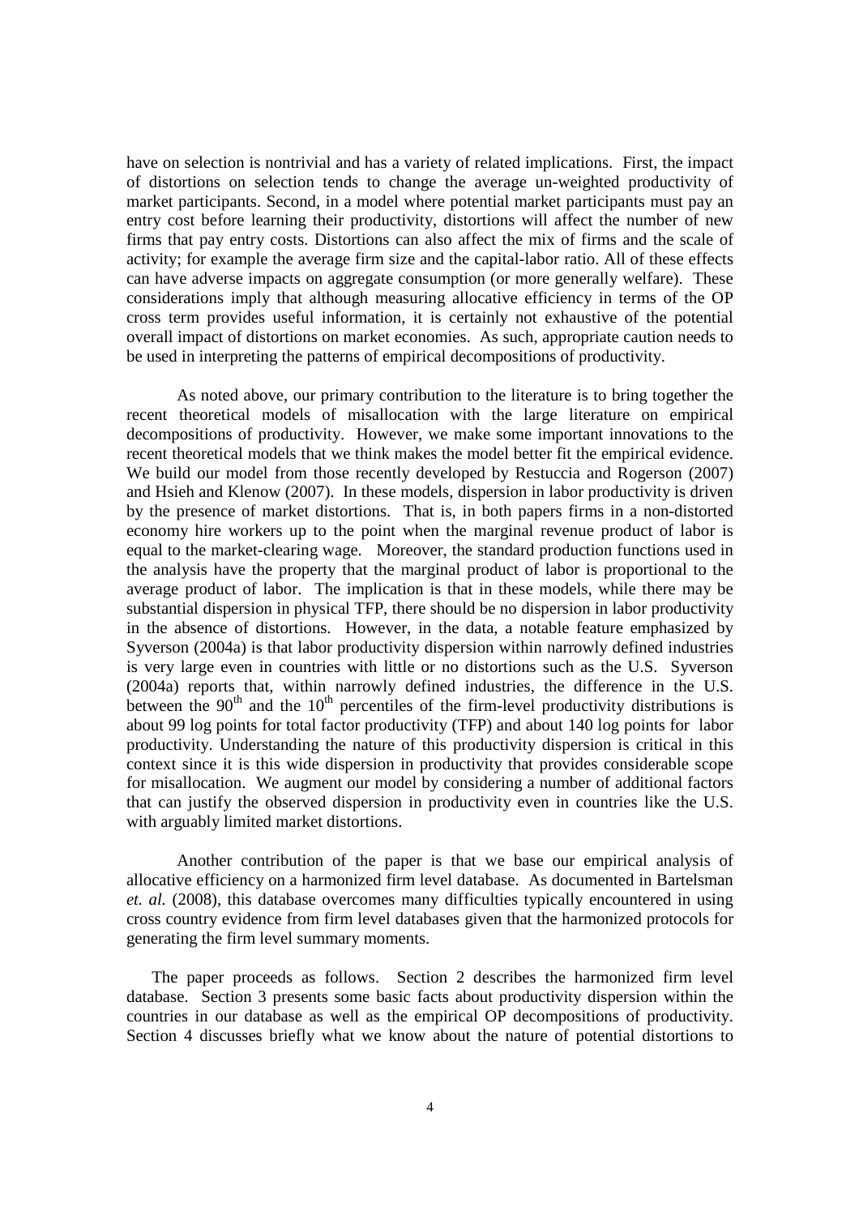have on selection is nontrivial and has a variety of related implications. First, the impact of distortions on selection tends to change the average un-weighted productivity of market participants. Second, in a model where potential market participants must pay an entry cost before learning their productivity, distortions will affect the number of new firms that pay entry costs. Distortions can also affect the mix of firms and the scale of activity; for example the average firm size and the capital-labor ratio. All of these effects can have adverse impacts on aggregate consumption (or more generally welfare). These considerations imply that although measuring allocative efficiency in terms of the OP cross term provides useful information, it is certainly not exhaustive of the potential overall impact of distortions on market economies. As such, appropriate caution needs to be used in interpreting the patterns of empirical decompositions of productivity.

As noted above, our primary contribution to the literature is to bring together the recent theoretical models of misallocation with the large literature on empirical decompositions of productivity. However, we make some important innovations to the recent theoretical models that we think makes the model better fit the empirical evidence. We build our model from those recently developed by Restuccia and Rogerson (2007) and Hsieh and Klenow (2007). In these models, dispersion in labor productivity is driven by the presence of market distortions. That is, in both papers firms in a non-distorted economy hire workers up to the point when the marginal revenue product of labor is equal to the market-clearing wage. Moreover, the standard production functions used in the analysis have the property that the marginal product of labor is proportional to the average product of labor. The implication is that in these models, while there may be substantial dispersion in physical TFP, there should be no dispersion in labor productivity in the absence of distortions. However, in the data, a notable feature emphasized by Syverson (2004a) is that labor productivity dispersion within narrowly defined industries is very large even in countries with little or no distortions such as the U.S. Syverson (2004a) reports that, within narrowly defined industries, the difference in the U.S. between the $90^{th}$ and the $10^{th}$ percentiles of the firm-level productivity distributions is about 99 log points for total factor productivity (TFP) and about 140 log points for labor productivity. Understanding the nature of this productivity dispersion is critical in this context since it is this wide dispersion in productivity that provides considerable scope for misallocation. We augment our model by considering a number of additional factors that can justify the observed dispersion in productivity even in countries like the U.S. with arguably limited market distortions.

Another contribution of the paper is that we base our empirical analysis of allocative efficiency on a harmonized firm level database. As documented in Bartelsman *et. al.* (2008), this database overcomes many difficulties typically encountered in using cross country evidence from firm level databases given that the harmonized protocols for generating the firm level summary moments.

The paper proceeds as follows. Section 2 describes the harmonized firm level database. Section 3 presents some basic facts about productivity dispersion within the countries in our database as well as the empirical OP decompositions of productivity. Section 4 discusses briefly what we know about the nature of potential distortions to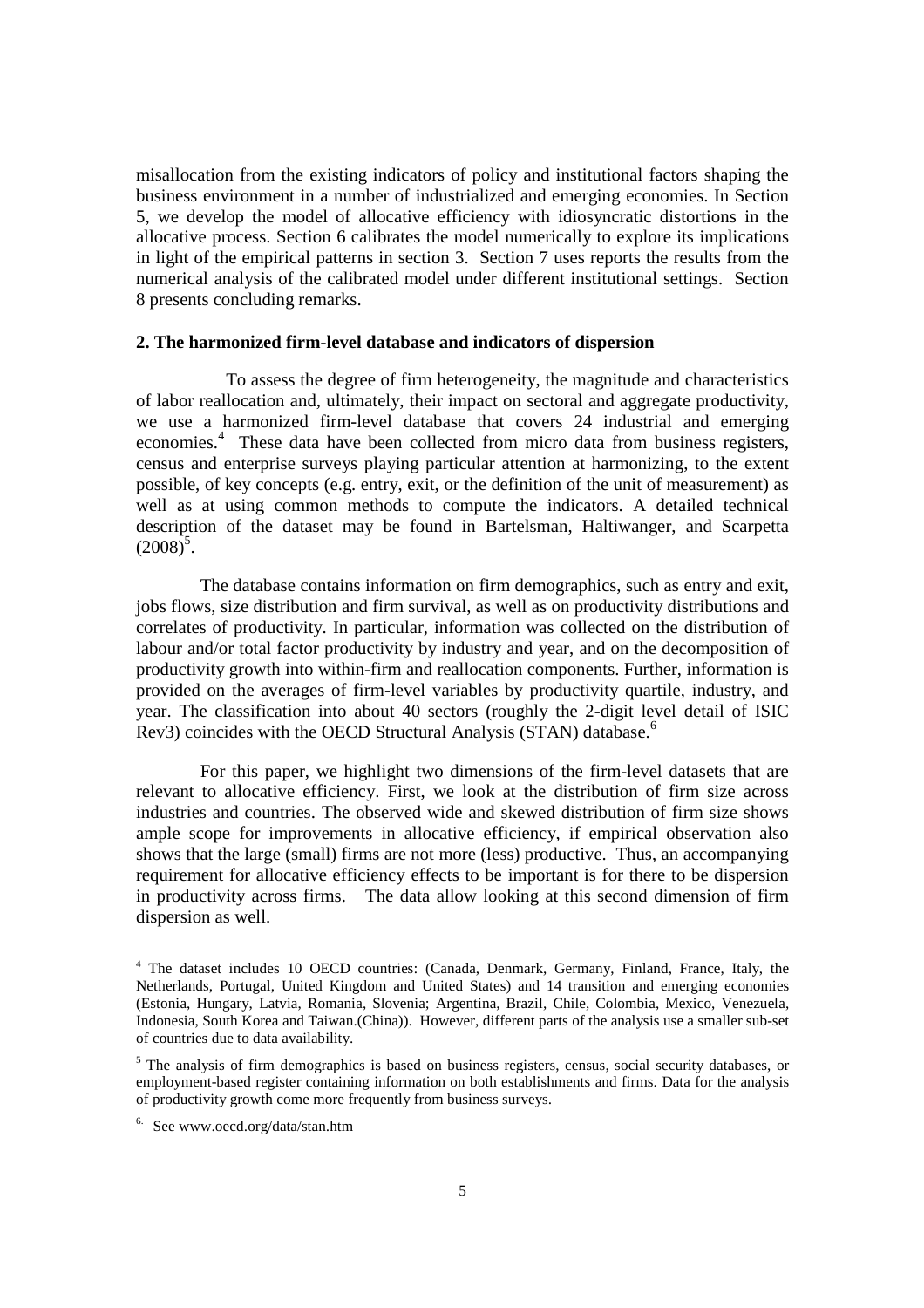misallocation from the existing indicators of policy and institutional factors shaping the business environment in a number of industrialized and emerging economies. In Section 5, we develop the model of allocative efficiency with idiosyncratic distortions in the allocative process. Section 6 calibrates the model numerically to explore its implications in light of the empirical patterns in section 3. Section 7 uses reports the results from the numerical analysis of the calibrated model under different institutional settings. Section 8 presents concluding remarks.

## 2. The harmonized firm-level database and indicators of dispersion

To assess the degree of firm heterogeneity, the magnitude and characteristics of labor reallocation and, ultimately, their impact on sectoral and aggregate productivity, we use a harmonized firm-level database that covers 24 industrial and emerging economies.[4] These data have been collected from micro data from business registers, census and enterprise surveys playing particular attention at harmonizing, to the extent possible, of key concepts (e.g. entry, exit, or the definition of the unit of measurement) as well as at using common methods to compute the indicators. A detailed technical description of the dataset may be found in Bartelsman, Haltiwanger, and Scarpetta (2008)[5].

The database contains information on firm demographics, such as entry and exit, jobs flows, size distribution and firm survival, as well as on productivity distributions and correlates of productivity. In particular, information was collected on the distribution of labour and/or total factor productivity by industry and year, and on the decomposition of productivity growth into within-firm and reallocation components. Further, information is provided on the averages of firm-level variables by productivity quartile, industry, and year. The classification into about 40 sectors (roughly the 2-digit level detail of ISIC Rev3) coincides with the OECD Structural Analysis (STAN) database.[6]

For this paper, we highlight two dimensions of the firm-level datasets that are relevant to allocative efficiency. First, we look at the distribution of firm size across industries and countries. The observed wide and skewed distribution of firm size shows ample scope for improvements in allocative efficiency, if empirical observation also shows that the large (small) firms are not more (less) productive. Thus, an accompanying requirement for allocative efficiency effects to be important is for there to be dispersion in productivity across firms. The data allow looking at this second dimension of firm dispersion as well.

[4] The dataset includes 10 OECD countries: (Canada, Denmark, Germany, Finland, France, Italy, the Netherlands, Portugal, United Kingdom and United States) and 14 transition and emerging economies (Estonia, Hungary, Latvia, Romania, Slovenia; Argentina, Brazil, Chile, Colombia, Mexico, Venezuela, Indonesia, South Korea and Taiwan.(China)). However, different parts of the analysis use a smaller sub-set of countries due to data availability.

[5] The analysis of firm demographics is based on business registers, census, social security databases, or employment-based register containing information on both establishments and firms. Data for the analysis of productivity growth come more frequently from business surveys.

[6] See www.oecd.org/data/stan.htm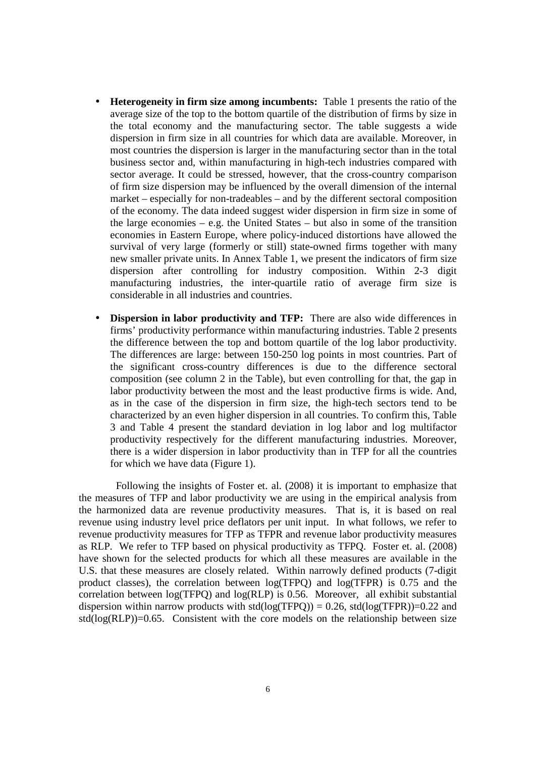- **Heterogeneity in firm size among incumbents:** Table 1 presents the ratio of the average size of the top to the bottom quartile of the distribution of firms by size in the total economy and the manufacturing sector. The table suggests a wide dispersion in firm size in all countries for which data are available. Moreover, in most countries the dispersion is larger in the manufacturing sector than in the total business sector and, within manufacturing in high-tech industries compared with sector average. It could be stressed, however, that the cross-country comparison of firm size dispersion may be influenced by the overall dimension of the internal market – especially for non-tradeables – and by the different sectoral composition of the economy. The data indeed suggest wider dispersion in firm size in some of the large economies – e.g. the United States – but also in some of the transition economies in Eastern Europe, where policy-induced distortions have allowed the survival of very large (formerly or still) state-owned firms together with many new smaller private units. In Annex Table 1, we present the indicators of firm size dispersion after controlling for industry composition. Within 2-3 digit manufacturing industries, the inter-quartile ratio of average firm size is considerable in all industries and countries.

- **Dispersion in labor productivity and TFP:** There are also wide differences in firms' productivity performance within manufacturing industries. Table 2 presents the difference between the top and bottom quartile of the log labor productivity. The differences are large: between 150-250 log points in most countries. Part of the significant cross-country differences is due to the difference sectoral composition (see column 2 in the Table), but even controlling for that, the gap in labor productivity between the most and the least productive firms is wide. And, as in the case of the dispersion in firm size, the high-tech sectors tend to be characterized by an even higher dispersion in all countries. To confirm this, Table 3 and Table 4 present the standard deviation in log labor and log multifactor productivity respectively for the different manufacturing industries. Moreover, there is a wider dispersion in labor productivity than in TFP for all the countries for which we have data (Figure 1).

Following the insights of Foster et. al. (2008) it is important to emphasize that the measures of TFP and labor productivity we are using in the empirical analysis from the harmonized data are revenue productivity measures. That is, it is based on real revenue using industry level price deflators per unit input. In what follows, we refer to revenue productivity measures for TFP as TFPR and revenue labor productivity measures as RLP. We refer to TFP based on physical productivity as TFPQ. Foster et. al. (2008) have shown for the selected products for which all these measures are available in the U.S. that these measures are closely related. Within narrowly defined products (7-digit product classes), the correlation between log(TFPQ) and log(TFPR) is 0.75 and the correlation between log(TFPQ) and log(RLP) is 0.56. Moreover, all exhibit substantial dispersion within narrow products with std(log(TFPQ)) = 0.26, std(log(TFPR))=0.22 and std(log(RLP))=0.65. Consistent with the core models on the relationship between size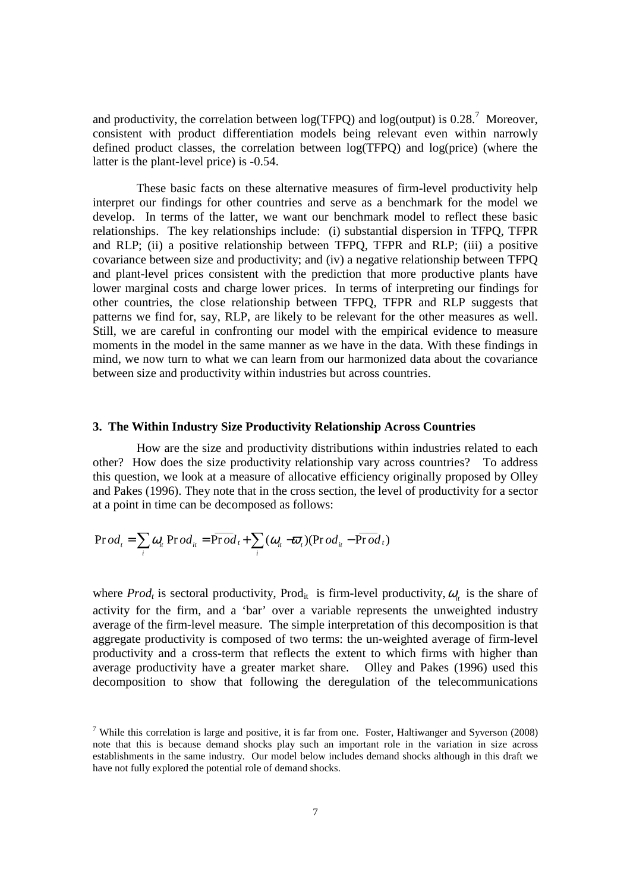and productivity, the correlation between log(TFPQ) and log(output) is 0.28.[7] Moreover, consistent with product differentiation models being relevant even within narrowly defined product classes, the correlation between log(TFPQ) and log(price) (where the latter is the plant-level price) is -0.54.

These basic facts on these alternative measures of firm-level productivity help interpret our findings for other countries and serve as a benchmark for the model we develop. In terms of the latter, we want our benchmark model to reflect these basic relationships. The key relationships include: (i) substantial dispersion in TFPQ, TFPR and RLP; (ii) a positive relationship between TFPQ, TFPR and RLP; (iii) a positive covariance between size and productivity; and (iv) a negative relationship between TFPQ and plant-level prices consistent with the prediction that more productive plants have lower marginal costs and charge lower prices. In terms of interpreting our findings for other countries, the close relationship between TFPQ, TFPR and RLP suggests that patterns we find for, say, RLP, are likely to be relevant for the other measures as well. Still, we are careful in confronting our model with the empirical evidence to measure moments in the model in the same manner as we have in the data. With these findings in mind, we now turn to what we can learn from our harmonized data about the covariance between size and productivity within industries but across countries.

## 3. The Within Industry Size Productivity Relationship Across Countries

How are the size and productivity distributions within industries related to each other? How does the size productivity relationship vary across countries? To address this question, we look at a measure of allocative efficiency originally proposed by Olley and Pakes (1996). They note that in the cross section, the level of productivity for a sector at a point in time can be decomposed as follows:

$$\Pr od_t = \sum_i \omega_{it} \Pr od_{it} = \overline{\Pr od}_t + \sum_i (\omega_{it} - \overline{\omega}_t)(\Pr od_{it} - \overline{\Pr od}_t)$$

where $Prod_t$ is sectoral productivity, $\text{Prod}_{it}$ is firm-level productivity, $\omega_{it}$ is the share of activity for the firm, and a 'bar' over a variable represents the unweighted industry average of the firm-level measure. The simple interpretation of this decomposition is that aggregate productivity is composed of two terms: the un-weighted average of firm-level productivity and a cross-term that reflects the extent to which firms with higher than average productivity have a greater market share. Olley and Pakes (1996) used this decomposition to show that following the deregulation of the telecommunications

[7] While this correlation is large and positive, it is far from one. Foster, Haltiwanger and Syverson (2008) note that this is because demand shocks play such an important role in the variation in size across establishments in the same industry. Our model below includes demand shocks although in this draft we have not fully explored the potential role of demand shocks.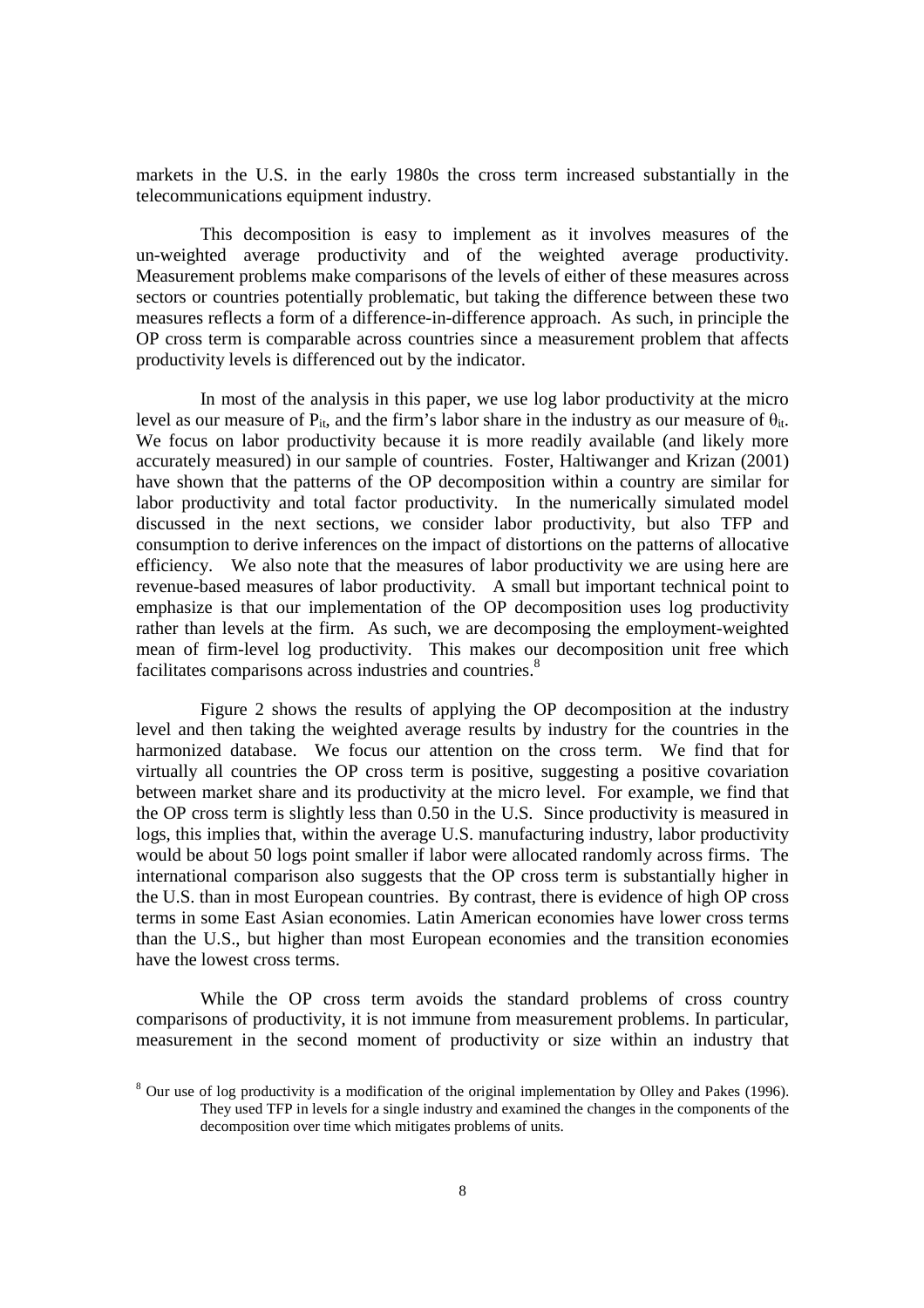markets in the U.S. in the early 1980s the cross term increased substantially in the telecommunications equipment industry.

This decomposition is easy to implement as it involves measures of the un-weighted average productivity and of the weighted average productivity. Measurement problems make comparisons of the levels of either of these measures across sectors or countries potentially problematic, but taking the difference between these two measures reflects a form of a difference-in-difference approach. As such, in principle the OP cross term is comparable across countries since a measurement problem that affects productivity levels is differenced out by the indicator.

In most of the analysis in this paper, we use log labor productivity at the micro level as our measure of $P_{it}$, and the firm's labor share in the industry as our measure of $\theta_{it}$. We focus on labor productivity because it is more readily available (and likely more accurately measured) in our sample of countries. Foster, Haltiwanger and Krizan (2001) have shown that the patterns of the OP decomposition within a country are similar for labor productivity and total factor productivity. In the numerically simulated model discussed in the next sections, we consider labor productivity, but also TFP and consumption to derive inferences on the impact of distortions on the patterns of allocative efficiency. We also note that the measures of labor productivity we are using here are revenue-based measures of labor productivity. A small but important technical point to emphasize is that our implementation of the OP decomposition uses log productivity rather than levels at the firm. As such, we are decomposing the employment-weighted mean of firm-level log productivity. This makes our decomposition unit free which facilitates comparisons across industries and countries.[8]

Figure 2 shows the results of applying the OP decomposition at the industry level and then taking the weighted average results by industry for the countries in the harmonized database. We focus our attention on the cross term. We find that for virtually all countries the OP cross term is positive, suggesting a positive covariation between market share and its productivity at the micro level. For example, we find that the OP cross term is slightly less than 0.50 in the U.S. Since productivity is measured in logs, this implies that, within the average U.S. manufacturing industry, labor productivity would be about 50 logs point smaller if labor were allocated randomly across firms. The international comparison also suggests that the OP cross term is substantially higher in the U.S. than in most European countries. By contrast, there is evidence of high OP cross terms in some East Asian economies. Latin American economies have lower cross terms than the U.S., but higher than most European economies and the transition economies have the lowest cross terms.

While the OP cross term avoids the standard problems of cross country comparisons of productivity, it is not immune from measurement problems. In particular, measurement in the second moment of productivity or size within an industry that

[8] Our use of log productivity is a modification of the original implementation by Olley and Pakes (1996). They used TFP in levels for a single industry and examined the changes in the components of the decomposition over time which mitigates problems of units.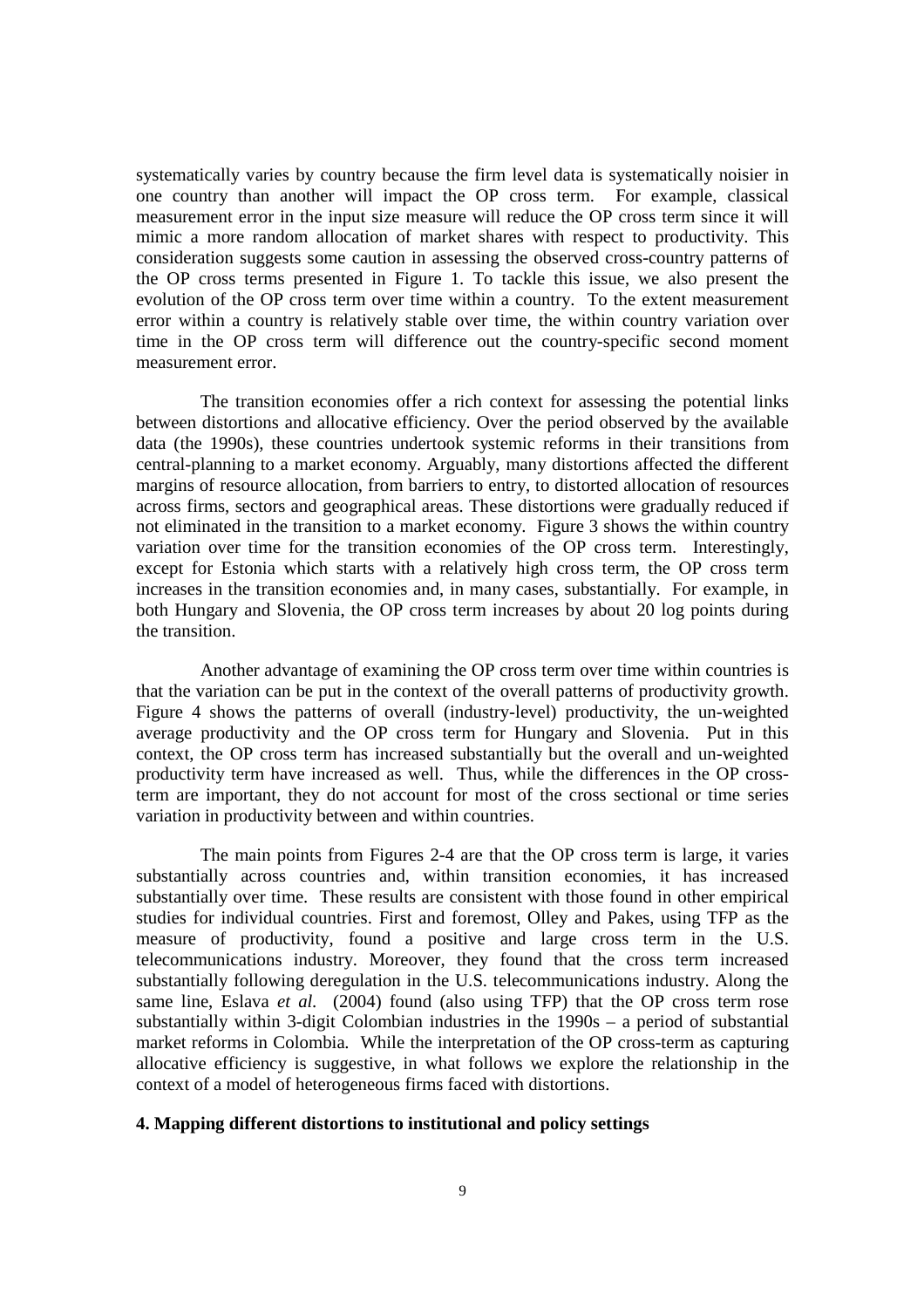systematically varies by country because the firm level data is systematically noisier in one country than another will impact the OP cross term. For example, classical measurement error in the input size measure will reduce the OP cross term since it will mimic a more random allocation of market shares with respect to productivity. This consideration suggests some caution in assessing the observed cross-country patterns of the OP cross terms presented in Figure 1. To tackle this issue, we also present the evolution of the OP cross term over time within a country. To the extent measurement error within a country is relatively stable over time, the within country variation over time in the OP cross term will difference out the country-specific second moment measurement error.

The transition economies offer a rich context for assessing the potential links between distortions and allocative efficiency. Over the period observed by the available data (the 1990s), these countries undertook systemic reforms in their transitions from central-planning to a market economy. Arguably, many distortions affected the different margins of resource allocation, from barriers to entry, to distorted allocation of resources across firms, sectors and geographical areas. These distortions were gradually reduced if not eliminated in the transition to a market economy. Figure 3 shows the within country variation over time for the transition economies of the OP cross term. Interestingly, except for Estonia which starts with a relatively high cross term, the OP cross term increases in the transition economies and, in many cases, substantially. For example, in both Hungary and Slovenia, the OP cross term increases by about 20 log points during the transition.

Another advantage of examining the OP cross term over time within countries is that the variation can be put in the context of the overall patterns of productivity growth. Figure 4 shows the patterns of overall (industry-level) productivity, the un-weighted average productivity and the OP cross term for Hungary and Slovenia. Put in this context, the OP cross term has increased substantially but the overall and un-weighted productivity term have increased as well. Thus, while the differences in the OP cross-term are important, they do not account for most of the cross sectional or time series variation in productivity between and within countries.

The main points from Figures 2-4 are that the OP cross term is large, it varies substantially across countries and, within transition economies, it has increased substantially over time. These results are consistent with those found in other empirical studies for individual countries. First and foremost, Olley and Pakes, using TFP as the measure of productivity, found a positive and large cross term in the U.S. telecommunications industry. Moreover, they found that the cross term increased substantially following deregulation in the U.S. telecommunications industry. Along the same line, Eslava *et al.* (2004) found (also using TFP) that the OP cross term rose substantially within 3-digit Colombian industries in the 1990s – a period of substantial market reforms in Colombia. While the interpretation of the OP cross-term as capturing allocative efficiency is suggestive, in what follows we explore the relationship in the context of a model of heterogeneous firms faced with distortions.

## 4. Mapping different distortions to institutional and policy settings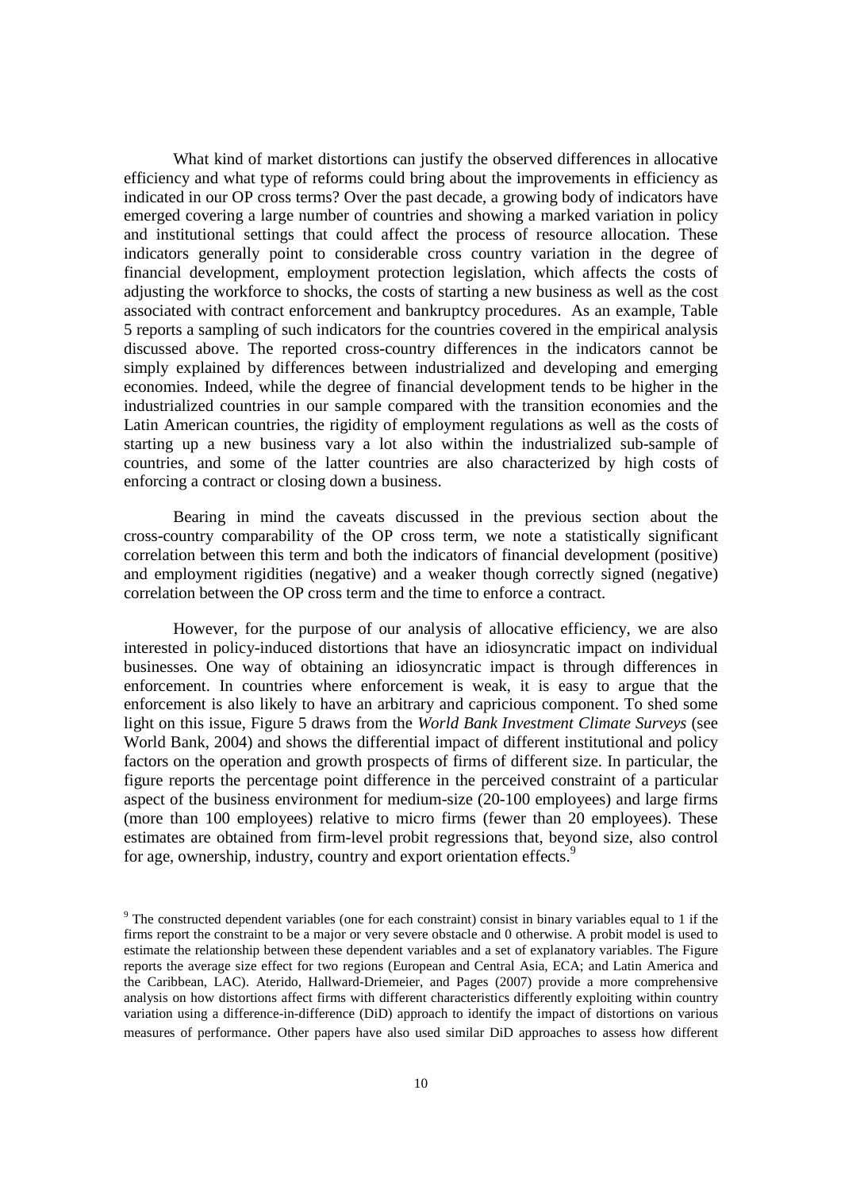What kind of market distortions can justify the observed differences in allocative efficiency and what type of reforms could bring about the improvements in efficiency as indicated in our OP cross terms? Over the past decade, a growing body of indicators have emerged covering a large number of countries and showing a marked variation in policy and institutional settings that could affect the process of resource allocation. These indicators generally point to considerable cross country variation in the degree of financial development, employment protection legislation, which affects the costs of adjusting the workforce to shocks, the costs of starting a new business as well as the cost associated with contract enforcement and bankruptcy procedures. As an example, Table 5 reports a sampling of such indicators for the countries covered in the empirical analysis discussed above. The reported cross-country differences in the indicators cannot be simply explained by differences between industrialized and developing and emerging economies. Indeed, while the degree of financial development tends to be higher in the industrialized countries in our sample compared with the transition economies and the Latin American countries, the rigidity of employment regulations as well as the costs of starting up a new business vary a lot also within the industrialized sub-sample of countries, and some of the latter countries are also characterized by high costs of enforcing a contract or closing down a business.

Bearing in mind the caveats discussed in the previous section about the cross-country comparability of the OP cross term, we note a statistically significant correlation between this term and both the indicators of financial development (positive) and employment rigidities (negative) and a weaker though correctly signed (negative) correlation between the OP cross term and the time to enforce a contract.

However, for the purpose of our analysis of allocative efficiency, we are also interested in policy-induced distortions that have an idiosyncratic impact on individual businesses. One way of obtaining an idiosyncratic impact is through differences in enforcement. In countries where enforcement is weak, it is easy to argue that the enforcement is also likely to have an arbitrary and capricious component. To shed some light on this issue, Figure 5 draws from the *World Bank Investment Climate Surveys* (see World Bank, 2004) and shows the differential impact of different institutional and policy factors on the operation and growth prospects of firms of different size. In particular, the figure reports the percentage point difference in the perceived constraint of a particular aspect of the business environment for medium-size (20-100 employees) and large firms (more than 100 employees) relative to micro firms (fewer than 20 employees). These estimates are obtained from firm-level probit regressions that, beyond size, also control for age, ownership, industry, country and export orientation effects.[9]

[9] The constructed dependent variables (one for each constraint) consist in binary variables equal to 1 if the firms report the constraint to be a major or very severe obstacle and 0 otherwise. A probit model is used to estimate the relationship between these dependent variables and a set of explanatory variables. The Figure reports the average size effect for two regions (European and Central Asia, ECA; and Latin America and the Caribbean, LAC). Aterido, Hallward-Driemeier, and Pages (2007) provide a more comprehensive analysis on how distortions affect firms with different characteristics differently exploiting within country variation using a difference-in-difference (DiD) approach to identify the impact of distortions on various measures of performance. Other papers have also used similar DiD approaches to assess how different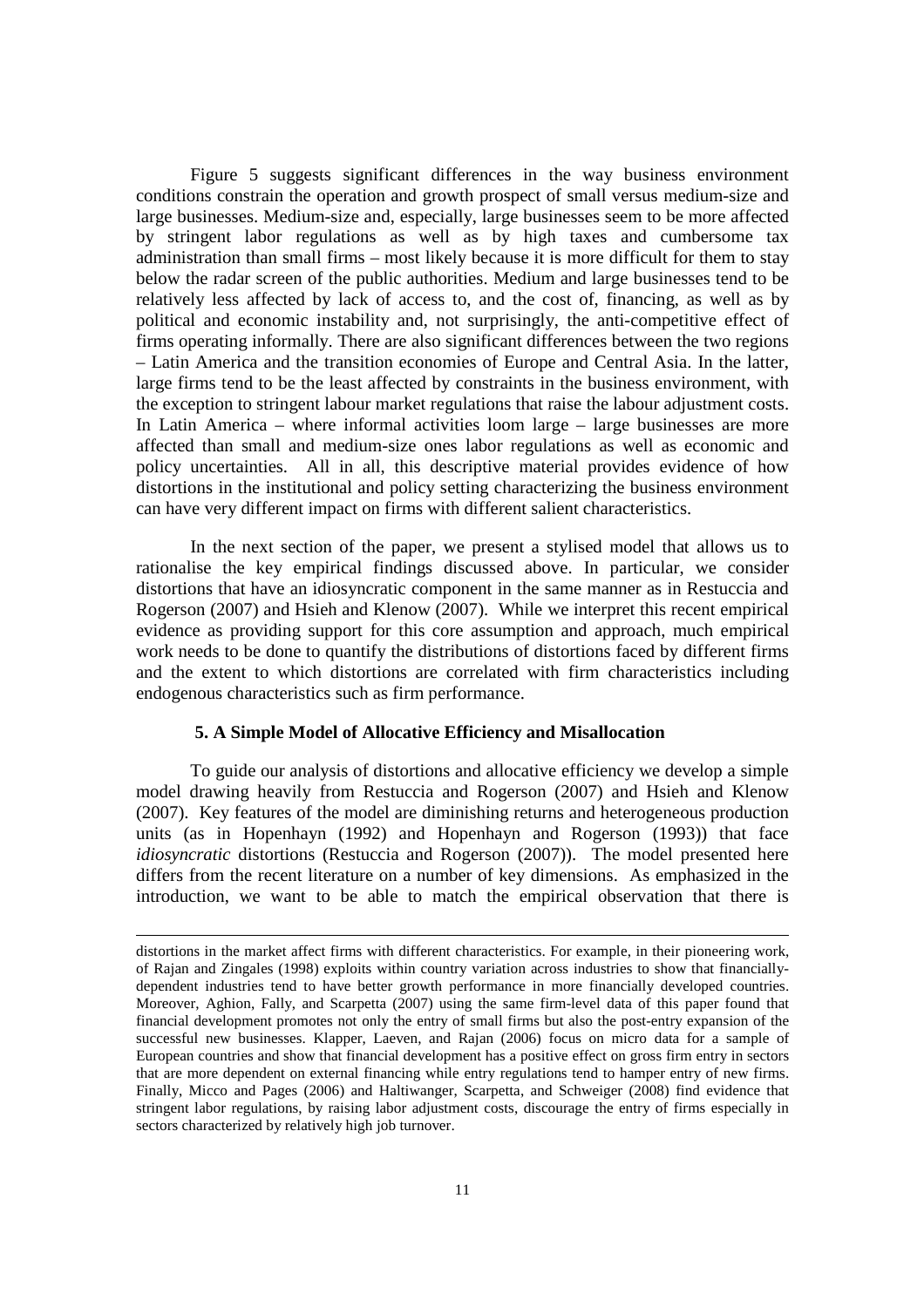Figure 5 suggests significant differences in the way business environment conditions constrain the operation and growth prospect of small versus medium-size and large businesses. Medium-size and, especially, large businesses seem to be more affected by stringent labor regulations as well as by high taxes and cumbersome tax administration than small firms – most likely because it is more difficult for them to stay below the radar screen of the public authorities. Medium and large businesses tend to be relatively less affected by lack of access to, and the cost of, financing, as well as by political and economic instability and, not surprisingly, the anti-competitive effect of firms operating informally. There are also significant differences between the two regions – Latin America and the transition economies of Europe and Central Asia. In the latter, large firms tend to be the least affected by constraints in the business environment, with the exception to stringent labour market regulations that raise the labour adjustment costs. In Latin America – where informal activities loom large – large businesses are more affected than small and medium-size ones labor regulations as well as economic and policy uncertainties. All in all, this descriptive material provides evidence of how distortions in the institutional and policy setting characterizing the business environment can have very different impact on firms with different salient characteristics.

In the next section of the paper, we present a stylised model that allows us to rationalise the key empirical findings discussed above. In particular, we consider distortions that have an idiosyncratic component in the same manner as in Restuccia and Rogerson (2007) and Hsieh and Klenow (2007). While we interpret this recent empirical evidence as providing support for this core assumption and approach, much empirical work needs to be done to quantify the distributions of distortions faced by different firms and the extent to which distortions are correlated with firm characteristics including endogenous characteristics such as firm performance.

## 5. A Simple Model of Allocative Efficiency and Misallocation

To guide our analysis of distortions and allocative efficiency we develop a simple model drawing heavily from Restuccia and Rogerson (2007) and Hsieh and Klenow (2007). Key features of the model are diminishing returns and heterogeneous production units (as in Hopenhayn (1992) and Hopenhayn and Rogerson (1993)) that face *idiosyncratic* distortions (Restuccia and Rogerson (2007)). The model presented here differs from the recent literature on a number of key dimensions. As emphasized in the introduction, we want to be able to match the empirical observation that there is

---

distortions in the market affect firms with different characteristics. For example, in their pioneering work, of Rajan and Zingales (1998) exploits within country variation across industries to show that financially-dependent industries tend to have better growth performance in more financially developed countries. Moreover, Aghion, Fally, and Scarpetta (2007) using the same firm-level data of this paper found that financial development promotes not only the entry of small firms but also the post-entry expansion of the successful new businesses. Klapper, Laeven, and Rajan (2006) focus on micro data for a sample of European countries and show that financial development has a positive effect on gross firm entry in sectors that are more dependent on external financing while entry regulations tend to hamper entry of new firms. Finally, Micco and Pages (2006) and Haltiwanger, Scarpetta, and Schweiger (2008) find evidence that stringent labor regulations, by raising labor adjustment costs, discourage the entry of firms especially in sectors characterized by relatively high job turnover.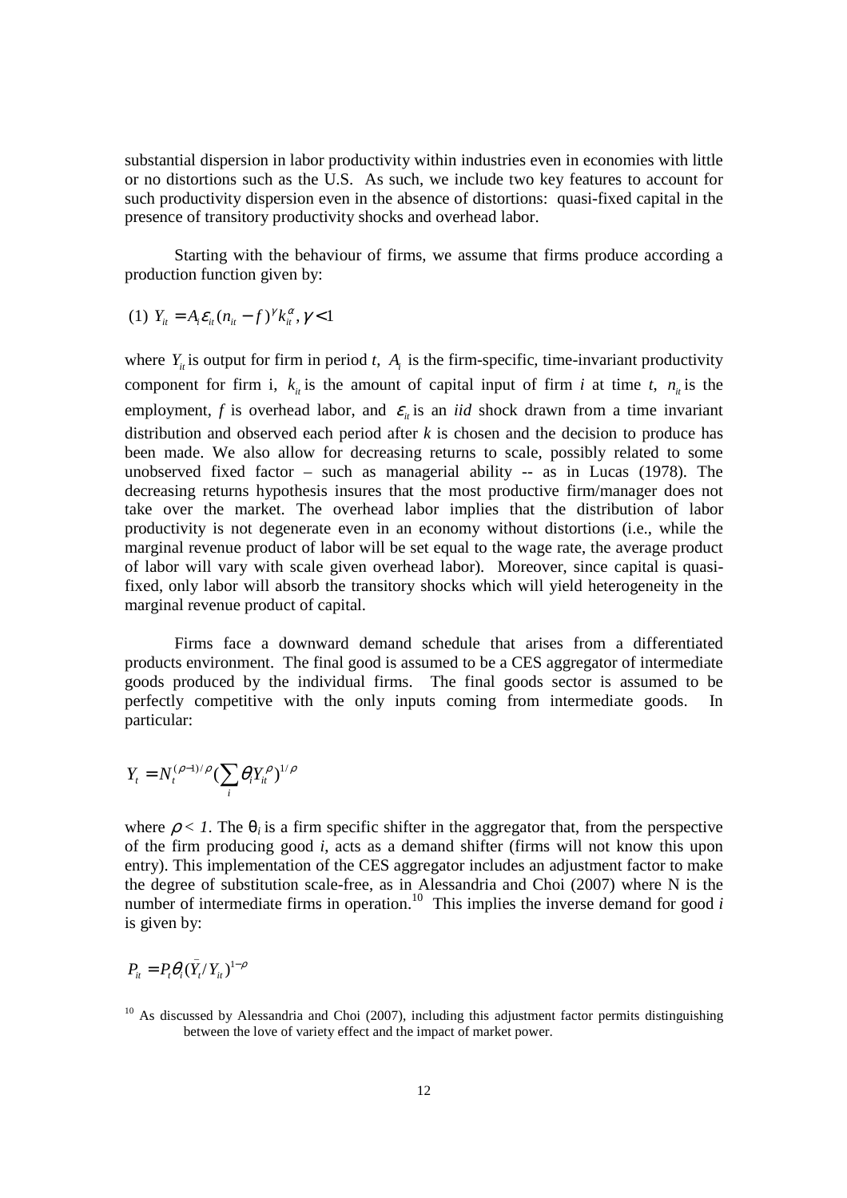substantial dispersion in labor productivity within industries even in economies with little or no distortions such as the U.S. As such, we include two key features to account for such productivity dispersion even in the absence of distortions: quasi-fixed capital in the presence of transitory productivity shocks and overhead labor.

Starting with the behaviour of firms, we assume that firms produce according a production function given by:

$$(1)\ Y_{it} = A_i \varepsilon_{it} (n_{it} - f)^{\gamma} k_{it}^{\alpha}, \gamma < 1$$

where $Y_{it}$ is output for firm in period *t*, $A_i$ is the firm-specific, time-invariant productivity component for firm i, $k_{it}$ is the amount of capital input of firm *i* at time *t*, $n_{it}$ is the employment, *f* is overhead labor, and $\varepsilon_{it}$ is an *iid* shock drawn from a time invariant distribution and observed each period after *k* is chosen and the decision to produce has been made. We also allow for decreasing returns to scale, possibly related to some unobserved fixed factor – such as managerial ability -- as in Lucas (1978). The decreasing returns hypothesis insures that the most productive firm/manager does not take over the market. The overhead labor implies that the distribution of labor productivity is not degenerate even in an economy without distortions (i.e., while the marginal revenue product of labor will be set equal to the wage rate, the average product of labor will vary with scale given overhead labor). Moreover, since capital is quasi-fixed, only labor will absorb the transitory shocks which will yield heterogeneity in the marginal revenue product of capital.

Firms face a downward demand schedule that arises from a differentiated products environment. The final good is assumed to be a CES aggregator of intermediate goods produced by the individual firms. The final goods sector is assumed to be perfectly competitive with the only inputs coming from intermediate goods. In particular:

$$Y_t = N_t^{(\rho-1)/\rho} \left(\sum_i \theta_i Y_{it}^{\rho}\right)^{1/\rho}$$

where $\rho < 1$. The $\theta_i$ is a firm specific shifter in the aggregator that, from the perspective of the firm producing good *i*, acts as a demand shifter (firms will not know this upon entry). This implementation of the CES aggregator includes an adjustment factor to make the degree of substitution scale-free, as in Alessandria and Choi (2007) where N is the number of intermediate firms in operation.[10] This implies the inverse demand for good *i* is given by:

$$P_{it} = P_t \theta_i (\bar{Y}_t / Y_{it})^{1-\rho}$$

[10] As discussed by Alessandria and Choi (2007), including this adjustment factor permits distinguishing between the love of variety effect and the impact of market power.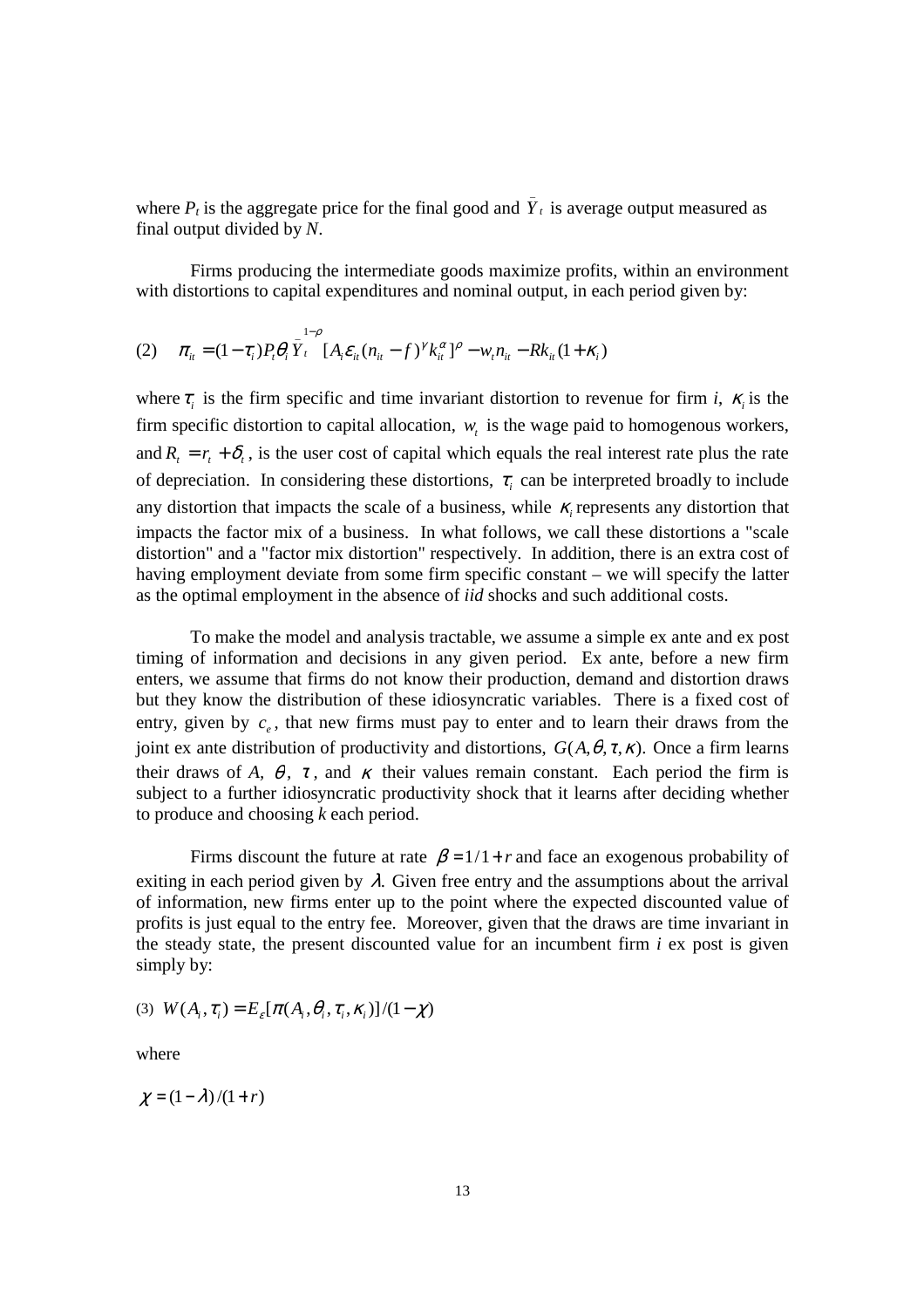where $P_t$ is the aggregate price for the final good and $\bar{Y}_t$ is average output measured as final output divided by *N*.

Firms producing the intermediate goods maximize profits, within an environment with distortions to capital expenditures and nominal output, in each period given by:

$$(2) \quad \pi_{it} = (1-\tau_i) P_t \theta_i \bar{Y}_t^{1-\rho} [A_i \varepsilon_{it} (n_{it} - f)^{\gamma} k_{it}^{\alpha}]^{\rho} - w_t n_{it} - R k_{it} (1+\kappa_i)$$

where $\tau_i$ is the firm specific and time invariant distortion to revenue for firm *i*, $\kappa_i$ is the firm specific distortion to capital allocation, $w_t$ is the wage paid to homogenous workers, and $R_t = r_t + \delta_t$, is the user cost of capital which equals the real interest rate plus the rate of depreciation. In considering these distortions, $\tau_i$ can be interpreted broadly to include any distortion that impacts the scale of a business, while $\kappa_i$ represents any distortion that impacts the factor mix of a business. In what follows, we call these distortions a "scale distortion" and a "factor mix distortion" respectively. In addition, there is an extra cost of having employment deviate from some firm specific constant – we will specify the latter as the optimal employment in the absence of *iid* shocks and such additional costs.

To make the model and analysis tractable, we assume a simple ex ante and ex post timing of information and decisions in any given period. Ex ante, before a new firm enters, we assume that firms do not know their production, demand and distortion draws but they know the distribution of these idiosyncratic variables. There is a fixed cost of entry, given by $c_e$, that new firms must pay to enter and to learn their draws from the joint ex ante distribution of productivity and distortions, $G(A, \theta, \tau, \kappa)$. Once a firm learns their draws of *A*, $\theta$, $\tau$, and $\kappa$ their values remain constant. Each period the firm is subject to a further idiosyncratic productivity shock that it learns after deciding whether to produce and choosing *k* each period.

Firms discount the future at rate $\beta = 1/1+r$ and face an exogenous probability of exiting in each period given by $\lambda$. Given free entry and the assumptions about the arrival of information, new firms enter up to the point where the expected discounted value of profits is just equal to the entry fee. Moreover, given that the draws are time invariant in the steady state, the present discounted value for an incumbent firm *i* ex post is given simply by:

$$(3) \quad W(A_i, \tau_i) = E_{\varepsilon}[\pi(A_i, \theta_i, \tau_i, \kappa_i)]/(1-\chi)$$

where

$$\chi = (1-\lambda)/(1+r)$$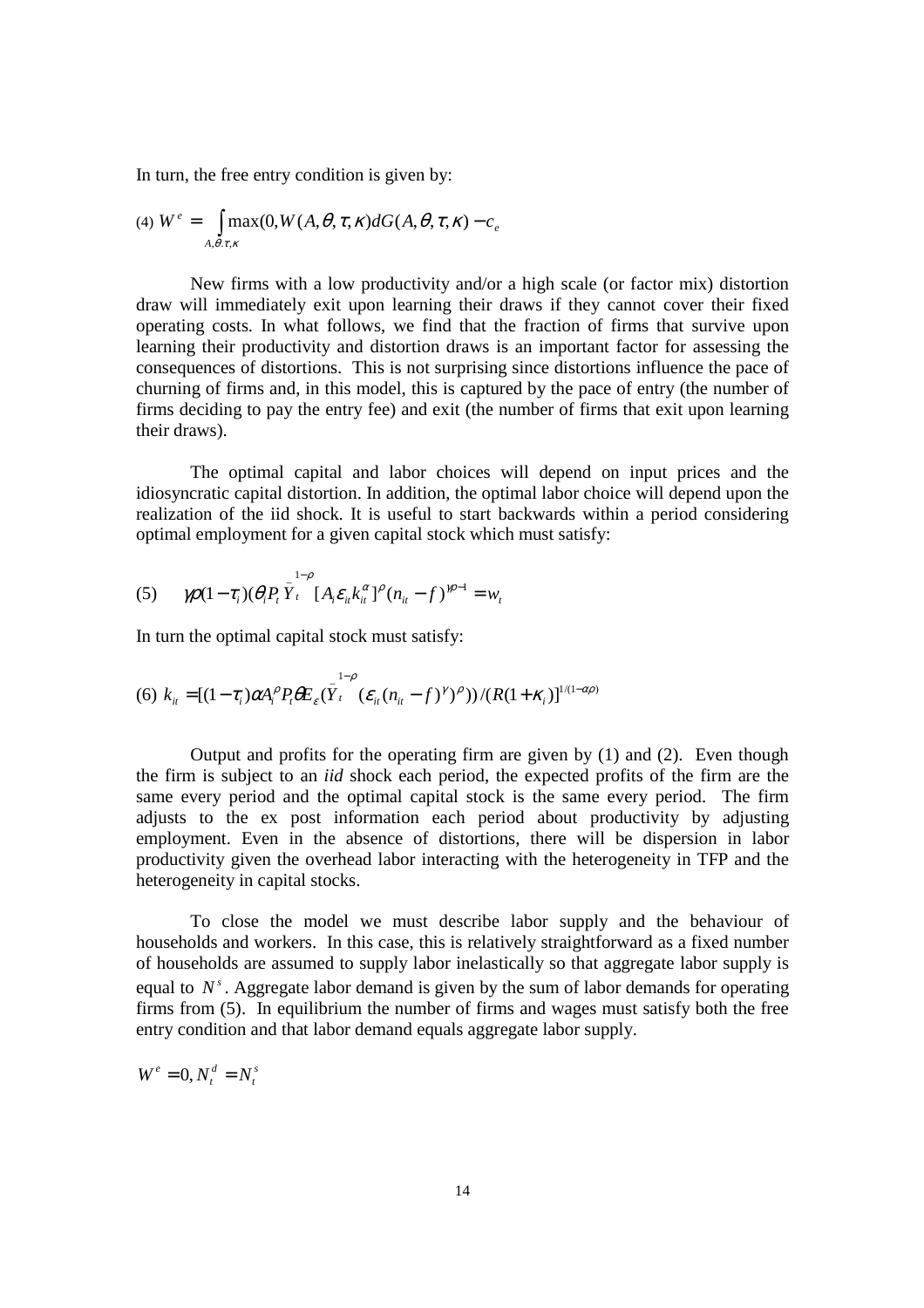In turn, the free entry condition is given by:

$$\text{(4) } W^e = \int_{A,\theta,\tau,\kappa} \max(0, W(A,\theta,\tau,\kappa) dG(A,\theta,\tau,\kappa) - c_e$$

New firms with a low productivity and/or a high scale (or factor mix) distortion draw will immediately exit upon learning their draws if they cannot cover their fixed operating costs. In what follows, we find that the fraction of firms that survive upon learning their productivity and distortion draws is an important factor for assessing the consequences of distortions. This is not surprising since distortions influence the pace of churning of firms and, in this model, this is captured by the pace of entry (the number of firms deciding to pay the entry fee) and exit (the number of firms that exit upon learning their draws).

The optimal capital and labor choices will depend on input prices and the idiosyncratic capital distortion. In addition, the optimal labor choice will depend upon the realization of the iid shock. It is useful to start backwards within a period considering optimal employment for a given capital stock which must satisfy:

$$\text{(5)} \quad \gamma\rho(1-\tau_i)(\theta_i P_t \bar{Y}_t^{1-\rho}[A_i \varepsilon_{it} k_{it}^{\alpha}]^{\rho}(n_{it} - f)^{\gamma\rho-1} = w_t$$

In turn the optimal capital stock must satisfy:

$$\text{(6) } k_{it} = [(1-\tau_i)\alpha A_i^{\rho} P_t \theta E_{\varepsilon}(\bar{Y}_t^{1-\rho}(\varepsilon_{it}(n_{it} - f)^{\gamma})^{\rho}))/(R(1+\kappa_i)]^{1/(1-\alpha\rho)}$$

Output and profits for the operating firm are given by (1) and (2). Even though the firm is subject to an *iid* shock each period, the expected profits of the firm are the same every period and the optimal capital stock is the same every period. The firm adjusts to the ex post information each period about productivity by adjusting employment. Even in the absence of distortions, there will be dispersion in labor productivity given the overhead labor interacting with the heterogeneity in TFP and the heterogeneity in capital stocks.

To close the model we must describe labor supply and the behaviour of households and workers. In this case, this is relatively straightforward as a fixed number of households are assumed to supply labor inelastically so that aggregate labor supply is equal to $N^s$. Aggregate labor demand is given by the sum of labor demands for operating firms from (5). In equilibrium the number of firms and wages must satisfy both the free entry condition and that labor demand equals aggregate labor supply.

$$W^e = 0, N_t^d = N_t^s$$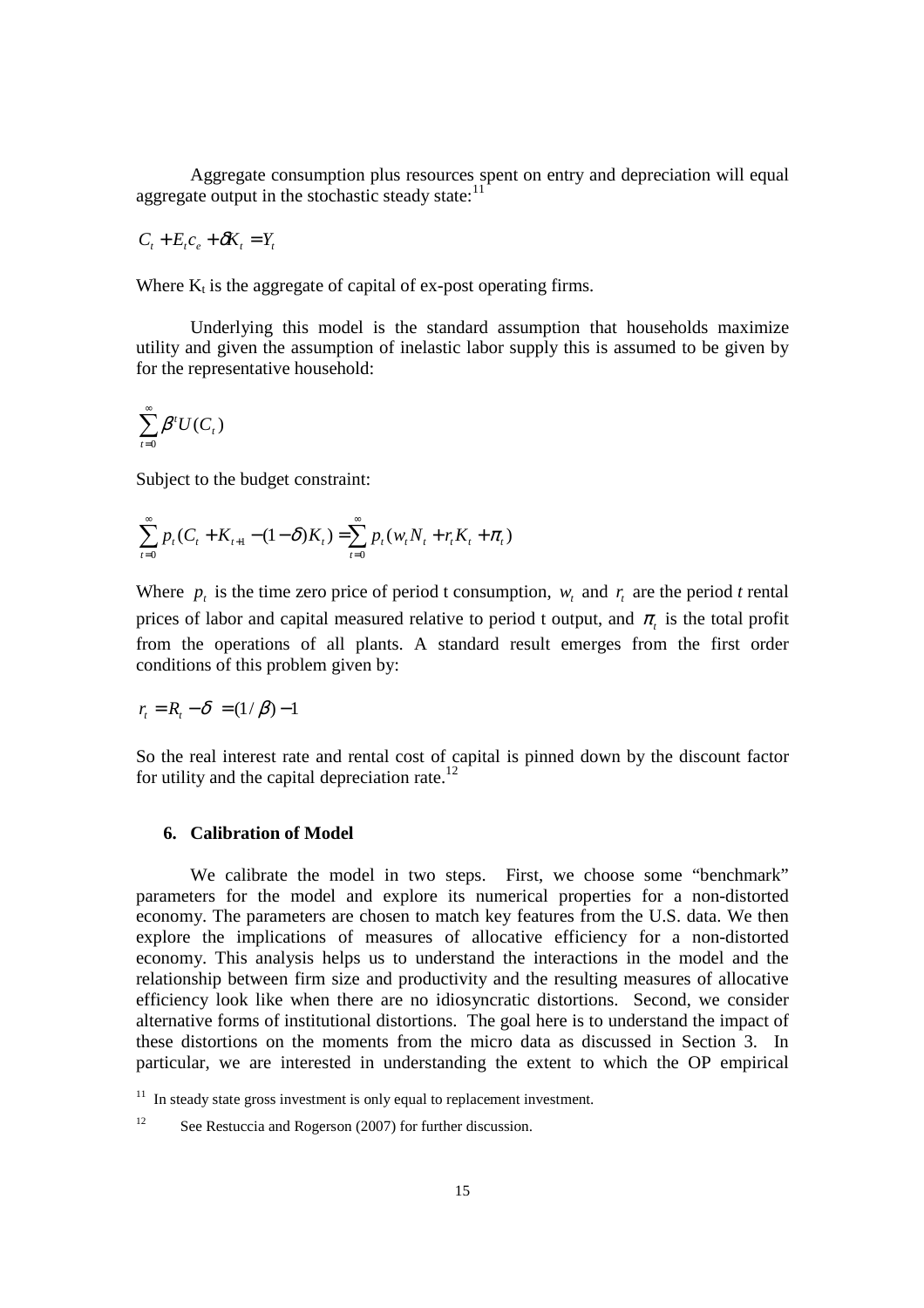Aggregate consumption plus resources spent on entry and depreciation will equal aggregate output in the stochastic steady state:[11]

$$C_t + E_t c_e + \delta K_t = Y_t$$

Where $K_t$ is the aggregate of capital of ex-post operating firms.

Underlying this model is the standard assumption that households maximize utility and given the assumption of inelastic labor supply this is assumed to be given by for the representative household:

$$\sum_{t=0}^{\infty} \beta^t U(C_t)$$

Subject to the budget constraint:

$$\sum_{t=0}^{\infty} p_t (C_t + K_{t+1} - (1-\delta)K_t) = \sum_{t=0}^{\infty} p_t (w_t N_t + r_t K_t + \pi_t)$$

Where $p_t$ is the time zero price of period t consumption, $w_t$ and $r_t$ are the period *t* rental prices of labor and capital measured relative to period t output, and $\pi_t$ is the total profit from the operations of all plants. A standard result emerges from the first order conditions of this problem given by:

$$r_t = R_t - \delta = (1/\beta) - 1$$

So the real interest rate and rental cost of capital is pinned down by the discount factor for utility and the capital depreciation rate.[12]

## 6. Calibration of Model

We calibrate the model in two steps. First, we choose some "benchmark" parameters for the model and explore its numerical properties for a non-distorted economy. The parameters are chosen to match key features from the U.S. data. We then explore the implications of measures of allocative efficiency for a non-distorted economy. This analysis helps us to understand the interactions in the model and the relationship between firm size and productivity and the resulting measures of allocative efficiency look like when there are no idiosyncratic distortions. Second, we consider alternative forms of institutional distortions. The goal here is to understand the impact of these distortions on the moments from the micro data as discussed in Section 3. In particular, we are interested in understanding the extent to which the OP empirical

[11] In steady state gross investment is only equal to replacement investment.

[12] See Restuccia and Rogerson (2007) for further discussion.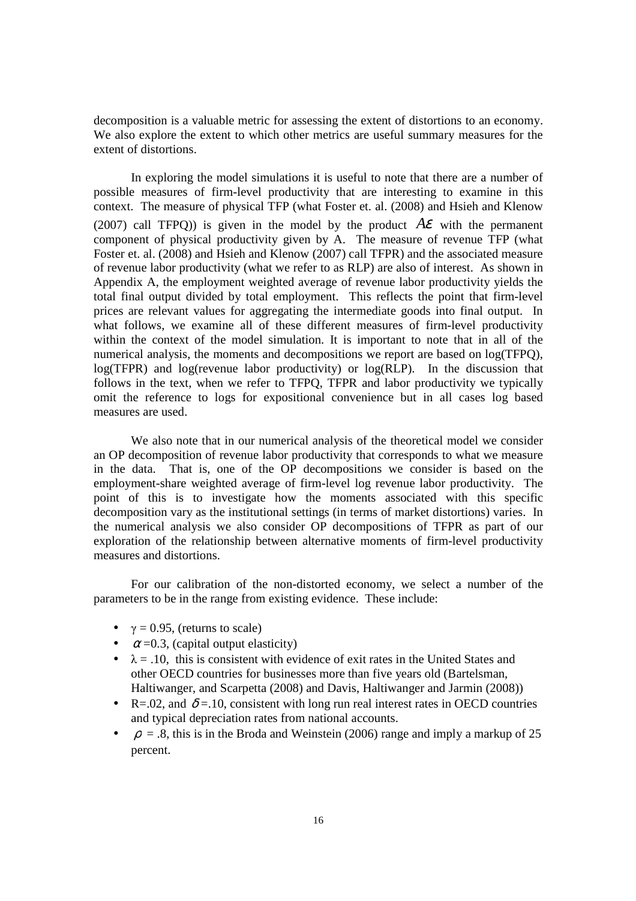decomposition is a valuable metric for assessing the extent of distortions to an economy. We also explore the extent to which other metrics are useful summary measures for the extent of distortions.

In exploring the model simulations it is useful to note that there are a number of possible measures of firm-level productivity that are interesting to examine in this context. The measure of physical TFP (what Foster et. al. (2008) and Hsieh and Klenow (2007) call TFPQ)) is given in the model by the product $A\varepsilon$ with the permanent component of physical productivity given by A. The measure of revenue TFP (what Foster et. al. (2008) and Hsieh and Klenow (2007) call TFPR) and the associated measure of revenue labor productivity (what we refer to as RLP) are also of interest. As shown in Appendix A, the employment weighted average of revenue labor productivity yields the total final output divided by total employment. This reflects the point that firm-level prices are relevant values for aggregating the intermediate goods into final output. In what follows, we examine all of these different measures of firm-level productivity within the context of the model simulation. It is important to note that in all of the numerical analysis, the moments and decompositions we report are based on log(TFPQ), log(TFPR) and log(revenue labor productivity) or log(RLP). In the discussion that follows in the text, when we refer to TFPQ, TFPR and labor productivity we typically omit the reference to logs for expositional convenience but in all cases log based measures are used.

We also note that in our numerical analysis of the theoretical model we consider an OP decomposition of revenue labor productivity that corresponds to what we measure in the data. That is, one of the OP decompositions we consider is based on the employment-share weighted average of firm-level log revenue labor productivity. The point of this is to investigate how the moments associated with this specific decomposition vary as the institutional settings (in terms of market distortions) varies. In the numerical analysis we also consider OP decompositions of TFPR as part of our exploration of the relationship between alternative moments of firm-level productivity measures and distortions.

For our calibration of the non-distorted economy, we select a number of the parameters to be in the range from existing evidence. These include:

- $\gamma = 0.95$, (returns to scale)
- $\alpha = 0.3$, (capital output elasticity)
- $\lambda = .10$, this is consistent with evidence of exit rates in the United States and other OECD countries for businesses more than five years old (Bartelsman, Haltiwanger, and Scarpetta (2008) and Davis, Haltiwanger and Jarmin (2008))
- $R=.02$, and $\delta=.10$, consistent with long run real interest rates in OECD countries and typical depreciation rates from national accounts.
- $\rho = .8$, this is in the Broda and Weinstein (2006) range and imply a markup of 25 percent.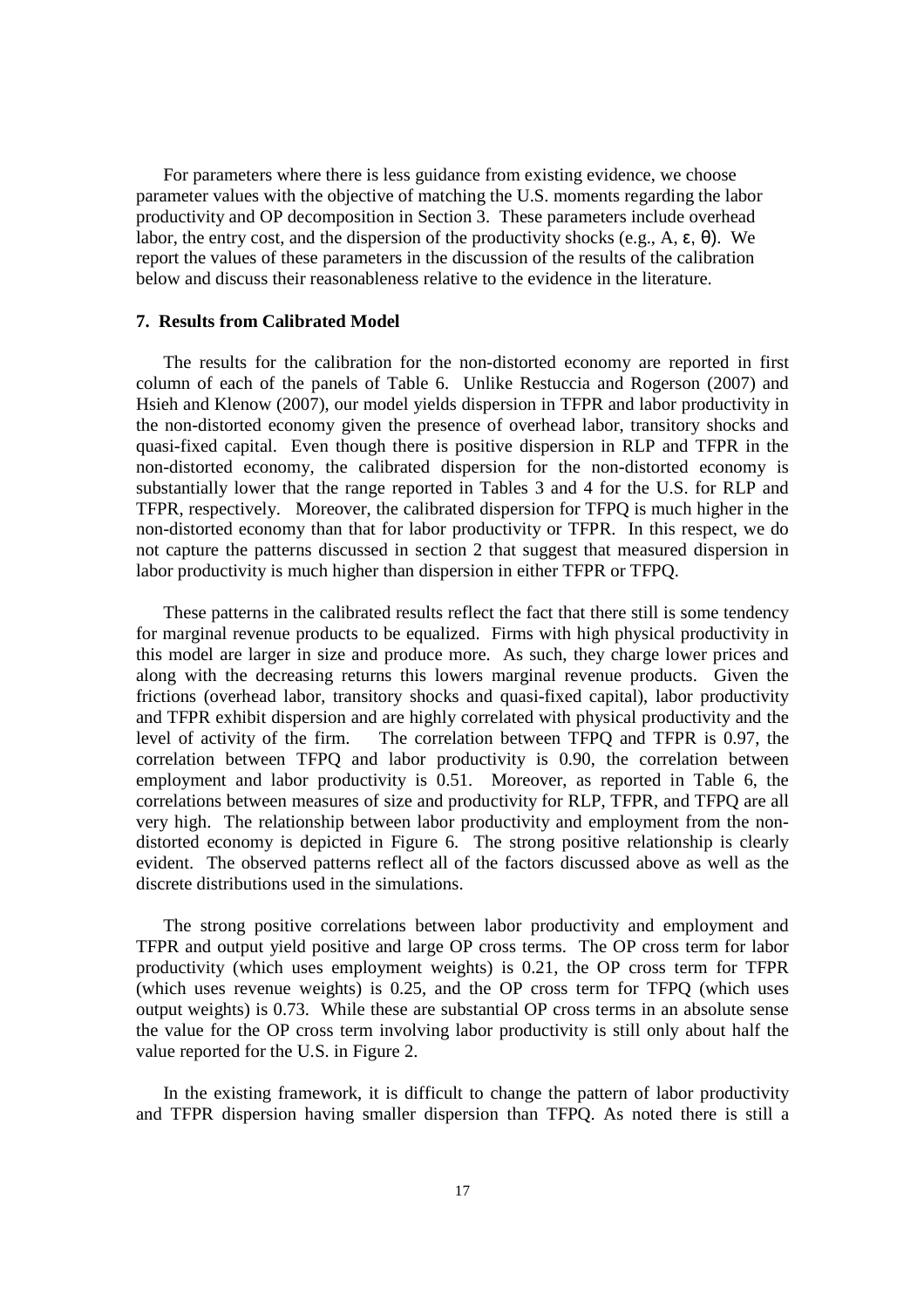For parameters where there is less guidance from existing evidence, we choose parameter values with the objective of matching the U.S. moments regarding the labor productivity and OP decomposition in Section 3. These parameters include overhead labor, the entry cost, and the dispersion of the productivity shocks (e.g., A, ε, θ). We report the values of these parameters in the discussion of the results of the calibration below and discuss their reasonableness relative to the evidence in the literature.

## 7. Results from Calibrated Model

The results for the calibration for the non-distorted economy are reported in first column of each of the panels of Table 6. Unlike Restuccia and Rogerson (2007) and Hsieh and Klenow (2007), our model yields dispersion in TFPR and labor productivity in the non-distorted economy given the presence of overhead labor, transitory shocks and quasi-fixed capital. Even though there is positive dispersion in RLP and TFPR in the non-distorted economy, the calibrated dispersion for the non-distorted economy is substantially lower that the range reported in Tables 3 and 4 for the U.S. for RLP and TFPR, respectively. Moreover, the calibrated dispersion for TFPQ is much higher in the non-distorted economy than that for labor productivity or TFPR. In this respect, we do not capture the patterns discussed in section 2 that suggest that measured dispersion in labor productivity is much higher than dispersion in either TFPR or TFPQ.

These patterns in the calibrated results reflect the fact that there still is some tendency for marginal revenue products to be equalized. Firms with high physical productivity in this model are larger in size and produce more. As such, they charge lower prices and along with the decreasing returns this lowers marginal revenue products. Given the frictions (overhead labor, transitory shocks and quasi-fixed capital), labor productivity and TFPR exhibit dispersion and are highly correlated with physical productivity and the level of activity of the firm. The correlation between TFPQ and TFPR is 0.97, the correlation between TFPQ and labor productivity is 0.90, the correlation between employment and labor productivity is 0.51. Moreover, as reported in Table 6, the correlations between measures of size and productivity for RLP, TFPR, and TFPQ are all very high. The relationship between labor productivity and employment from the non-distorted economy is depicted in Figure 6. The strong positive relationship is clearly evident. The observed patterns reflect all of the factors discussed above as well as the discrete distributions used in the simulations.

The strong positive correlations between labor productivity and employment and TFPR and output yield positive and large OP cross terms. The OP cross term for labor productivity (which uses employment weights) is 0.21, the OP cross term for TFPR (which uses revenue weights) is 0.25, and the OP cross term for TFPQ (which uses output weights) is 0.73. While these are substantial OP cross terms in an absolute sense the value for the OP cross term involving labor productivity is still only about half the value reported for the U.S. in Figure 2.

In the existing framework, it is difficult to change the pattern of labor productivity and TFPR dispersion having smaller dispersion than TFPQ. As noted there is still a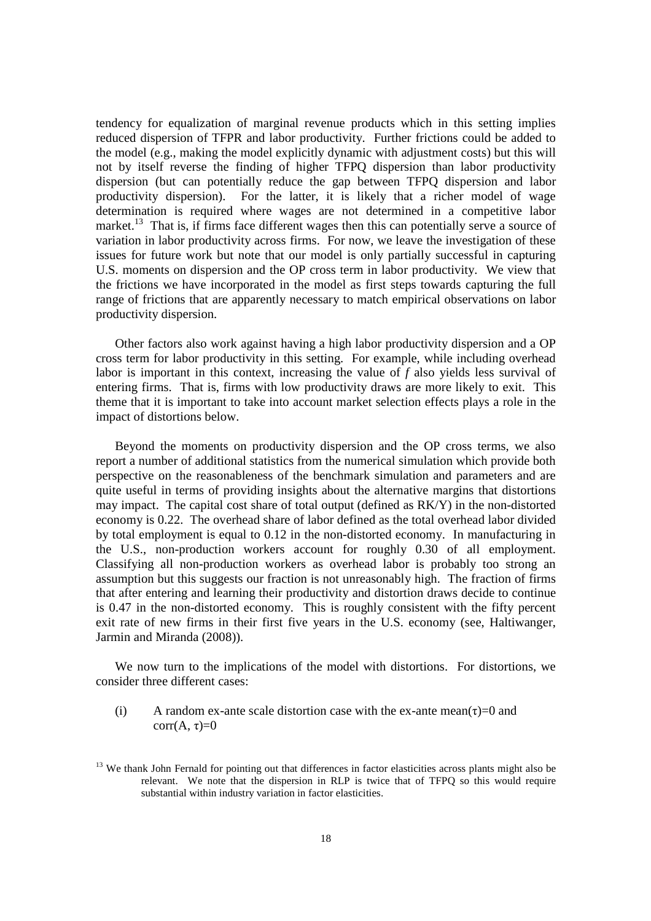tendency for equalization of marginal revenue products which in this setting implies reduced dispersion of TFPR and labor productivity. Further frictions could be added to the model (e.g., making the model explicitly dynamic with adjustment costs) but this will not by itself reverse the finding of higher TFPQ dispersion than labor productivity dispersion (but can potentially reduce the gap between TFPQ dispersion and labor productivity dispersion). For the latter, it is likely that a richer model of wage determination is required where wages are not determined in a competitive labor market.[13] That is, if firms face different wages then this can potentially serve a source of variation in labor productivity across firms. For now, we leave the investigation of these issues for future work but note that our model is only partially successful in capturing U.S. moments on dispersion and the OP cross term in labor productivity. We view that the frictions we have incorporated in the model as first steps towards capturing the full range of frictions that are apparently necessary to match empirical observations on labor productivity dispersion.

Other factors also work against having a high labor productivity dispersion and a OP cross term for labor productivity in this setting. For example, while including overhead labor is important in this context, increasing the value of $f$ also yields less survival of entering firms. That is, firms with low productivity draws are more likely to exit. This theme that it is important to take into account market selection effects plays a role in the impact of distortions below.

Beyond the moments on productivity dispersion and the OP cross terms, we also report a number of additional statistics from the numerical simulation which provide both perspective on the reasonableness of the benchmark simulation and parameters and are quite useful in terms of providing insights about the alternative margins that distortions may impact. The capital cost share of total output (defined as RK/Y) in the non-distorted economy is 0.22. The overhead share of labor defined as the total overhead labor divided by total employment is equal to 0.12 in the non-distorted economy. In manufacturing in the U.S., non-production workers account for roughly 0.30 of all employment. Classifying all non-production workers as overhead labor is probably too strong an assumption but this suggests our fraction is not unreasonably high. The fraction of firms that after entering and learning their productivity and distortion draws decide to continue is 0.47 in the non-distorted economy. This is roughly consistent with the fifty percent exit rate of new firms in their first five years in the U.S. economy (see, Haltiwanger, Jarmin and Miranda (2008)).

We now turn to the implications of the model with distortions. For distortions, we consider three different cases:

(i) A random ex-ante scale distortion case with the ex-ante mean($\tau$)=0 and corr(A, $\tau$)=0

[13] We thank John Fernald for pointing out that differences in factor elasticities across plants might also be relevant. We note that the dispersion in RLP is twice that of TFPQ so this would require substantial within industry variation in factor elasticities.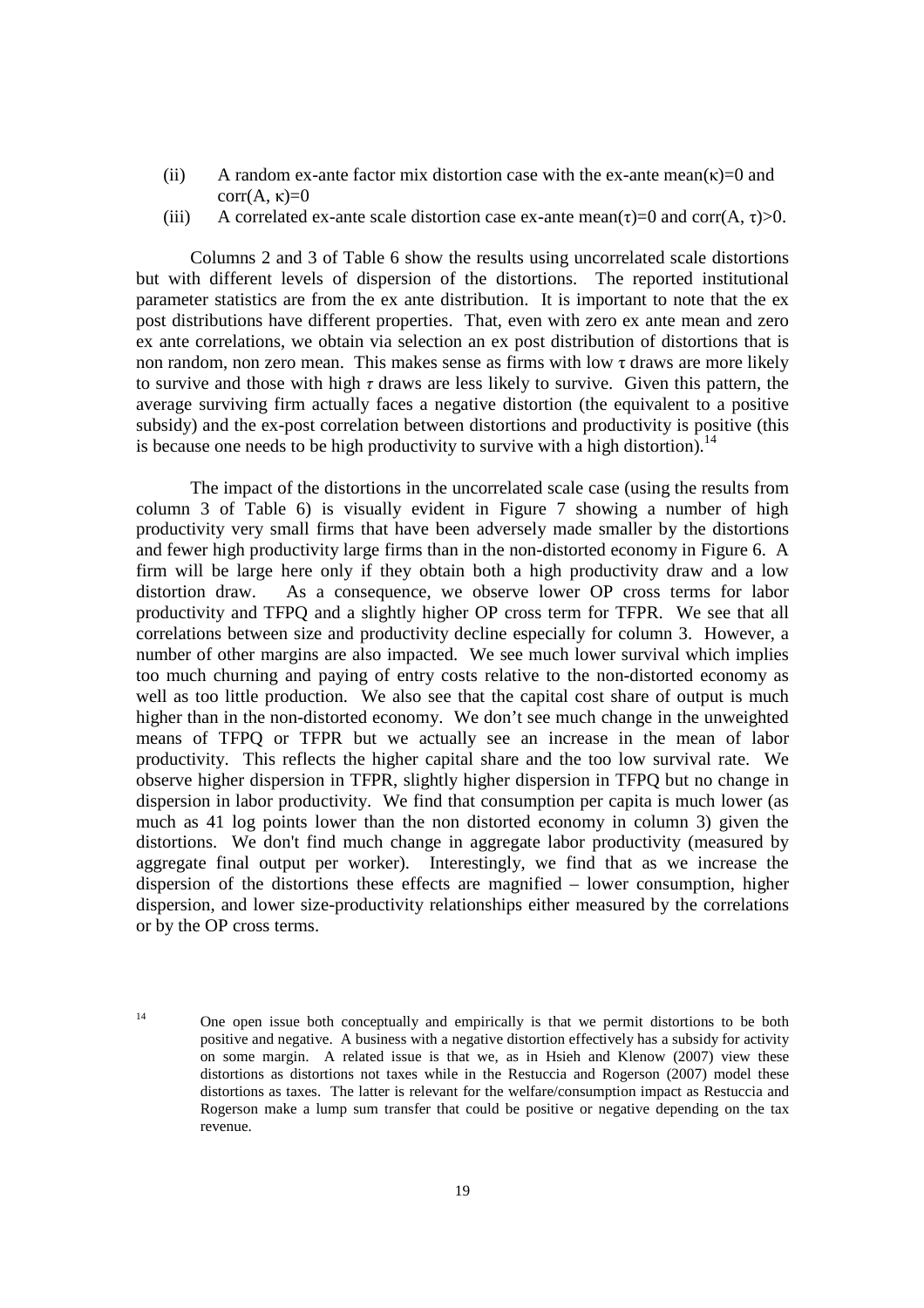(ii) A random ex-ante factor mix distortion case with the ex-ante mean($\kappa$)=0 and corr(A, $\kappa$)=0

(iii) A correlated ex-ante scale distortion case ex-ante mean($\tau$)=0 and corr(A, $\tau$)>0.

Columns 2 and 3 of Table 6 show the results using uncorrelated scale distortions but with different levels of dispersion of the distortions. The reported institutional parameter statistics are from the ex ante distribution. It is important to note that the ex post distributions have different properties. That, even with zero ex ante mean and zero ex ante correlations, we obtain via selection an ex post distribution of distortions that is non random, non zero mean. This makes sense as firms with low $\tau$ draws are more likely to survive and those with high $\tau$ draws are less likely to survive. Given this pattern, the average surviving firm actually faces a negative distortion (the equivalent to a positive subsidy) and the ex-post correlation between distortions and productivity is positive (this is because one needs to be high productivity to survive with a high distortion).[14]

The impact of the distortions in the uncorrelated scale case (using the results from column 3 of Table 6) is visually evident in Figure 7 showing a number of high productivity very small firms that have been adversely made smaller by the distortions and fewer high productivity large firms than in the non-distorted economy in Figure 6. A firm will be large here only if they obtain both a high productivity draw and a low distortion draw. As a consequence, we observe lower OP cross terms for labor productivity and TFPQ and a slightly higher OP cross term for TFPR. We see that all correlations between size and productivity decline especially for column 3. However, a number of other margins are also impacted. We see much lower survival which implies too much churning and paying of entry costs relative to the non-distorted economy as well as too little production. We also see that the capital cost share of output is much higher than in the non-distorted economy. We don't see much change in the unweighted means of TFPQ or TFPR but we actually see an increase in the mean of labor productivity. This reflects the higher capital share and the too low survival rate. We observe higher dispersion in TFPR, slightly higher dispersion in TFPQ but no change in dispersion in labor productivity. We find that consumption per capita is much lower (as much as 41 log points lower than the non distorted economy in column 3) given the distortions. We don't find much change in aggregate labor productivity (measured by aggregate final output per worker). Interestingly, we find that as we increase the dispersion of the distortions these effects are magnified – lower consumption, higher dispersion, and lower size-productivity relationships either measured by the correlations or by the OP cross terms.

[14] One open issue both conceptually and empirically is that we permit distortions to be both positive and negative. A business with a negative distortion effectively has a subsidy for activity on some margin. A related issue is that we, as in Hsieh and Klenow (2007) view these distortions as distortions not taxes while in the Restuccia and Rogerson (2007) model these distortions as taxes. The latter is relevant for the welfare/consumption impact as Restuccia and Rogerson make a lump sum transfer that could be positive or negative depending on the tax revenue.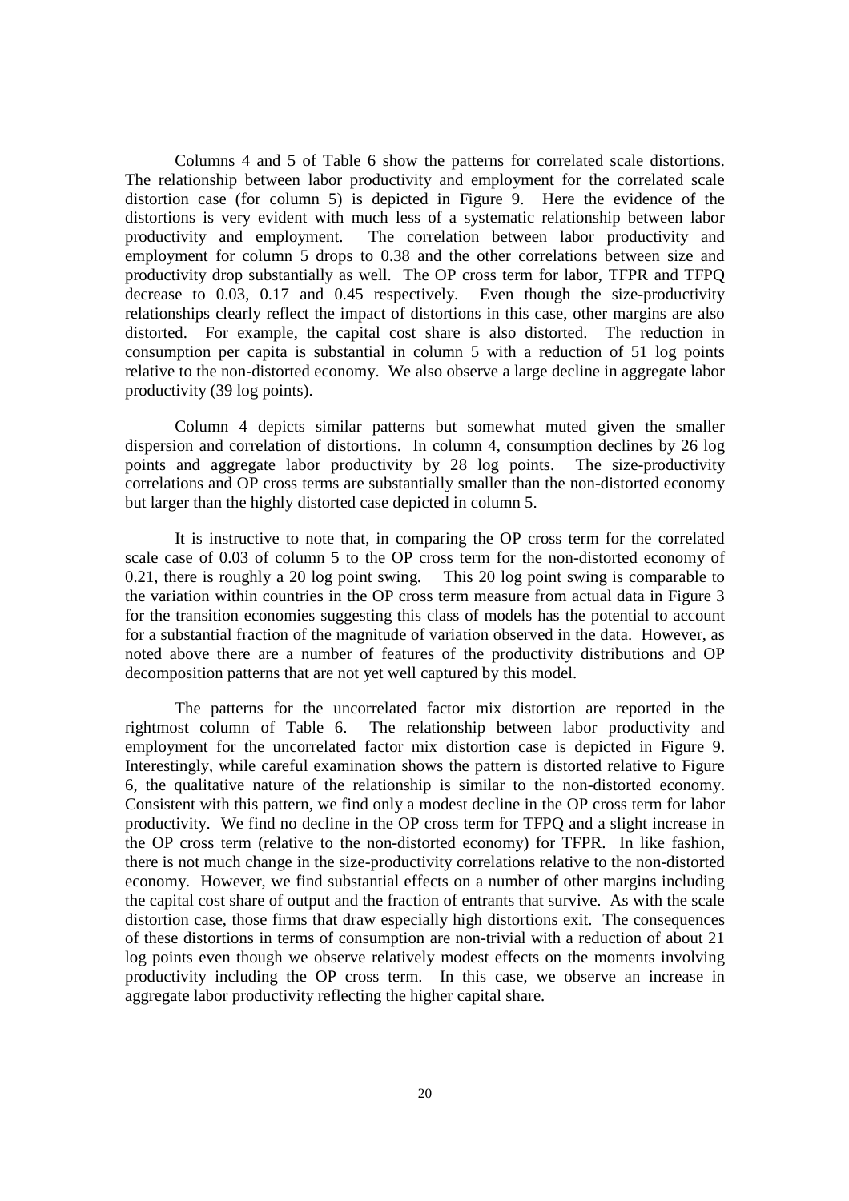Columns 4 and 5 of Table 6 show the patterns for correlated scale distortions. The relationship between labor productivity and employment for the correlated scale distortion case (for column 5) is depicted in Figure 9. Here the evidence of the distortions is very evident with much less of a systematic relationship between labor productivity and employment. The correlation between labor productivity and employment for column 5 drops to 0.38 and the other correlations between size and productivity drop substantially as well. The OP cross term for labor, TFPR and TFPQ decrease to 0.03, 0.17 and 0.45 respectively. Even though the size-productivity relationships clearly reflect the impact of distortions in this case, other margins are also distorted. For example, the capital cost share is also distorted. The reduction in consumption per capita is substantial in column 5 with a reduction of 51 log points relative to the non-distorted economy. We also observe a large decline in aggregate labor productivity (39 log points).

Column 4 depicts similar patterns but somewhat muted given the smaller dispersion and correlation of distortions. In column 4, consumption declines by 26 log points and aggregate labor productivity by 28 log points. The size-productivity correlations and OP cross terms are substantially smaller than the non-distorted economy but larger than the highly distorted case depicted in column 5.

It is instructive to note that, in comparing the OP cross term for the correlated scale case of 0.03 of column 5 to the OP cross term for the non-distorted economy of 0.21, there is roughly a 20 log point swing. This 20 log point swing is comparable to the variation within countries in the OP cross term measure from actual data in Figure 3 for the transition economies suggesting this class of models has the potential to account for a substantial fraction of the magnitude of variation observed in the data. However, as noted above there are a number of features of the productivity distributions and OP decomposition patterns that are not yet well captured by this model.

The patterns for the uncorrelated factor mix distortion are reported in the rightmost column of Table 6. The relationship between labor productivity and employment for the uncorrelated factor mix distortion case is depicted in Figure 9. Interestingly, while careful examination shows the pattern is distorted relative to Figure 6, the qualitative nature of the relationship is similar to the non-distorted economy. Consistent with this pattern, we find only a modest decline in the OP cross term for labor productivity. We find no decline in the OP cross term for TFPQ and a slight increase in the OP cross term (relative to the non-distorted economy) for TFPR. In like fashion, there is not much change in the size-productivity correlations relative to the non-distorted economy. However, we find substantial effects on a number of other margins including the capital cost share of output and the fraction of entrants that survive. As with the scale distortion case, those firms that draw especially high distortions exit. The consequences of these distortions in terms of consumption are non-trivial with a reduction of about 21 log points even though we observe relatively modest effects on the moments involving productivity including the OP cross term. In this case, we observe an increase in aggregate labor productivity reflecting the higher capital share.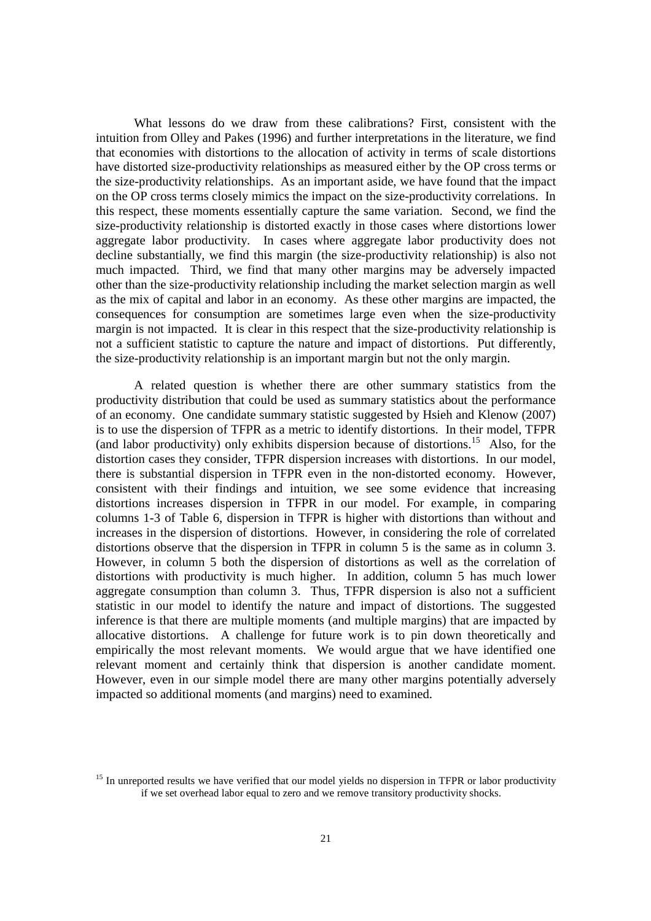What lessons do we draw from these calibrations? First, consistent with the intuition from Olley and Pakes (1996) and further interpretations in the literature, we find that economies with distortions to the allocation of activity in terms of scale distortions have distorted size-productivity relationships as measured either by the OP cross terms or the size-productivity relationships. As an important aside, we have found that the impact on the OP cross terms closely mimics the impact on the size-productivity correlations. In this respect, these moments essentially capture the same variation. Second, we find the size-productivity relationship is distorted exactly in those cases where distortions lower aggregate labor productivity. In cases where aggregate labor productivity does not decline substantially, we find this margin (the size-productivity relationship) is also not much impacted. Third, we find that many other margins may be adversely impacted other than the size-productivity relationship including the market selection margin as well as the mix of capital and labor in an economy. As these other margins are impacted, the consequences for consumption are sometimes large even when the size-productivity margin is not impacted. It is clear in this respect that the size-productivity relationship is not a sufficient statistic to capture the nature and impact of distortions. Put differently, the size-productivity relationship is an important margin but not the only margin.

A related question is whether there are other summary statistics from the productivity distribution that could be used as summary statistics about the performance of an economy. One candidate summary statistic suggested by Hsieh and Klenow (2007) is to use the dispersion of TFPR as a metric to identify distortions. In their model, TFPR (and labor productivity) only exhibits dispersion because of distortions.[15] Also, for the distortion cases they consider, TFPR dispersion increases with distortions. In our model, there is substantial dispersion in TFPR even in the non-distorted economy. However, consistent with their findings and intuition, we see some evidence that increasing distortions increases dispersion in TFPR in our model. For example, in comparing columns 1-3 of Table 6, dispersion in TFPR is higher with distortions than without and increases in the dispersion of distortions. However, in considering the role of correlated distortions observe that the dispersion in TFPR in column 5 is the same as in column 3. However, in column 5 both the dispersion of distortions as well as the correlation of distortions with productivity is much higher. In addition, column 5 has much lower aggregate consumption than column 3. Thus, TFPR dispersion is also not a sufficient statistic in our model to identify the nature and impact of distortions. The suggested inference is that there are multiple moments (and multiple margins) that are impacted by allocative distortions. A challenge for future work is to pin down theoretically and empirically the most relevant moments. We would argue that we have identified one relevant moment and certainly think that dispersion is another candidate moment. However, even in our simple model there are many other margins potentially adversely impacted so additional moments (and margins) need to examined.

[15] In unreported results we have verified that our model yields no dispersion in TFPR or labor productivity if we set overhead labor equal to zero and we remove transitory productivity shocks.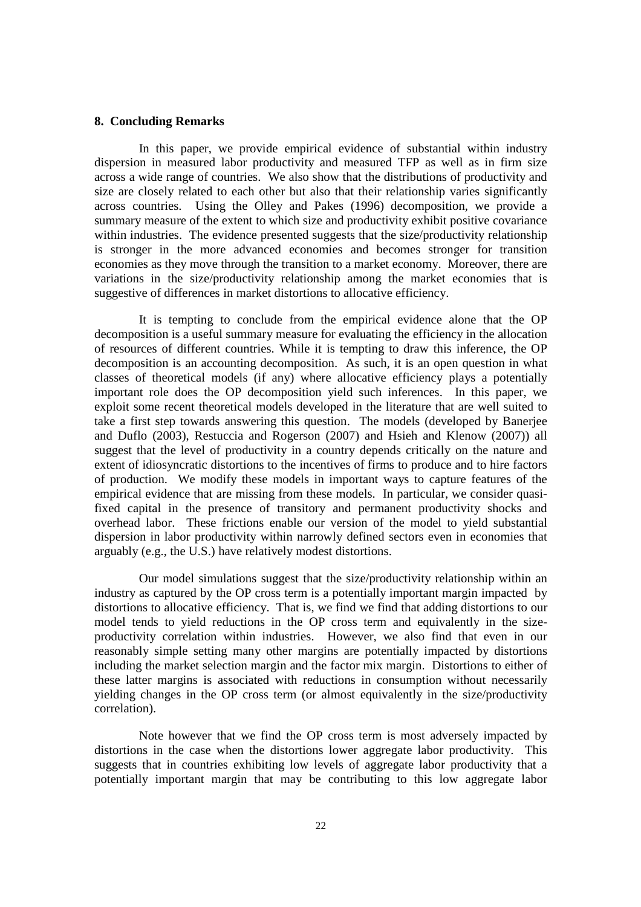## 8. Concluding Remarks

In this paper, we provide empirical evidence of substantial within industry dispersion in measured labor productivity and measured TFP as well as in firm size across a wide range of countries. We also show that the distributions of productivity and size are closely related to each other but also that their relationship varies significantly across countries. Using the Olley and Pakes (1996) decomposition, we provide a summary measure of the extent to which size and productivity exhibit positive covariance within industries. The evidence presented suggests that the size/productivity relationship is stronger in the more advanced economies and becomes stronger for transition economies as they move through the transition to a market economy. Moreover, there are variations in the size/productivity relationship among the market economies that is suggestive of differences in market distortions to allocative efficiency.

It is tempting to conclude from the empirical evidence alone that the OP decomposition is a useful summary measure for evaluating the efficiency in the allocation of resources of different countries. While it is tempting to draw this inference, the OP decomposition is an accounting decomposition. As such, it is an open question in what classes of theoretical models (if any) where allocative efficiency plays a potentially important role does the OP decomposition yield such inferences. In this paper, we exploit some recent theoretical models developed in the literature that are well suited to take a first step towards answering this question. The models (developed by Banerjee and Duflo (2003), Restuccia and Rogerson (2007) and Hsieh and Klenow (2007)) all suggest that the level of productivity in a country depends critically on the nature and extent of idiosyncratic distortions to the incentives of firms to produce and to hire factors of production. We modify these models in important ways to capture features of the empirical evidence that are missing from these models. In particular, we consider quasi-fixed capital in the presence of transitory and permanent productivity shocks and overhead labor. These frictions enable our version of the model to yield substantial dispersion in labor productivity within narrowly defined sectors even in economies that arguably (e.g., the U.S.) have relatively modest distortions.

Our model simulations suggest that the size/productivity relationship within an industry as captured by the OP cross term is a potentially important margin impacted by distortions to allocative efficiency. That is, we find we find that adding distortions to our model tends to yield reductions in the OP cross term and equivalently in the size-productivity correlation within industries. However, we also find that even in our reasonably simple setting many other margins are potentially impacted by distortions including the market selection margin and the factor mix margin. Distortions to either of these latter margins is associated with reductions in consumption without necessarily yielding changes in the OP cross term (or almost equivalently in the size/productivity correlation).

Note however that we find the OP cross term is most adversely impacted by distortions in the case when the distortions lower aggregate labor productivity. This suggests that in countries exhibiting low levels of aggregate labor productivity that a potentially important margin that may be contributing to this low aggregate labor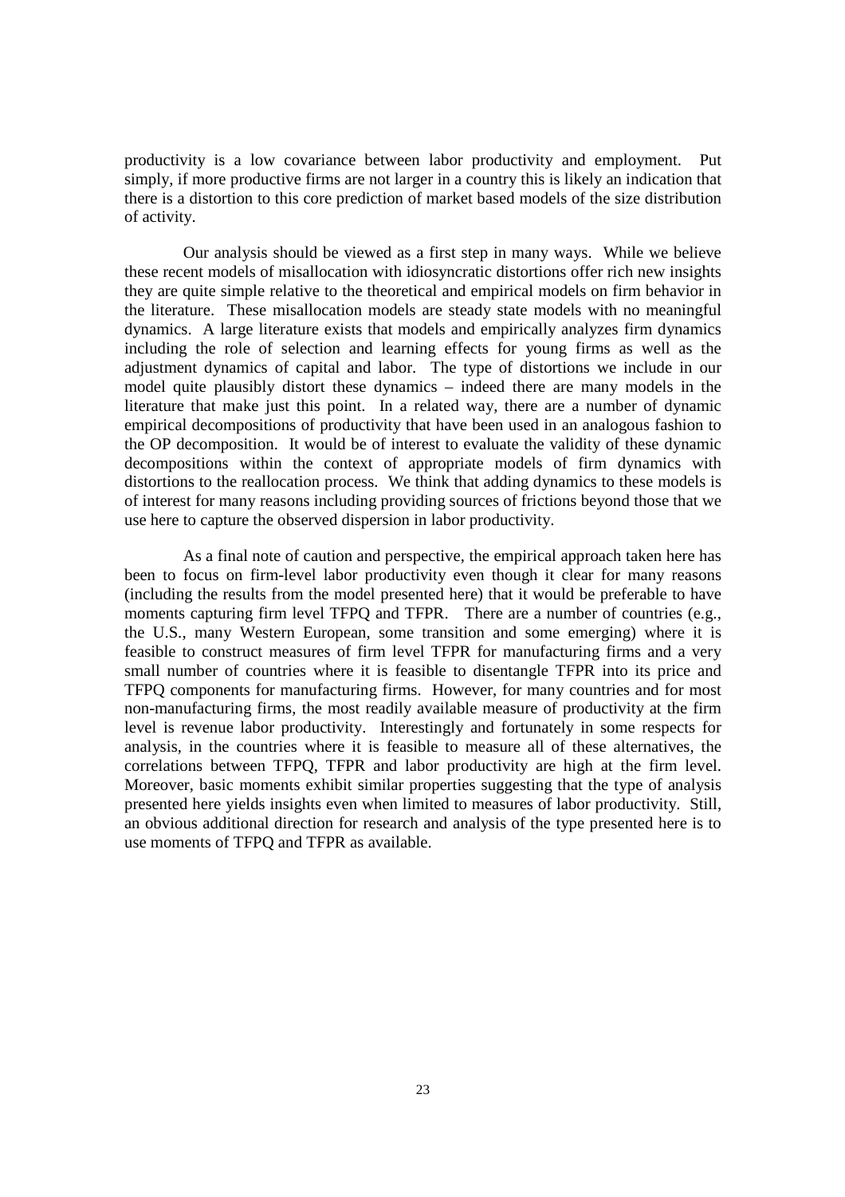productivity is a low covariance between labor productivity and employment. Put simply, if more productive firms are not larger in a country this is likely an indication that there is a distortion to this core prediction of market based models of the size distribution of activity.

Our analysis should be viewed as a first step in many ways. While we believe these recent models of misallocation with idiosyncratic distortions offer rich new insights they are quite simple relative to the theoretical and empirical models on firm behavior in the literature. These misallocation models are steady state models with no meaningful dynamics. A large literature exists that models and empirically analyzes firm dynamics including the role of selection and learning effects for young firms as well as the adjustment dynamics of capital and labor. The type of distortions we include in our model quite plausibly distort these dynamics – indeed there are many models in the literature that make just this point. In a related way, there are a number of dynamic empirical decompositions of productivity that have been used in an analogous fashion to the OP decomposition. It would be of interest to evaluate the validity of these dynamic decompositions within the context of appropriate models of firm dynamics with distortions to the reallocation process. We think that adding dynamics to these models is of interest for many reasons including providing sources of frictions beyond those that we use here to capture the observed dispersion in labor productivity.

As a final note of caution and perspective, the empirical approach taken here has been to focus on firm-level labor productivity even though it clear for many reasons (including the results from the model presented here) that it would be preferable to have moments capturing firm level TFPQ and TFPR. There are a number of countries (e.g., the U.S., many Western European, some transition and some emerging) where it is feasible to construct measures of firm level TFPR for manufacturing firms and a very small number of countries where it is feasible to disentangle TFPR into its price and TFPQ components for manufacturing firms. However, for many countries and for most non-manufacturing firms, the most readily available measure of productivity at the firm level is revenue labor productivity. Interestingly and fortunately in some respects for analysis, in the countries where it is feasible to measure all of these alternatives, the correlations between TFPQ, TFPR and labor productivity are high at the firm level. Moreover, basic moments exhibit similar properties suggesting that the type of analysis presented here yields insights even when limited to measures of labor productivity. Still, an obvious additional direction for research and analysis of the type presented here is to use moments of TFPQ and TFPR as available.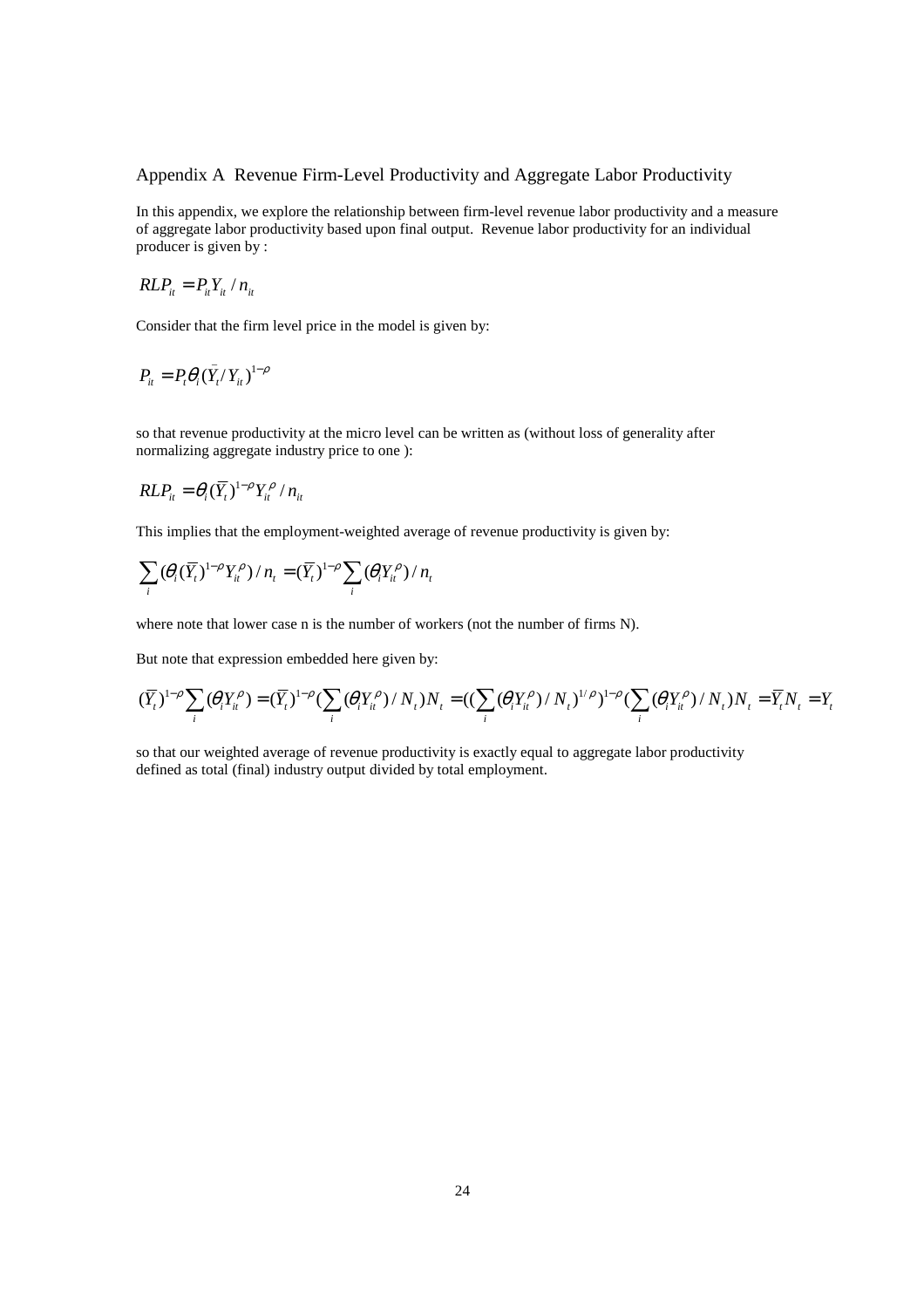## Appendix A Revenue Firm-Level Productivity and Aggregate Labor Productivity

In this appendix, we explore the relationship between firm-level revenue labor productivity and a measure of aggregate labor productivity based upon final output. Revenue labor productivity for an individual producer is given by :

$$RLP_{it} = P_{it} Y_{it} / n_{it}$$

Consider that the firm level price in the model is given by:

$$P_{it} = P_t \theta_i (\bar{Y}_t / Y_{it})^{1-\rho}$$

so that revenue productivity at the micro level can be written as (without loss of generality after normalizing aggregate industry price to one ):

$$RLP_{it} = \theta_i (\overline{Y}_t)^{1-\rho} Y_{it}^{\rho} / n_{it}$$

This implies that the employment-weighted average of revenue productivity is given by:

$$\sum_i (\theta_i (\overline{Y}_t)^{1-\rho} Y_{it}^{\rho}) / n_t = (\overline{Y}_t)^{1-\rho} \sum_i (\theta_i Y_{it}^{\rho}) / n_t$$

where note that lower case n is the number of workers (not the number of firms N).

But note that expression embedded here given by:

$$(\overline{Y}_t)^{1-\rho} \sum_i (\theta_i Y_{it}^{\rho}) = (\overline{Y}_t)^{1-\rho} (\sum_i (\theta_i Y_{it}^{\rho}) / N_t) N_t = ((\sum_i (\theta_i Y_{it}^{\rho}) / N_t)^{1/\rho})^{1-\rho} (\sum_i (\theta_i Y_{it}^{\rho}) / N_t) N_t = \overline{Y}_t N_t = Y_t$$

so that our weighted average of revenue productivity is exactly equal to aggregate labor productivity defined as total (final) industry output divided by total employment.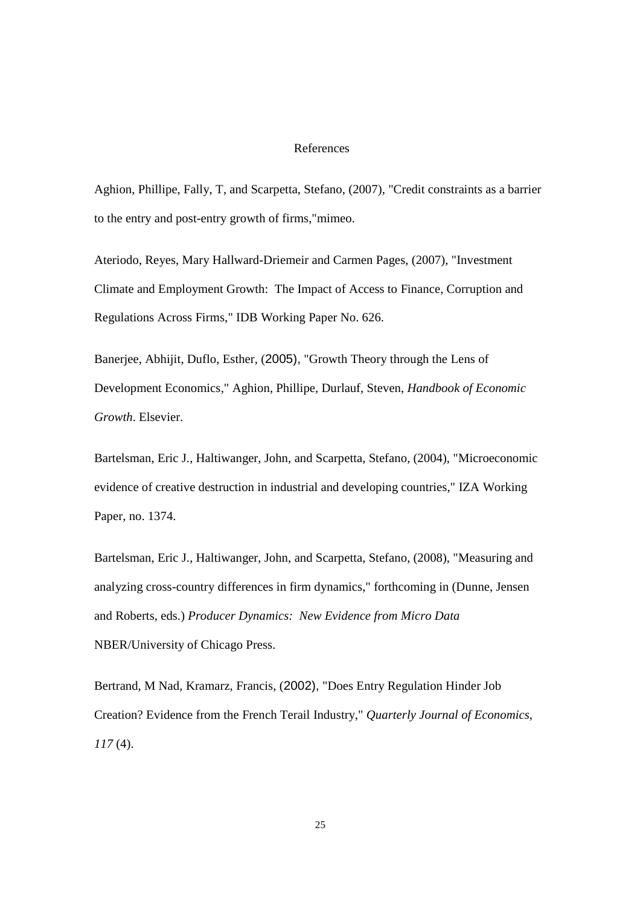# References

Aghion, Phillipe, Fally, T, and Scarpetta, Stefano, (2007), "Credit constraints as a barrier to the entry and post-entry growth of firms,"mimeo.

Ateriodo, Reyes, Mary Hallward-Driemeir and Carmen Pages, (2007), "Investment Climate and Employment Growth: The Impact of Access to Finance, Corruption and Regulations Across Firms," IDB Working Paper No. 626.

Banerjee, Abhijit, Duflo, Esther, (2005), "Growth Theory through the Lens of Development Economics," Aghion, Phillipe, Durlauf, Steven, *Handbook of Economic Growth*. Elsevier.

Bartelsman, Eric J., Haltiwanger, John, and Scarpetta, Stefano, (2004), "Microeconomic evidence of creative destruction in industrial and developing countries," IZA Working Paper, no. 1374.

Bartelsman, Eric J., Haltiwanger, John, and Scarpetta, Stefano, (2008), "Measuring and analyzing cross-country differences in firm dynamics," forthcoming in (Dunne, Jensen and Roberts, eds.) *Producer Dynamics: New Evidence from Micro Data* NBER/University of Chicago Press.

Bertrand, M Nad, Kramarz, Francis, (2002), "Does Entry Regulation Hinder Job Creation? Evidence from the French Terail Industry," *Quarterly Journal of Economics*, *117* (4).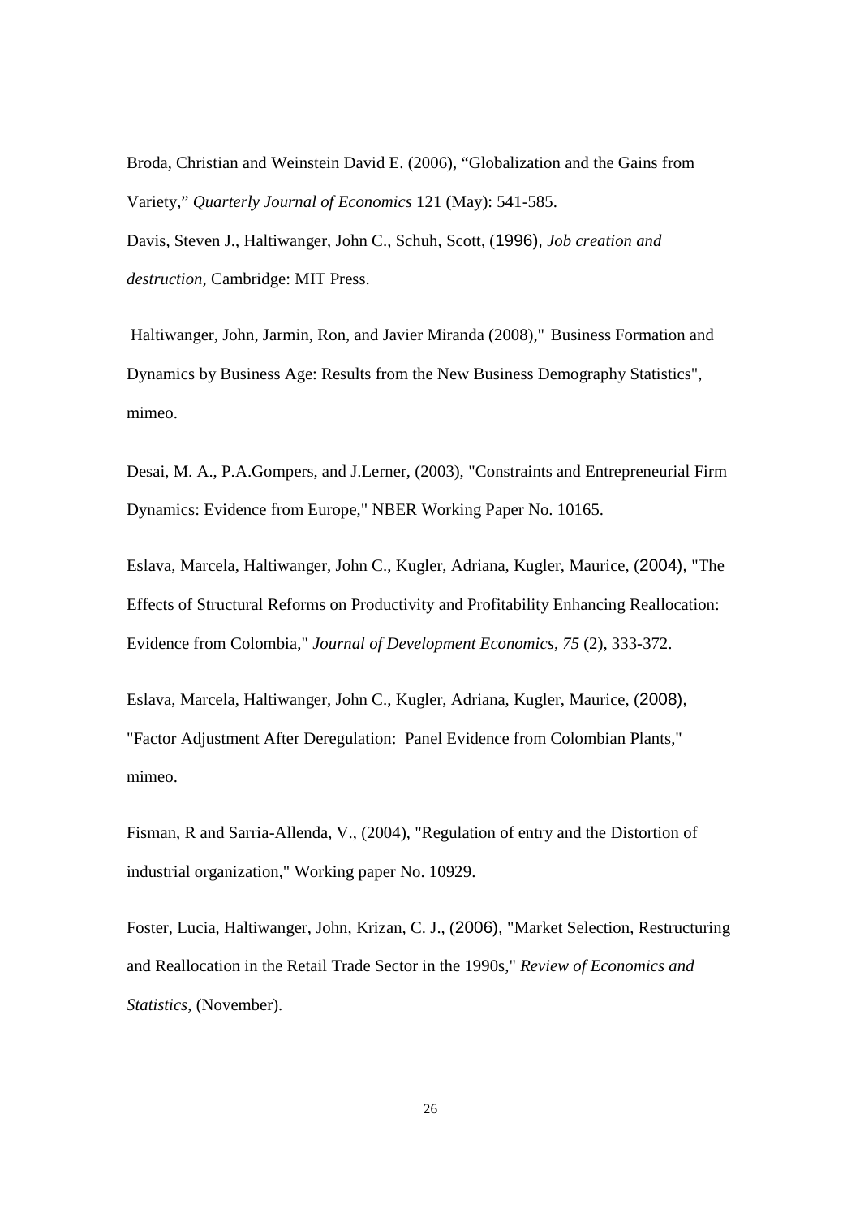Broda, Christian and Weinstein David E. (2006), “Globalization and the Gains from Variety,” *Quarterly Journal of Economics* 121 (May): 541-585.

Davis, Steven J., Haltiwanger, John C., Schuh, Scott, (1996), *Job creation and destruction*, Cambridge: MIT Press.

Haltiwanger, John, Jarmin, Ron, and Javier Miranda (2008)," Business Formation and Dynamics by Business Age: Results from the New Business Demography Statistics", mimeo.

Desai, M. A., P.A.Gompers, and J.Lerner, (2003), "Constraints and Entrepreneurial Firm Dynamics: Evidence from Europe," NBER Working Paper No. 10165.

Eslava, Marcela, Haltiwanger, John C., Kugler, Adriana, Kugler, Maurice, (2004), "The Effects of Structural Reforms on Productivity and Profitability Enhancing Reallocation: Evidence from Colombia," *Journal of Development Economics*, *75* (2), 333-372.

Eslava, Marcela, Haltiwanger, John C., Kugler, Adriana, Kugler, Maurice, (2008), "Factor Adjustment After Deregulation: Panel Evidence from Colombian Plants," mimeo.

Fisman, R and Sarria-Allenda, V., (2004), "Regulation of entry and the Distortion of industrial organization," Working paper No. 10929.

Foster, Lucia, Haltiwanger, John, Krizan, C. J., (2006), "Market Selection, Restructuring and Reallocation in the Retail Trade Sector in the 1990s," *Review of Economics and Statistics*, (November).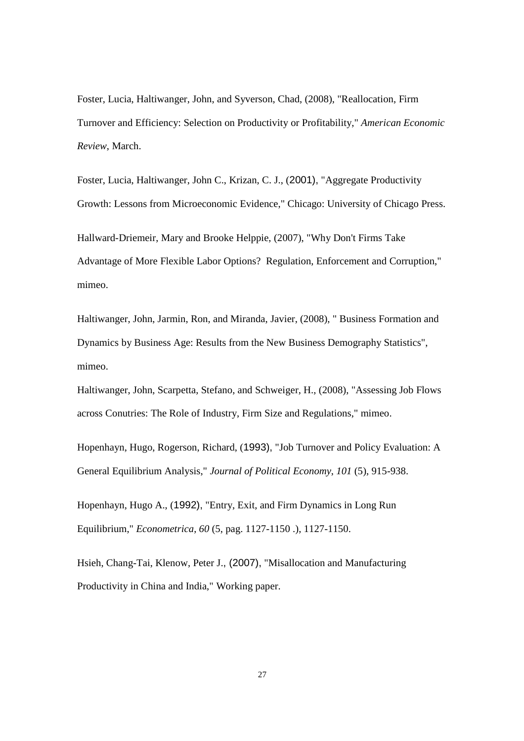Foster, Lucia, Haltiwanger, John, and Syverson, Chad, (2008), "Reallocation, Firm Turnover and Efficiency: Selection on Productivity or Profitability," *American Economic Review*, March.

Foster, Lucia, Haltiwanger, John C., Krizan, C. J., (2001), "Aggregate Productivity Growth: Lessons from Microeconomic Evidence," Chicago: University of Chicago Press.

Hallward-Driemeir, Mary and Brooke Helppie, (2007), "Why Don't Firms Take Advantage of More Flexible Labor Options? Regulation, Enforcement and Corruption," mimeo.

Haltiwanger, John, Jarmin, Ron, and Miranda, Javier, (2008), " Business Formation and Dynamics by Business Age: Results from the New Business Demography Statistics", mimeo.

Haltiwanger, John, Scarpetta, Stefano, and Schweiger, H., (2008), "Assessing Job Flows across Conutries: The Role of Industry, Firm Size and Regulations," mimeo.

Hopenhayn, Hugo, Rogerson, Richard, (1993), "Job Turnover and Policy Evaluation: A General Equilibrium Analysis," *Journal of Political Economy*, *101* (5), 915-938.

Hopenhayn, Hugo A., (1992), "Entry, Exit, and Firm Dynamics in Long Run Equilibrium," *Econometrica*, *60* (5, pag. 1127-1150 .), 1127-1150.

Hsieh, Chang-Tai, Klenow, Peter J., (2007), "Misallocation and Manufacturing Productivity in China and India," Working paper.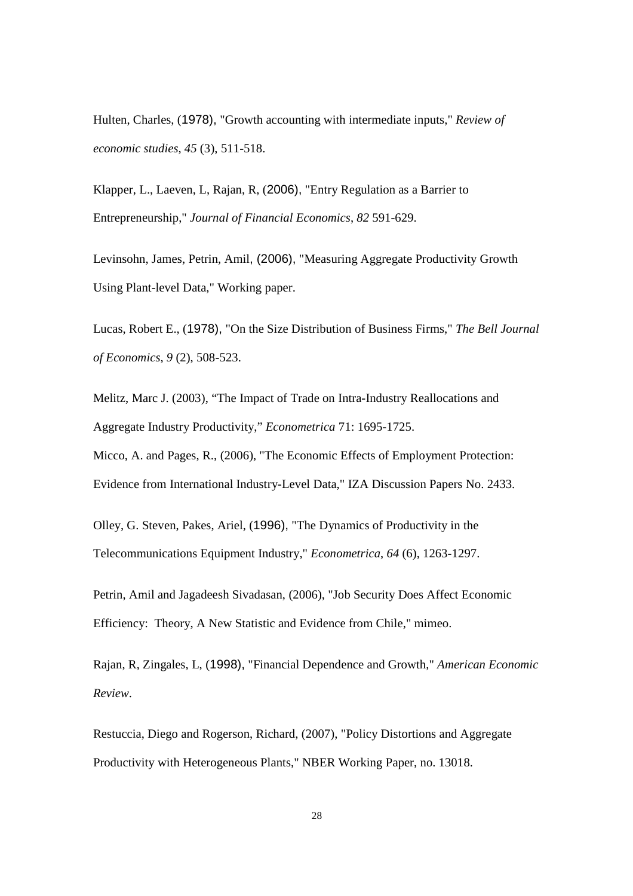Hulten, Charles, (1978), "Growth accounting with intermediate inputs," *Review of economic studies*, *45* (3), 511-518.

Klapper, L., Laeven, L, Rajan, R, (2006), "Entry Regulation as a Barrier to Entrepreneurship," *Journal of Financial Economics*, *82* 591-629.

Levinsohn, James, Petrin, Amil, (2006), "Measuring Aggregate Productivity Growth Using Plant-level Data," Working paper.

Lucas, Robert E., (1978), "On the Size Distribution of Business Firms," *The Bell Journal of Economics*, *9* (2), 508-523.

Melitz, Marc J. (2003), "The Impact of Trade on Intra-Industry Reallocations and Aggregate Industry Productivity," *Econometrica* 71: 1695-1725.

Micco, A. and Pages, R., (2006), "The Economic Effects of Employment Protection: Evidence from International Industry-Level Data," IZA Discussion Papers No. 2433.

Olley, G. Steven, Pakes, Ariel, (1996), "The Dynamics of Productivity in the Telecommunications Equipment Industry," *Econometrica*, *64* (6), 1263-1297.

Petrin, Amil and Jagadeesh Sivadasan, (2006), "Job Security Does Affect Economic Efficiency: Theory, A New Statistic and Evidence from Chile," mimeo.

Rajan, R, Zingales, L, (1998), "Financial Dependence and Growth," *American Economic Review*.

Restuccia, Diego and Rogerson, Richard, (2007), "Policy Distortions and Aggregate Productivity with Heterogeneous Plants," NBER Working Paper, no. 13018.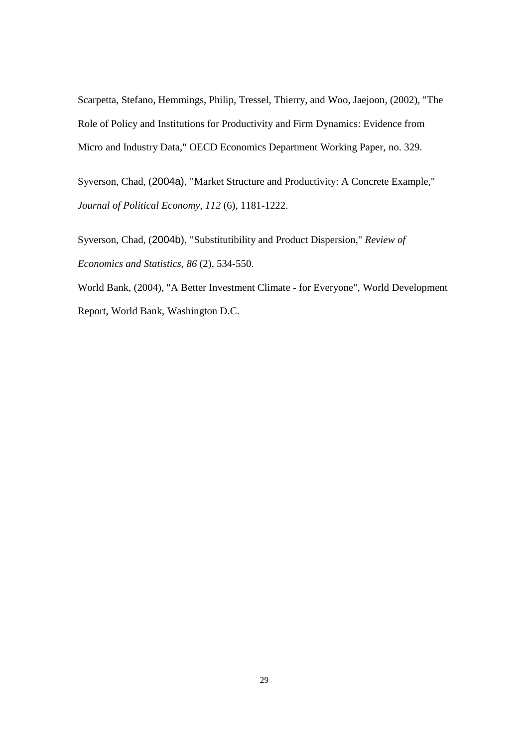Scarpetta, Stefano, Hemmings, Philip, Tressel, Thierry, and Woo, Jaejoon, (2002), "The Role of Policy and Institutions for Productivity and Firm Dynamics: Evidence from Micro and Industry Data," OECD Economics Department Working Paper, no. 329.

Syverson, Chad, (2004a), "Market Structure and Productivity: A Concrete Example," *Journal of Political Economy*, *112* (6), 1181-1222.

Syverson, Chad, (2004b), "Substitutibility and Product Dispersion," *Review of Economics and Statistics*, *86* (2), 534-550.

World Bank, (2004), "A Better Investment Climate - for Everyone", World Development Report, World Bank, Washington D.C.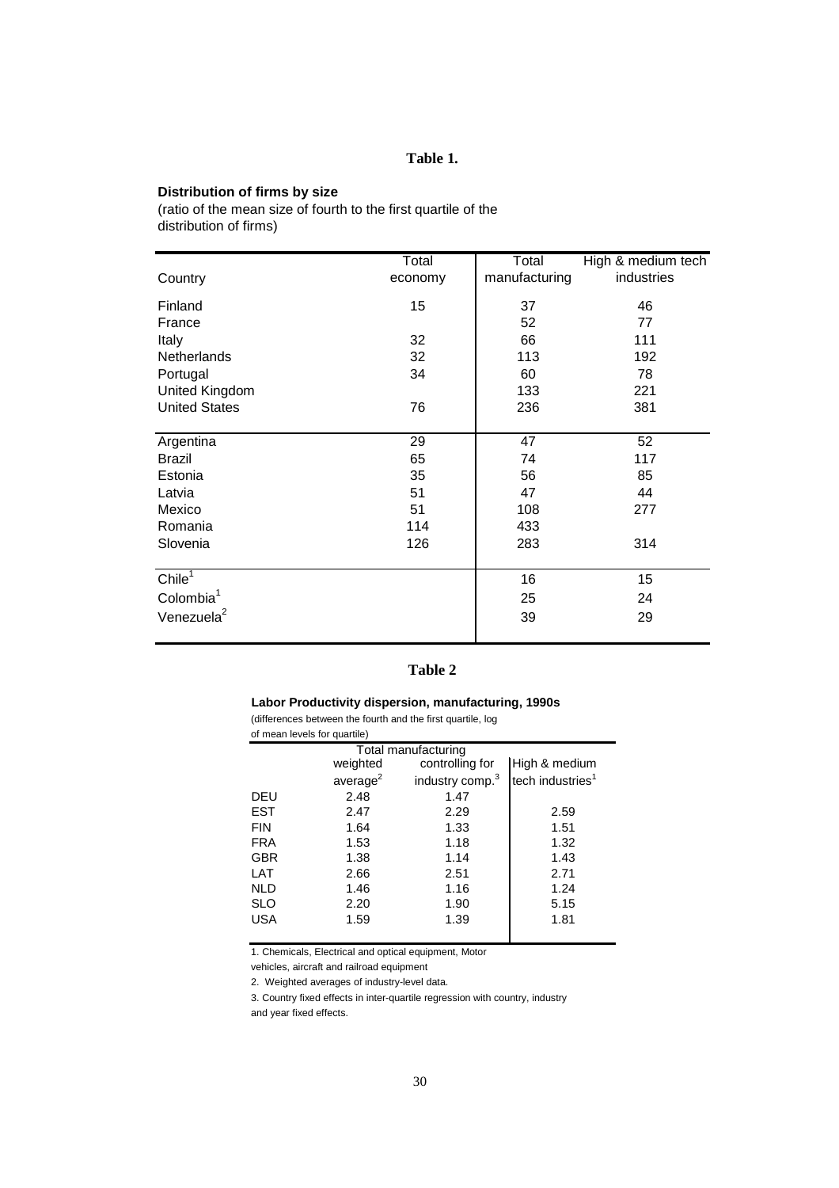**Table 1.**

**Distribution of firms by size**

(ratio of the mean size of fourth to the first quartile of the distribution of firms)

| Country | Total economy | Total manufacturing | High & medium tech industries |
|---|---|---|---|
| Finland | 15 | 37 | 46 |
| France | | 52 | 77 |
| Italy | 32 | 66 | 111 |
| Netherlands | 32 | 113 | 192 |
| Portugal | 34 | 60 | 78 |
| United Kingdom | | 133 | 221 |
| United States | 76 | 236 | 381 |
| Argentina | 29 | 47 | 52 |
| Brazil | 65 | 74 | 117 |
| Estonia | 35 | 56 | 85 |
| Latvia | 51 | 47 | 44 |
| Mexico | 51 | 108 | 277 |
| Romania | 114 | 433 | |
| Slovenia | 126 | 283 | 314 |
| Chile[1] | | 16 | 15 |
| Colombia[1] | | 25 | 24 |
| Venezuela[2] | | 39 | 29 |

**Table 2**

**Labor Productivity dispersion, manufacturing, 1990s**

(differences between the fourth and the first quartile, log of mean levels for quartile)

| | Total manufacturing | | |
|---|---|---|---|
| | weighted average[2] | controlling for industry comp.[3] | High & medium tech industries[1] |
| DEU | 2.48 | 1.47 | |
| EST | 2.47 | 2.29 | 2.59 |
| FIN | 1.64 | 1.33 | 1.51 |
| FRA | 1.53 | 1.18 | 1.32 |
| GBR | 1.38 | 1.14 | 1.43 |
| LAT | 2.66 | 2.51 | 2.71 |
| NLD | 1.46 | 1.16 | 1.24 |
| SLO | 2.20 | 1.90 | 5.15 |
| USA | 1.59 | 1.39 | 1.81 |

1. Chemicals, Electrical and optical equipment, Motor vehicles, aircraft and railroad equipment

2. Weighted averages of industry-level data.

3. Country fixed effects in inter-quartile regression with country, industry and year fixed effects.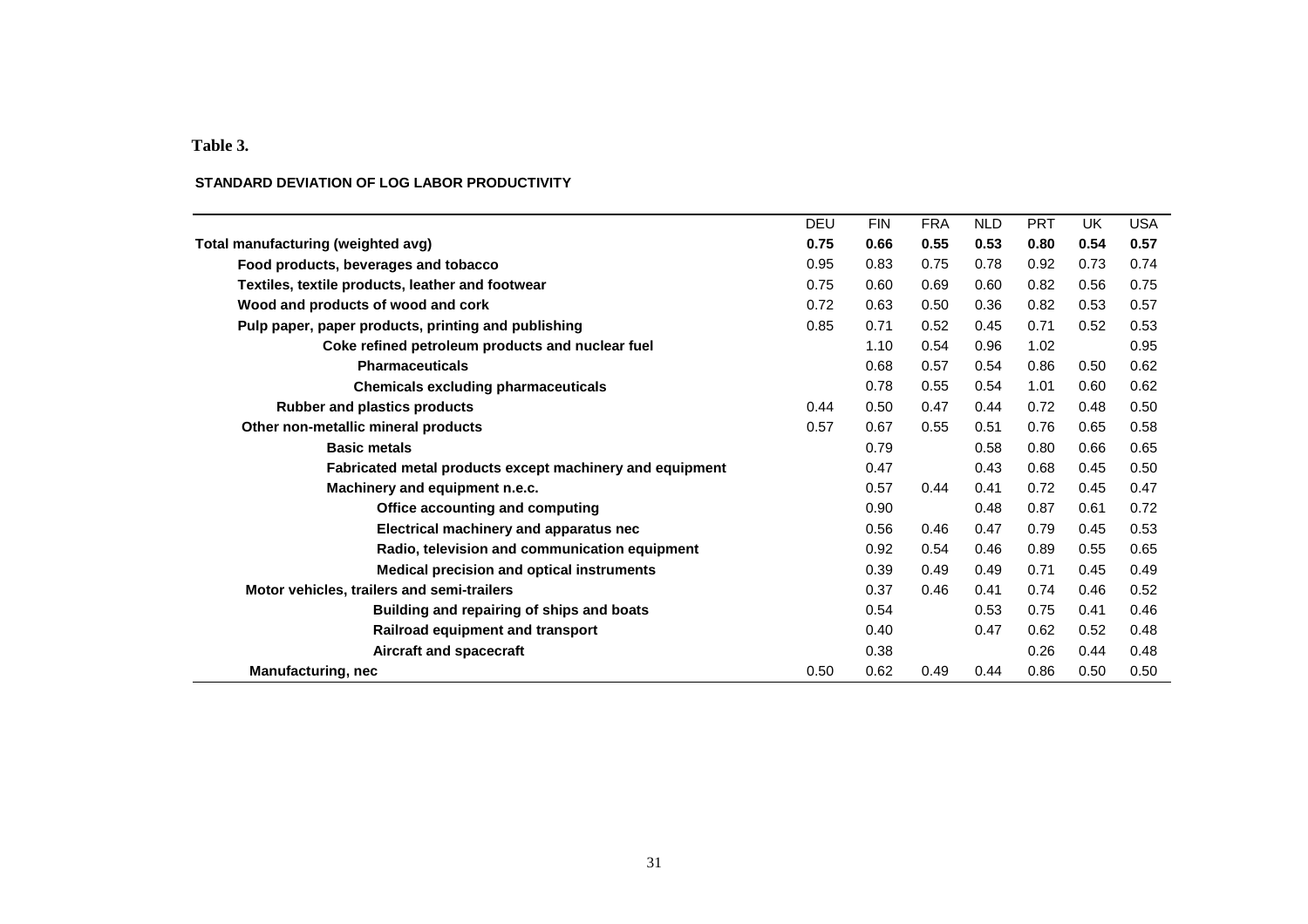**Table 3.**

**STANDARD DEVIATION OF LOG LABOR PRODUCTIVITY**

| | DEU | FIN | FRA | NLD | PRT | UK | USA |
|---|---|---|---|---|---|---|---|
| **Total manufacturing (weighted avg)** | **0.75** | **0.66** | **0.55** | **0.53** | **0.80** | **0.54** | **0.57** |
| **Food products, beverages and tobacco** | 0.95 | 0.83 | 0.75 | 0.78 | 0.92 | 0.73 | 0.74 |
| **Textiles, textile products, leather and footwear** | 0.75 | 0.60 | 0.69 | 0.60 | 0.82 | 0.56 | 0.75 |
| **Wood and products of wood and cork** | 0.72 | 0.63 | 0.50 | 0.36 | 0.82 | 0.53 | 0.57 |
| **Pulp paper, paper products, printing and publishing** | 0.85 | 0.71 | 0.52 | 0.45 | 0.71 | 0.52 | 0.53 |
| **Coke refined petroleum products and nuclear fuel** | | 1.10 | 0.54 | 0.96 | 1.02 | | 0.95 |
| **Pharmaceuticals** | | 0.68 | 0.57 | 0.54 | 0.86 | 0.50 | 0.62 |
| **Chemicals excluding pharmaceuticals** | | 0.78 | 0.55 | 0.54 | 1.01 | 0.60 | 0.62 |
| **Rubber and plastics products** | 0.44 | 0.50 | 0.47 | 0.44 | 0.72 | 0.48 | 0.50 |
| **Other non-metallic mineral products** | 0.57 | 0.67 | 0.55 | 0.51 | 0.76 | 0.65 | 0.58 |
| **Basic metals** | | 0.79 | | 0.58 | 0.80 | 0.66 | 0.65 |
| **Fabricated metal products except machinery and equipment** | | 0.47 | | 0.43 | 0.68 | 0.45 | 0.50 |
| **Machinery and equipment n.e.c.** | | 0.57 | 0.44 | 0.41 | 0.72 | 0.45 | 0.47 |
| **Office accounting and computing** | | 0.90 | | 0.48 | 0.87 | 0.61 | 0.72 |
| **Electrical machinery and apparatus nec** | | 0.56 | 0.46 | 0.47 | 0.79 | 0.45 | 0.53 |
| **Radio, television and communication equipment** | | 0.92 | 0.54 | 0.46 | 0.89 | 0.55 | 0.65 |
| **Medical precision and optical instruments** | | 0.39 | 0.49 | 0.49 | 0.71 | 0.45 | 0.49 |
| **Motor vehicles, trailers and semi-trailers** | | 0.37 | 0.46 | 0.41 | 0.74 | 0.46 | 0.52 |
| **Building and repairing of ships and boats** | | 0.54 | | 0.53 | 0.75 | 0.41 | 0.46 |
| **Railroad equipment and transport** | | 0.40 | | 0.47 | 0.62 | 0.52 | 0.48 |
| **Aircraft and spacecraft** | | 0.38 | | | 0.26 | 0.44 | 0.48 |
| **Manufacturing, nec** | 0.50 | 0.62 | 0.49 | 0.44 | 0.86 | 0.50 | 0.50 |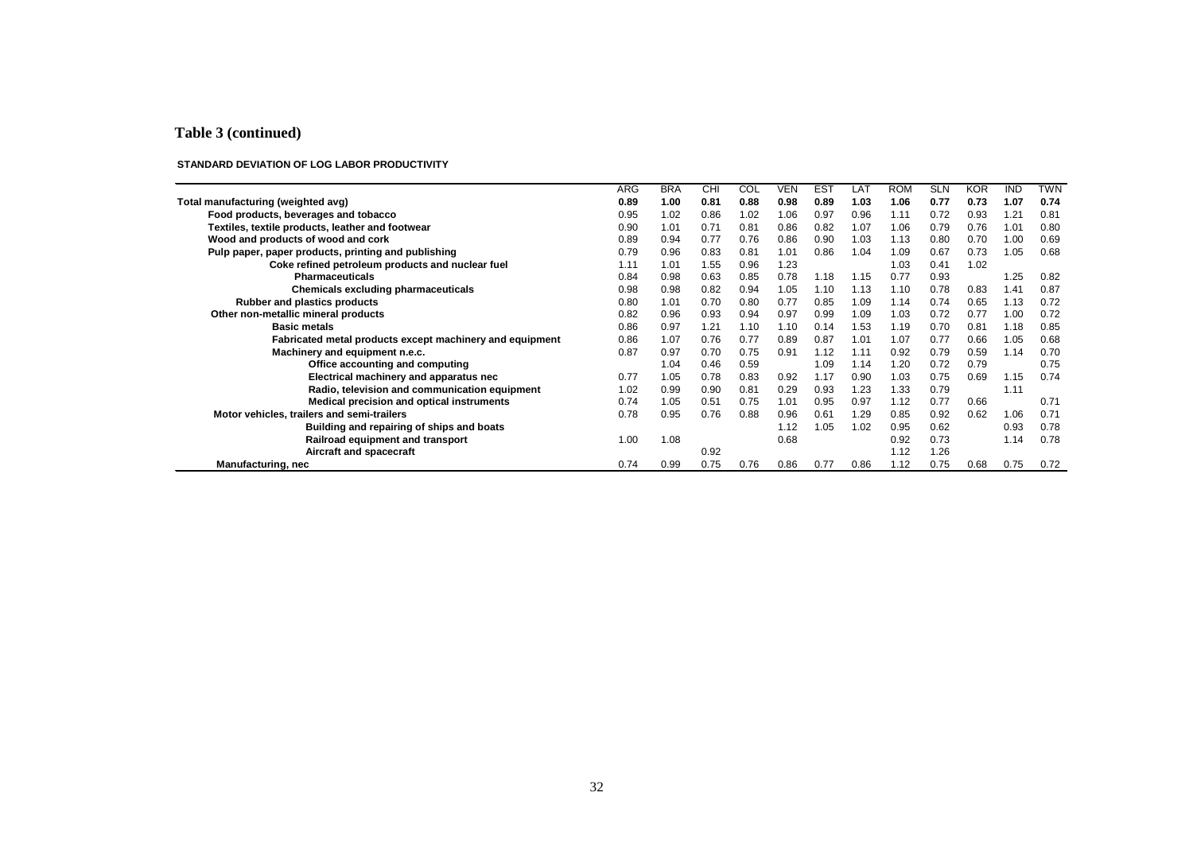**Table 3 (continued)**

**STANDARD DEVIATION OF LOG LABOR PRODUCTIVITY**

| | ARG | BRA | CHI | COL | VEN | EST | LAT | ROM | SLN | KOR | IND | TWN |
|---|---|---|---|---|---|---|---|---|---|---|---|---|
| **Total manufacturing (weighted avg)** | **0.89** | **1.00** | **0.81** | **0.88** | **0.98** | **0.89** | **1.03** | **1.06** | **0.77** | **0.73** | **1.07** | **0.74** |
| **Food products, beverages and tobacco** | 0.95 | 1.02 | 0.86 | 1.02 | 1.06 | 0.97 | 0.96 | 1.11 | 0.72 | 0.93 | 1.21 | 0.81 |
| **Textiles, textile products, leather and footwear** | 0.90 | 1.01 | 0.71 | 0.81 | 0.86 | 0.82 | 1.07 | 1.06 | 0.79 | 0.76 | 1.01 | 0.80 |
| **Wood and products of wood and cork** | 0.89 | 0.94 | 0.77 | 0.76 | 0.86 | 0.90 | 1.03 | 1.13 | 0.80 | 0.70 | 1.00 | 0.69 |
| **Pulp paper, paper products, printing and publishing** | 0.79 | 0.96 | 0.83 | 0.81 | 1.01 | 0.86 | 1.04 | 1.09 | 0.67 | 0.73 | 1.05 | 0.68 |
| **Coke refined petroleum products and nuclear fuel** | 1.11 | 1.01 | 1.55 | 0.96 | 1.23 | | | 1.03 | 0.41 | 1.02 | | |
| **Pharmaceuticals** | 0.84 | 0.98 | 0.63 | 0.85 | 0.78 | 1.18 | 1.15 | 0.77 | 0.93 | | 1.25 | 0.82 |
| **Chemicals excluding pharmaceuticals** | 0.98 | 0.98 | 0.82 | 0.94 | 1.05 | 1.10 | 1.13 | 1.10 | 0.78 | 0.83 | 1.41 | 0.87 |
| **Rubber and plastics products** | 0.80 | 1.01 | 0.70 | 0.80 | 0.77 | 0.85 | 1.09 | 1.14 | 0.74 | 0.65 | 1.13 | 0.72 |
| **Other non-metallic mineral products** | 0.82 | 0.96 | 0.93 | 0.94 | 0.97 | 0.99 | 1.09 | 1.03 | 0.72 | 0.77 | 1.00 | 0.72 |
| **Basic metals** | 0.86 | 0.97 | 1.21 | 1.10 | 1.10 | 0.14 | 1.53 | 1.19 | 0.70 | 0.81 | 1.18 | 0.85 |
| **Fabricated metal products except machinery and equipment** | 0.86 | 1.07 | 0.76 | 0.77 | 0.89 | 0.87 | 1.01 | 1.07 | 0.77 | 0.66 | 1.05 | 0.68 |
| **Machinery and equipment n.e.c.** | 0.87 | 0.97 | 0.70 | 0.75 | 0.91 | 1.12 | 1.11 | 0.92 | 0.79 | 0.59 | 1.14 | 0.70 |
| **Office accounting and computing** | | 1.04 | 0.46 | 0.59 | | 1.09 | 1.14 | 1.20 | 0.72 | 0.79 | | 0.75 |
| **Electrical machinery and apparatus nec** | 0.77 | 1.05 | 0.78 | 0.83 | 0.92 | 1.17 | 0.90 | 1.03 | 0.75 | 0.69 | 1.15 | 0.74 |
| **Radio, television and communication equipment** | 1.02 | 0.99 | 0.90 | 0.81 | 0.29 | 0.93 | 1.23 | 1.33 | 0.79 | | 1.11 | |
| **Medical precision and optical instruments** | 0.74 | 1.05 | 0.51 | 0.75 | 1.01 | 0.95 | 0.97 | 1.12 | 0.77 | 0.66 | | 0.71 |
| **Motor vehicles, trailers and semi-trailers** | 0.78 | 0.95 | 0.76 | 0.88 | 0.96 | 0.61 | 1.29 | 0.85 | 0.92 | 0.62 | 1.06 | 0.71 |
| **Building and repairing of ships and boats** | | | | | 1.12 | 1.05 | 1.02 | 0.95 | 0.62 | | 0.93 | 0.78 |
| **Railroad equipment and transport** | 1.00 | 1.08 | | | 0.68 | | | 0.92 | 0.73 | | 1.14 | 0.78 |
| **Aircraft and spacecraft** | | | 0.92 | | | | | 1.12 | 1.26 | | | |
| **Manufacturing, nec** | 0.74 | 0.99 | 0.75 | 0.76 | 0.86 | 0.77 | 0.86 | 1.12 | 0.75 | 0.68 | 0.75 | 0.72 |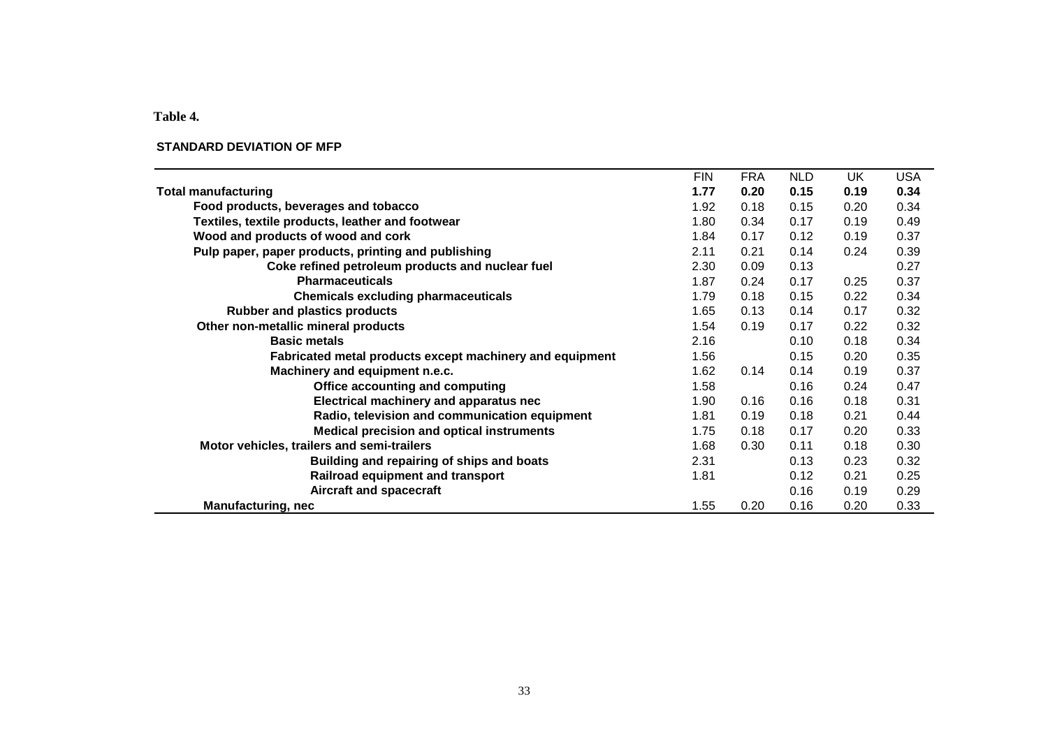**Table 4.**

**STANDARD DEVIATION OF MFP**

| | FIN | FRA | NLD | UK | USA |
|---|---|---|---|---|---|
| **Total manufacturing** | **1.77** | **0.20** | **0.15** | **0.19** | **0.34** |
| **Food products, beverages and tobacco** | 1.92 | 0.18 | 0.15 | 0.20 | 0.34 |
| **Textiles, textile products, leather and footwear** | 1.80 | 0.34 | 0.17 | 0.19 | 0.49 |
| **Wood and products of wood and cork** | 1.84 | 0.17 | 0.12 | 0.19 | 0.37 |
| **Pulp paper, paper products, printing and publishing** | 2.11 | 0.21 | 0.14 | 0.24 | 0.39 |
| **Coke refined petroleum products and nuclear fuel** | 2.30 | 0.09 | 0.13 | | 0.27 |
| **Pharmaceuticals** | 1.87 | 0.24 | 0.17 | 0.25 | 0.37 |
| **Chemicals excluding pharmaceuticals** | 1.79 | 0.18 | 0.15 | 0.22 | 0.34 |
| **Rubber and plastics products** | 1.65 | 0.13 | 0.14 | 0.17 | 0.32 |
| **Other non-metallic mineral products** | 1.54 | 0.19 | 0.17 | 0.22 | 0.32 |
| **Basic metals** | 2.16 | | 0.10 | 0.18 | 0.34 |
| **Fabricated metal products except machinery and equipment** | 1.56 | | 0.15 | 0.20 | 0.35 |
| **Machinery and equipment n.e.c.** | 1.62 | 0.14 | 0.14 | 0.19 | 0.37 |
| **Office accounting and computing** | 1.58 | | 0.16 | 0.24 | 0.47 |
| **Electrical machinery and apparatus nec** | 1.90 | 0.16 | 0.16 | 0.18 | 0.31 |
| **Radio, television and communication equipment** | 1.81 | 0.19 | 0.18 | 0.21 | 0.44 |
| **Medical precision and optical instruments** | 1.75 | 0.18 | 0.17 | 0.20 | 0.33 |
| **Motor vehicles, trailers and semi-trailers** | 1.68 | 0.30 | 0.11 | 0.18 | 0.30 |
| **Building and repairing of ships and boats** | 2.31 | | 0.13 | 0.23 | 0.32 |
| **Railroad equipment and transport** | 1.81 | | 0.12 | 0.21 | 0.25 |
| **Aircraft and spacecraft** | | | 0.16 | 0.19 | 0.29 |
| **Manufacturing, nec** | 1.55 | 0.20 | 0.16 | 0.20 | 0.33 |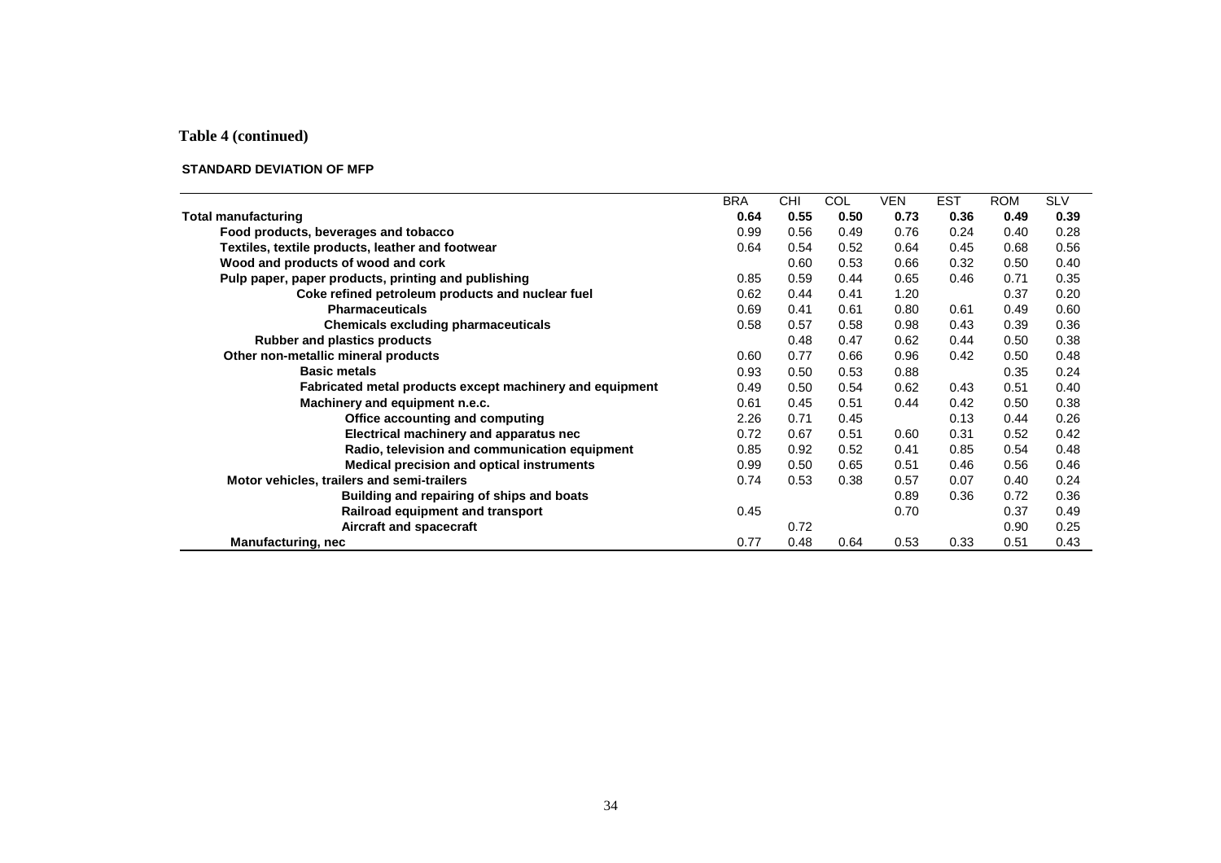**Table 4 (continued)**

**STANDARD DEVIATION OF MFP**

| | BRA | CHI | COL | VEN | EST | ROM | SLV |
|---|---|---|---|---|---|---|---|
| **Total manufacturing** | **0.64** | **0.55** | **0.50** | **0.73** | **0.36** | **0.49** | **0.39** |
| **Food products, beverages and tobacco** | 0.99 | 0.56 | 0.49 | 0.76 | 0.24 | 0.40 | 0.28 |
| **Textiles, textile products, leather and footwear** | 0.64 | 0.54 | 0.52 | 0.64 | 0.45 | 0.68 | 0.56 |
| **Wood and products of wood and cork** | | 0.60 | 0.53 | 0.66 | 0.32 | 0.50 | 0.40 |
| **Pulp paper, paper products, printing and publishing** | 0.85 | 0.59 | 0.44 | 0.65 | 0.46 | 0.71 | 0.35 |
| **Coke refined petroleum products and nuclear fuel** | 0.62 | 0.44 | 0.41 | 1.20 | | 0.37 | 0.20 |
| **Pharmaceuticals** | 0.69 | 0.41 | 0.61 | 0.80 | 0.61 | 0.49 | 0.60 |
| **Chemicals excluding pharmaceuticals** | 0.58 | 0.57 | 0.58 | 0.98 | 0.43 | 0.39 | 0.36 |
| **Rubber and plastics products** | | 0.48 | 0.47 | 0.62 | 0.44 | 0.50 | 0.38 |
| **Other non-metallic mineral products** | 0.60 | 0.77 | 0.66 | 0.96 | 0.42 | 0.50 | 0.48 |
| **Basic metals** | 0.93 | 0.50 | 0.53 | 0.88 | | 0.35 | 0.24 |
| **Fabricated metal products except machinery and equipment** | 0.49 | 0.50 | 0.54 | 0.62 | 0.43 | 0.51 | 0.40 |
| **Machinery and equipment n.e.c.** | 0.61 | 0.45 | 0.51 | 0.44 | 0.42 | 0.50 | 0.38 |
| **Office accounting and computing** | 2.26 | 0.71 | 0.45 | | 0.13 | 0.44 | 0.26 |
| **Electrical machinery and apparatus nec** | 0.72 | 0.67 | 0.51 | 0.60 | 0.31 | 0.52 | 0.42 |
| **Radio, television and communication equipment** | 0.85 | 0.92 | 0.52 | 0.41 | 0.85 | 0.54 | 0.48 |
| **Medical precision and optical instruments** | 0.99 | 0.50 | 0.65 | 0.51 | 0.46 | 0.56 | 0.46 |
| **Motor vehicles, trailers and semi-trailers** | 0.74 | 0.53 | 0.38 | 0.57 | 0.07 | 0.40 | 0.24 |
| **Building and repairing of ships and boats** | | | | 0.89 | 0.36 | 0.72 | 0.36 |
| **Railroad equipment and transport** | 0.45 | | | 0.70 | | 0.37 | 0.49 |
| **Aircraft and spacecraft** | | 0.72 | | | | 0.90 | 0.25 |
| **Manufacturing, nec** | 0.77 | 0.48 | 0.64 | 0.53 | 0.33 | 0.51 | 0.43 |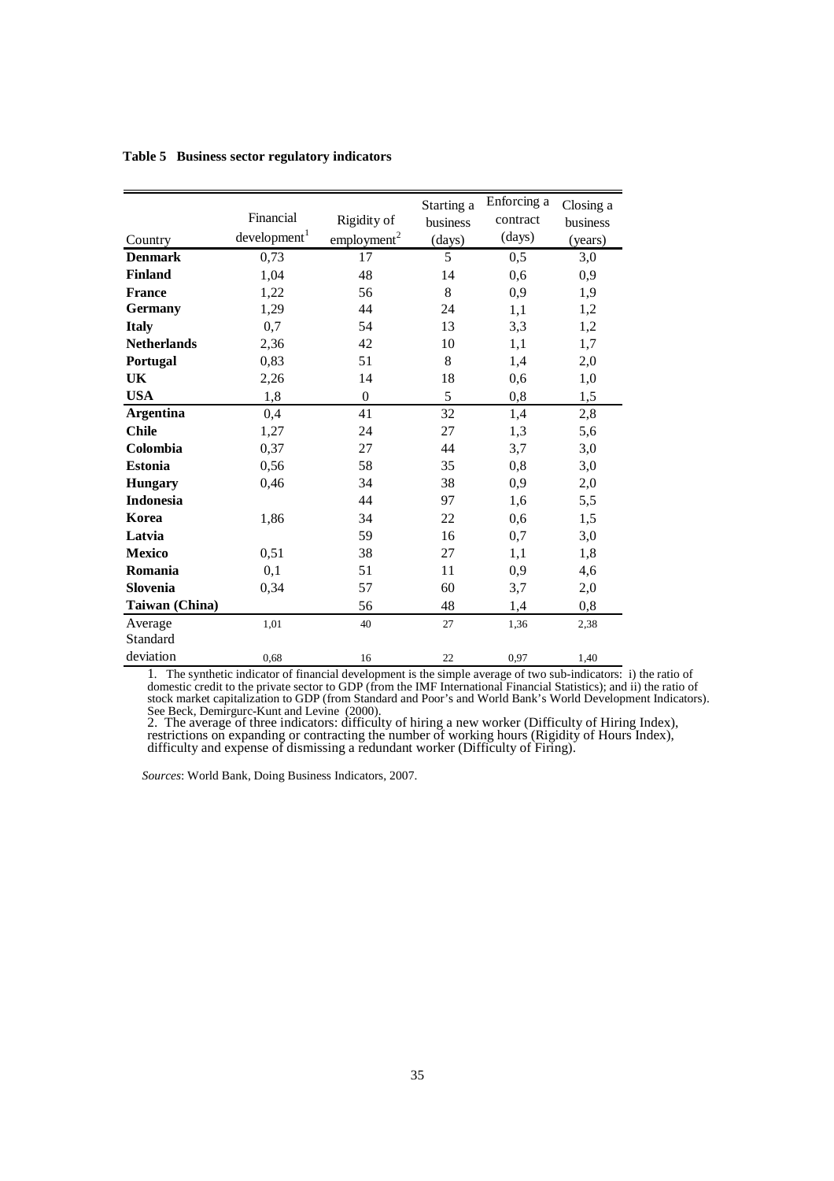**Table 5 Business sector regulatory indicators**

| Country | Financial development[1] | Rigidity of employment[2] | Starting a business (days) | Enforcing a contract (days) | Closing a business (years) |
|---|---|---|---|---|---|
| **Denmark** | 0,73 | 17 | 5 | 0,5 | 3,0 |
| **Finland** | 1,04 | 48 | 14 | 0,6 | 0,9 |
| **France** | 1,22 | 56 | 8 | 0,9 | 1,9 |
| **Germany** | 1,29 | 44 | 24 | 1,1 | 1,2 |
| **Italy** | 0,7 | 54 | 13 | 3,3 | 1,2 |
| **Netherlands** | 2,36 | 42 | 10 | 1,1 | 1,7 |
| **Portugal** | 0,83 | 51 | 8 | 1,4 | 2,0 |
| **UK** | 2,26 | 14 | 18 | 0,6 | 1,0 |
| **USA** | 1,8 | 0 | 5 | 0,8 | 1,5 |
| **Argentina** | 0,4 | 41 | 32 | 1,4 | 2,8 |
| **Chile** | 1,27 | 24 | 27 | 1,3 | 5,6 |
| **Colombia** | 0,37 | 27 | 44 | 3,7 | 3,0 |
| **Estonia** | 0,56 | 58 | 35 | 0,8 | 3,0 |
| **Hungary** | 0,46 | 34 | 38 | 0,9 | 2,0 |
| **Indonesia** | | 44 | 97 | 1,6 | 5,5 |
| **Korea** | 1,86 | 34 | 22 | 0,6 | 1,5 |
| **Latvia** | | 59 | 16 | 0,7 | 3,0 |
| **Mexico** | 0,51 | 38 | 27 | 1,1 | 1,8 |
| **Romania** | 0,1 | 51 | 11 | 0,9 | 4,6 |
| **Slovenia** | 0,34 | 57 | 60 | 3,7 | 2,0 |
| **Taiwan (China)** | | 56 | 48 | 1,4 | 0,8 |
| Average | 1,01 | 40 | 27 | 1,36 | 2,38 |
| Standard deviation | 0,68 | 16 | 22 | 0,97 | 1,40 |

1. The synthetic indicator of financial development is the simple average of two sub-indicators: i) the ratio of domestic credit to the private sector to GDP (from the IMF International Financial Statistics); and ii) the ratio of stock market capitalization to GDP (from Standard and Poor's and World Bank's World Development Indicators). See Beck, Demirgurc-Kunt and Levine (2000).

2. The average of three indicators: difficulty of hiring a new worker (Difficulty of Hiring Index), restrictions on expanding or contracting the number of working hours (Rigidity of Hours Index), difficulty and expense of dismissing a redundant worker (Difficulty of Firing).

*Sources*: World Bank, Doing Business Indicators, 2007.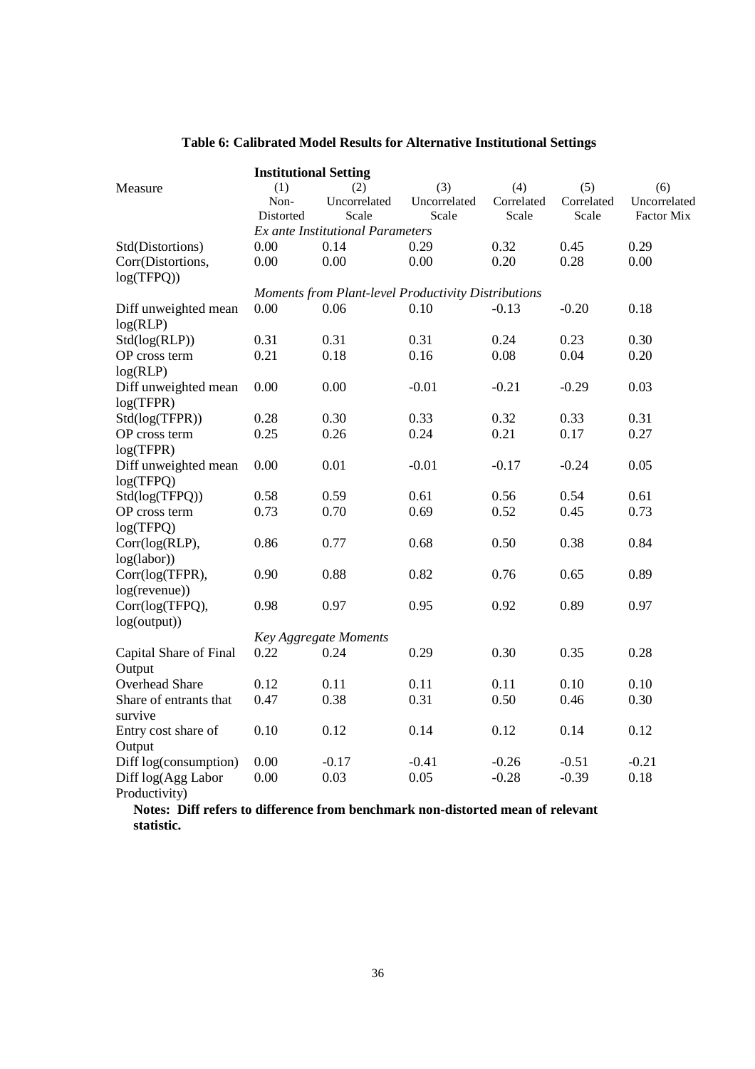**Table 6: Calibrated Model Results for Alternative Institutional Settings**

| Measure | **Institutional Setting** (1) Non-Distorted | (2) Uncorrelated Scale | (3) Uncorrelated Scale | (4) Correlated Scale | (5) Correlated Scale | (6) Uncorrelated Factor Mix |
|---|---|---|---|---|---|---|
| | *Ex ante Institutional Parameters* | | | | | |
| Std(Distortions) | 0.00 | 0.14 | 0.29 | 0.32 | 0.45 | 0.29 |
| Corr(Distortions, log(TFPQ)) | 0.00 | 0.00 | 0.00 | 0.20 | 0.28 | 0.00 |
| | *Moments from Plant-level Productivity Distributions* | | | | | |
| Diff unweighted mean log(RLP) | 0.00 | 0.06 | 0.10 | -0.13 | -0.20 | 0.18 |
| Std(log(RLP)) | 0.31 | 0.31 | 0.31 | 0.24 | 0.23 | 0.30 |
| OP cross term log(RLP) | 0.21 | 0.18 | 0.16 | 0.08 | 0.04 | 0.20 |
| Diff unweighted mean log(TFPR) | 0.00 | 0.00 | -0.01 | -0.21 | -0.29 | 0.03 |
| Std(log(TFPR)) | 0.28 | 0.30 | 0.33 | 0.32 | 0.33 | 0.31 |
| OP cross term log(TFPR) | 0.25 | 0.26 | 0.24 | 0.21 | 0.17 | 0.27 |
| Diff unweighted mean log(TFPQ) | 0.00 | 0.01 | -0.01 | -0.17 | -0.24 | 0.05 |
| Std(log(TFPQ)) | 0.58 | 0.59 | 0.61 | 0.56 | 0.54 | 0.61 |
| OP cross term log(TFPQ) | 0.73 | 0.70 | 0.69 | 0.52 | 0.45 | 0.73 |
| Corr(log(RLP), log(labor)) | 0.86 | 0.77 | 0.68 | 0.50 | 0.38 | 0.84 |
| Corr(log(TFPR), log(revenue)) | 0.90 | 0.88 | 0.82 | 0.76 | 0.65 | 0.89 |
| Corr(log(TFPQ), log(output)) | 0.98 | 0.97 | 0.95 | 0.92 | 0.89 | 0.97 |
| | *Key Aggregate Moments* | | | | | |
| Capital Share of Final Output | 0.22 | 0.24 | 0.29 | 0.30 | 0.35 | 0.28 |
| Overhead Share | 0.12 | 0.11 | 0.11 | 0.11 | 0.10 | 0.10 |
| Share of entrants that survive | 0.47 | 0.38 | 0.31 | 0.50 | 0.46 | 0.30 |
| Entry cost share of Output | 0.10 | 0.12 | 0.14 | 0.12 | 0.14 | 0.12 |
| Diff log(consumption) | 0.00 | -0.17 | -0.41 | -0.26 | -0.51 | -0.21 |
| Diff log(Agg Labor Productivity) | 0.00 | 0.03 | 0.05 | -0.28 | -0.39 | 0.18 |

**Notes: Diff refers to difference from benchmark non-distorted mean of relevant statistic.**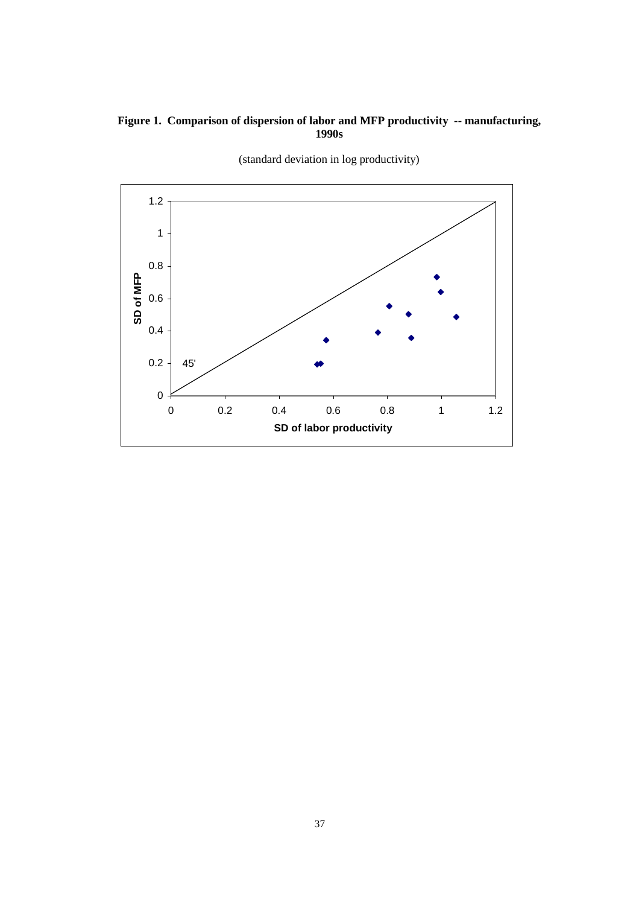**Figure 1. Comparison of dispersion of labor and MFP productivity -- manufacturing, 1990s**

(standard deviation in log productivity)

SD of MFP

1.2
1
0.8
0.6
0.4
0.2
0

45'

0 0.2 0.4 0.6 0.8 1 1.2

SD of labor productivity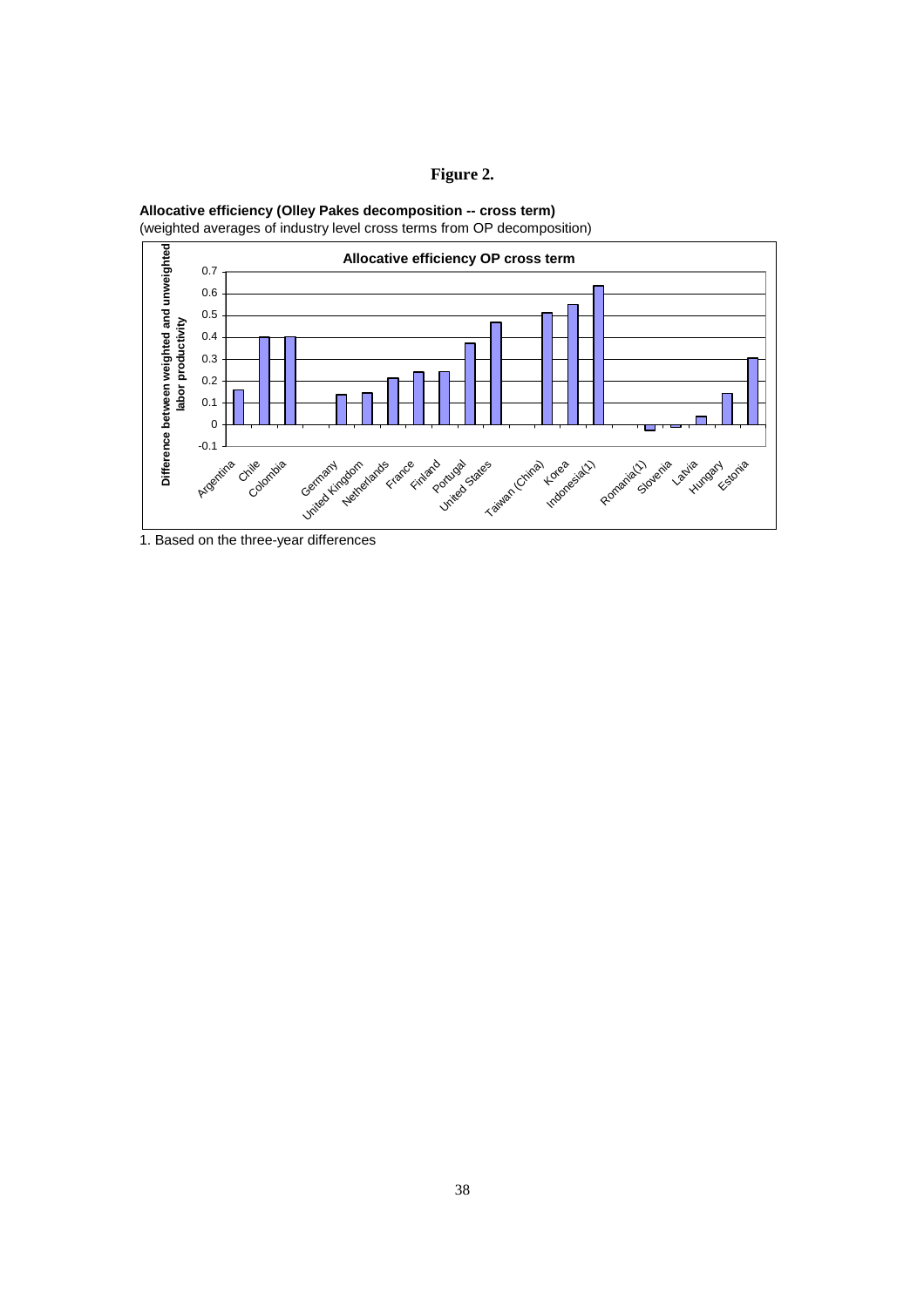**Figure 2.**

**Allocative efficiency (Olley Pakes decomposition -- cross term)**
(weighted averages of industry level cross terms from OP decomposition)

**Allocative efficiency OP cross term**

Y-axis: **Difference between weighted and unweighted labor productivity**

X-axis: Argentina, Chile, Colombia, Germany, United Kingdom, Netherlands, France, Finland, Portugal, United States, Taiwan (China), Korea, Indonesia(1), Romania(1), Slovenia, Latvia, Hungary, Estonia

1. Based on the three-year differences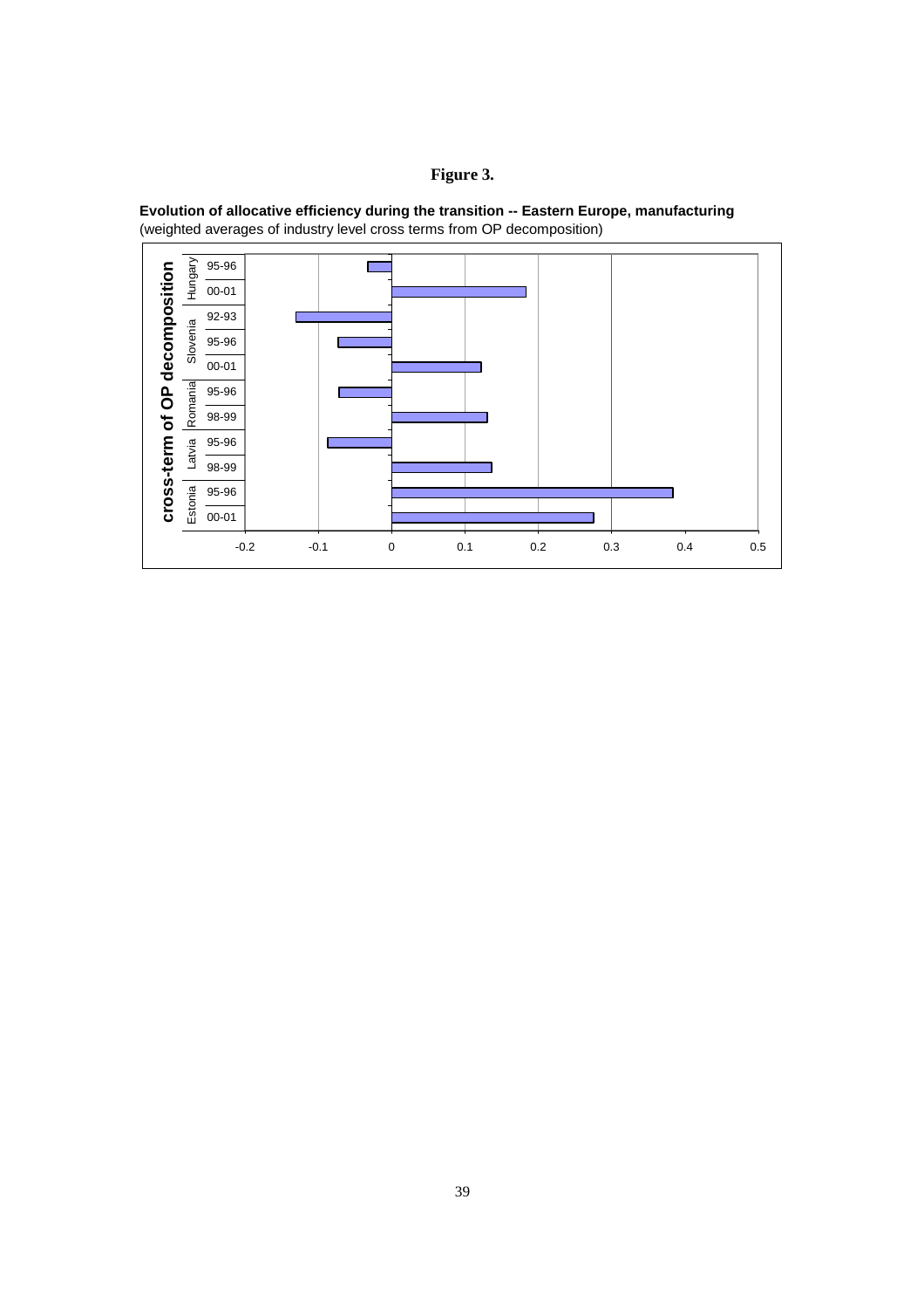**Figure 3.**

**Evolution of allocative efficiency during the transition -- Eastern Europe, manufacturing**
(weighted averages of industry level cross terms from OP decomposition)

**cross-term of OP decomposition**

| Country | Period |
|---|---|
| Hungary | 95-96 |
| | 00-01 |
| Slovenia | 92-93 |
| | 95-96 |
| | 00-01 |
| Romania | 95-96 |
| | 98-99 |
| Latvia | 95-96 |
| | 98-99 |
| Estonia | 95-96 |
| | 00-01 |

-0.2 -0.1 0 0.1 0.2 0.3 0.4 0.5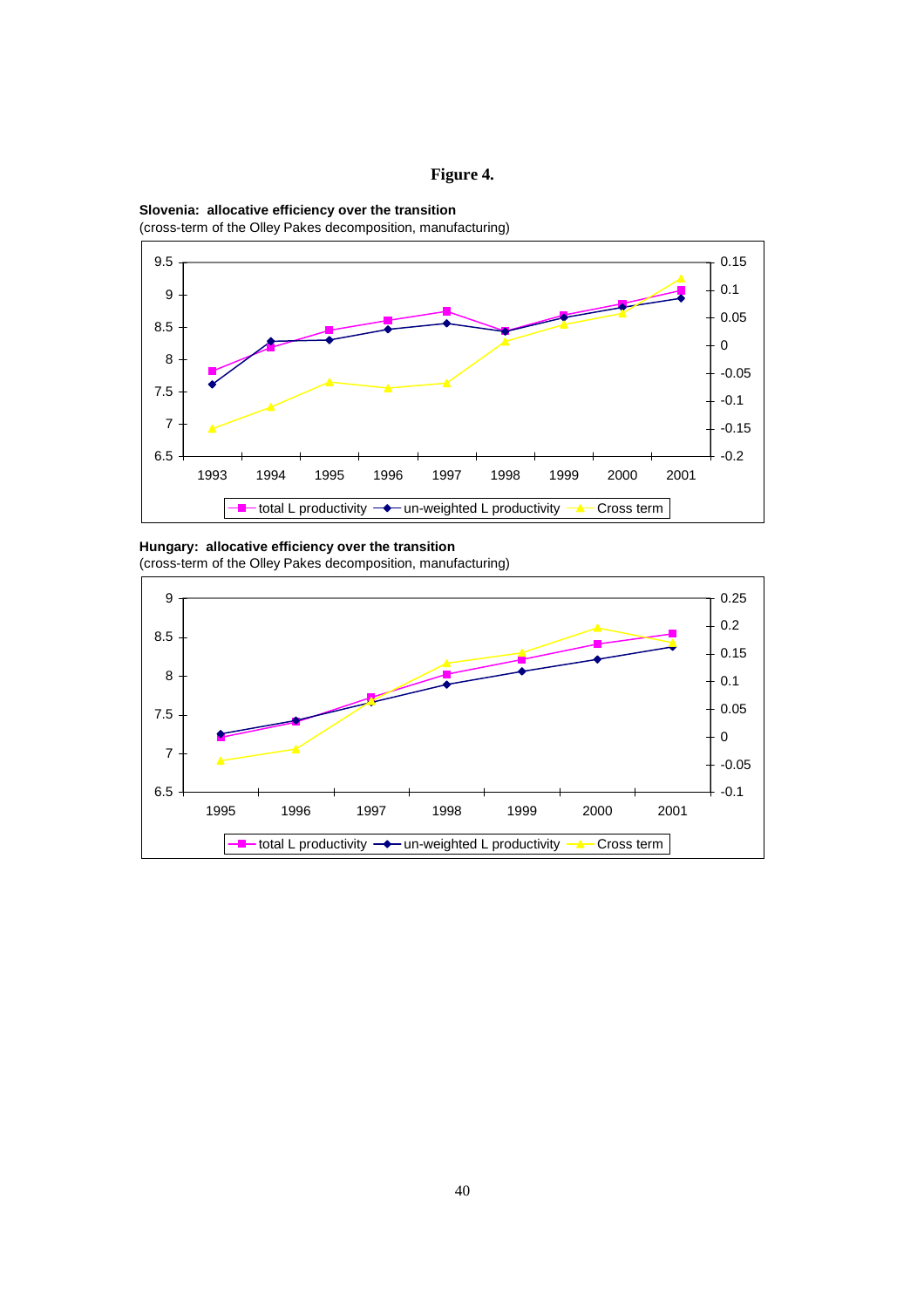**Figure 4.**

**Slovenia: allocative efficiency over the transition**
(cross-term of the Olley Pakes decomposition, manufacturing)

**Hungary: allocative efficiency over the transition**
(cross-term of the Olley Pakes decomposition, manufacturing)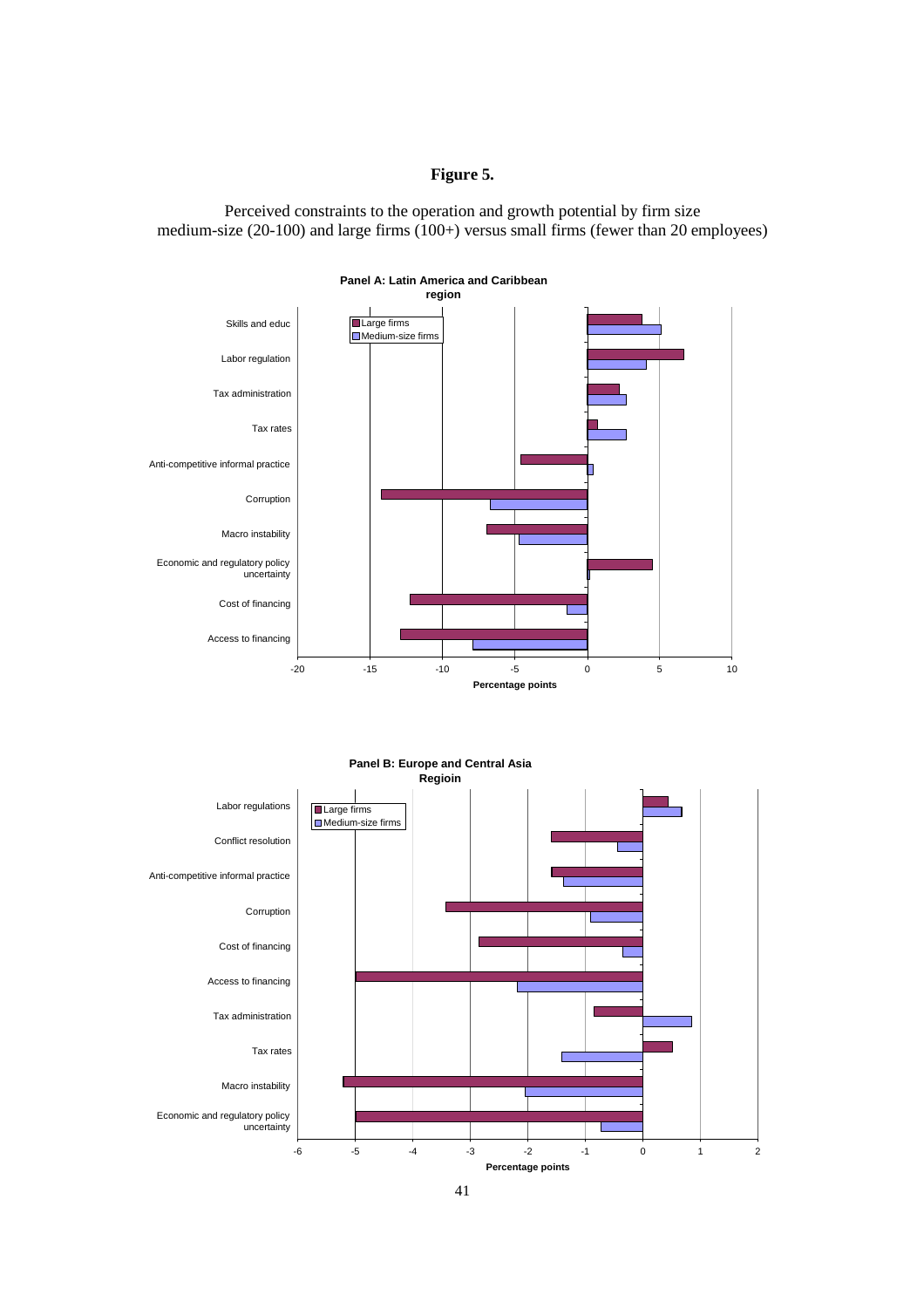**Figure 5.**

Perceived constraints to the operation and growth potential by firm size
medium-size (20-100) and large firms (100+) versus small firms (fewer than 20 employees)

**Panel A: Latin America and Caribbean region**

Legend: Large firms; Medium-size firms

Categories: Skills and educ; Labor regulation; Tax administration; Tax rates; Anti-competitive informal practice; Corruption; Macro instability; Economic and regulatory policy uncertainty; Cost of financing; Access to financing

Axis: -20, -15, -10, -5, 0, 5, 10 — Percentage points

**Panel B: Europe and Central Asia Regioin**

Legend: Large firms; Medium-size firms

Categories: Labor regulations; Conflict resolution; Anti-competitive informal practice; Corruption; Cost of financing; Access to financing; Tax administration; Tax rates; Macro instability; Economic and regulatory policy uncertainty

Axis: -6, -5, -4, -3, -2, -1, 0, 1, 2 — Percentage points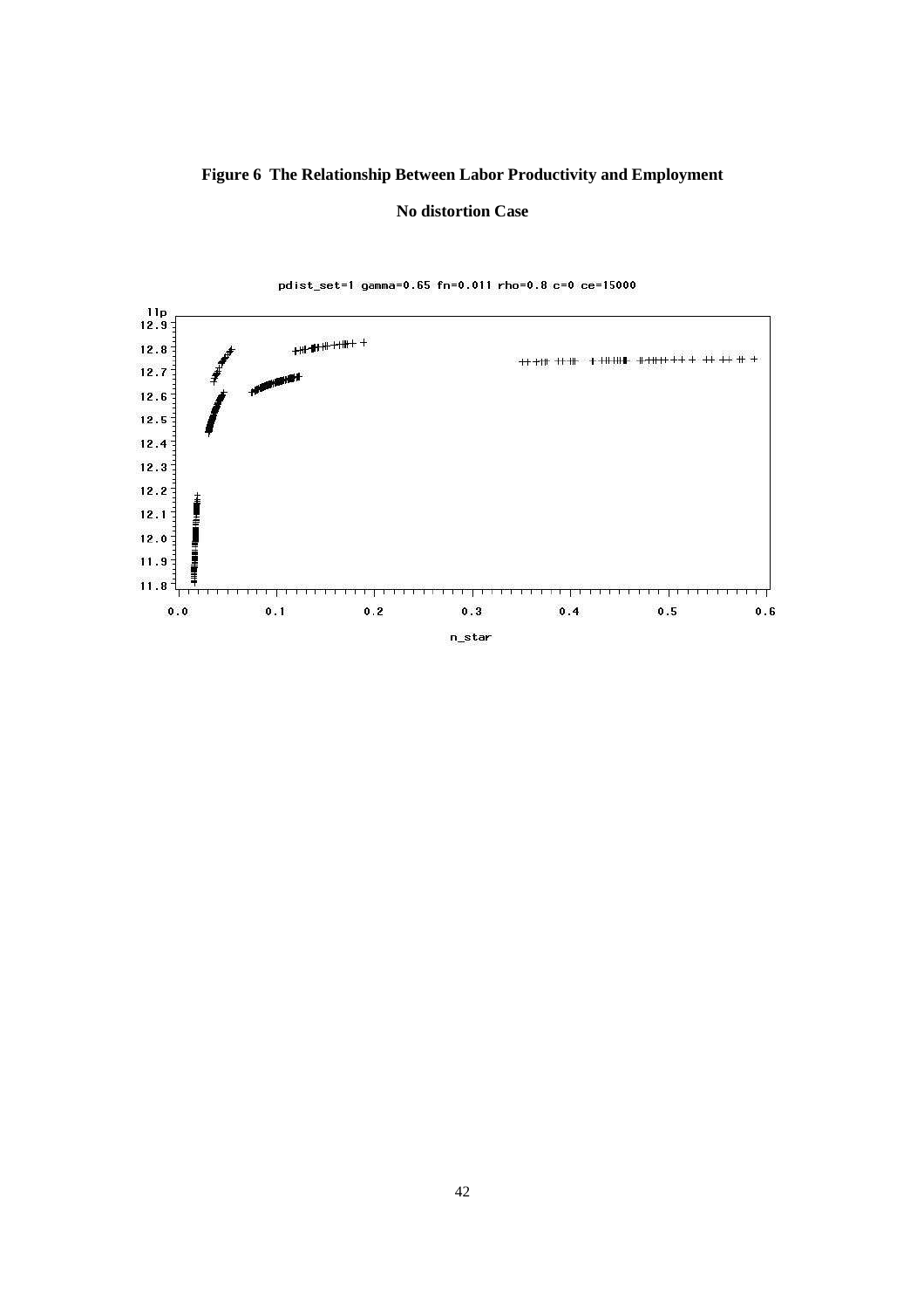**Figure 6 The Relationship Between Labor Productivity and Employment**

**No distortion Case**

pdist_set=1 gamma=0.65 fn=0.011 rho=0.8 c=0 ce=15000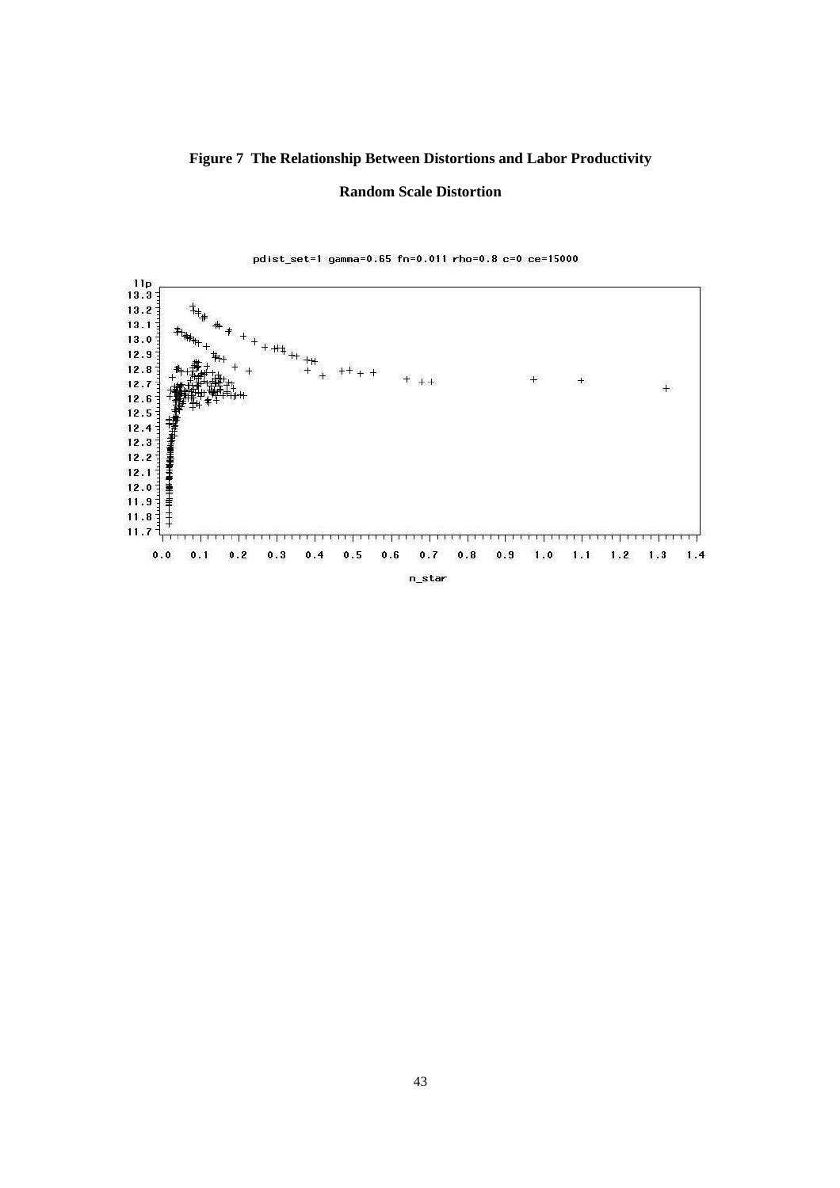**Figure 7 The Relationship Between Distortions and Labor Productivity**

**Random Scale Distortion**

pdist_set=1 gamma=0.65 fn=0.011 rho=0.8 c=0 ce=15000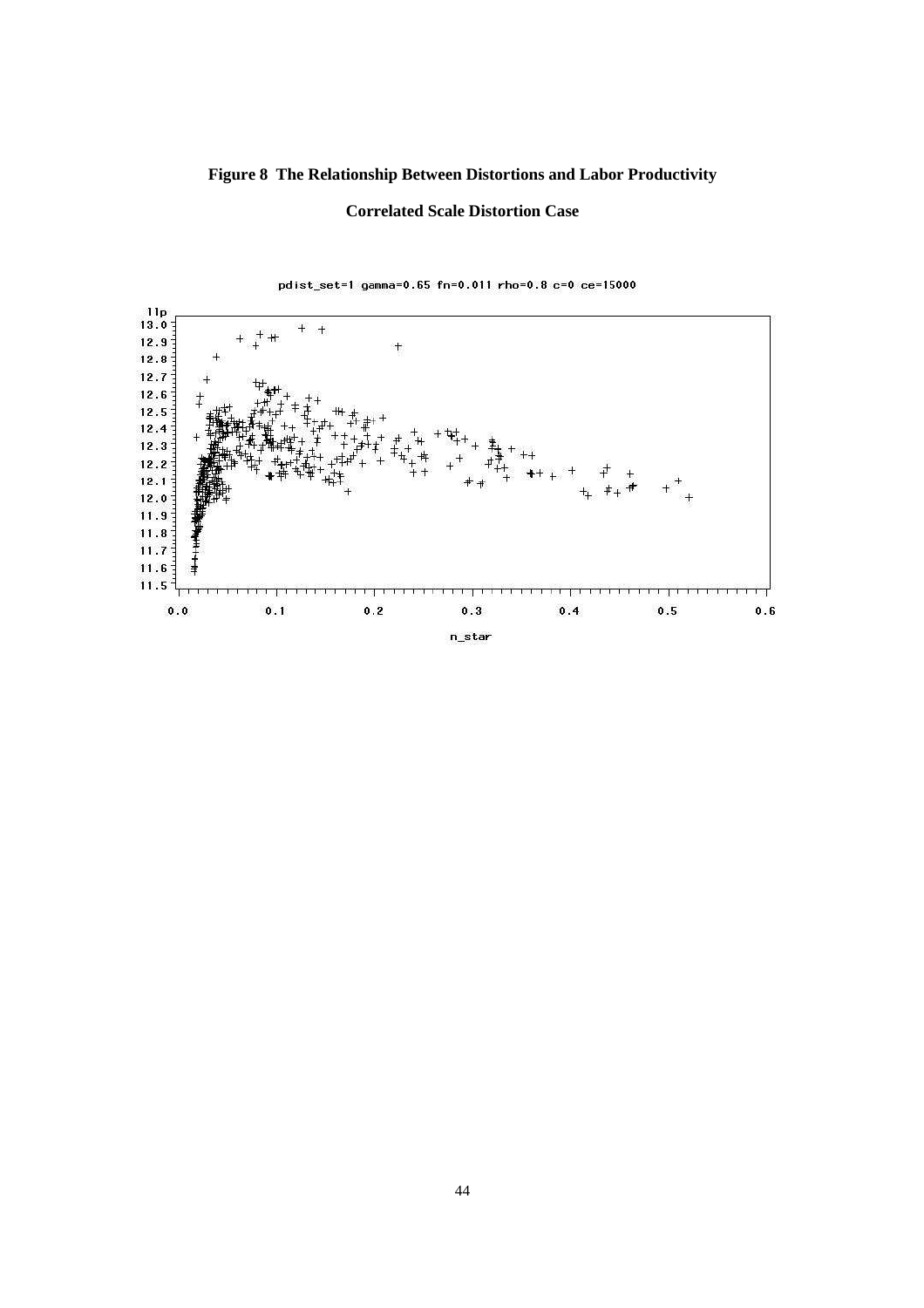**Figure 8 The Relationship Between Distortions and Labor Productivity**

**Correlated Scale Distortion Case**

pdist_set=1 gamma=0.65 fn=0.011 rho=0.8 c=0 ce=15000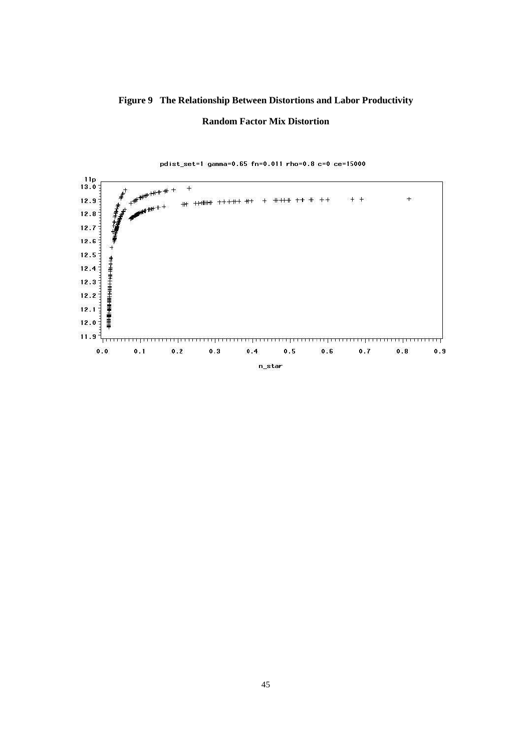**Figure 9 The Relationship Between Distortions and Labor Productivity**

**Random Factor Mix Distortion**

pdist_set=1 gamma=0.65 fn=0.011 rho=0.8 c=0 ce=15000

llp

n_star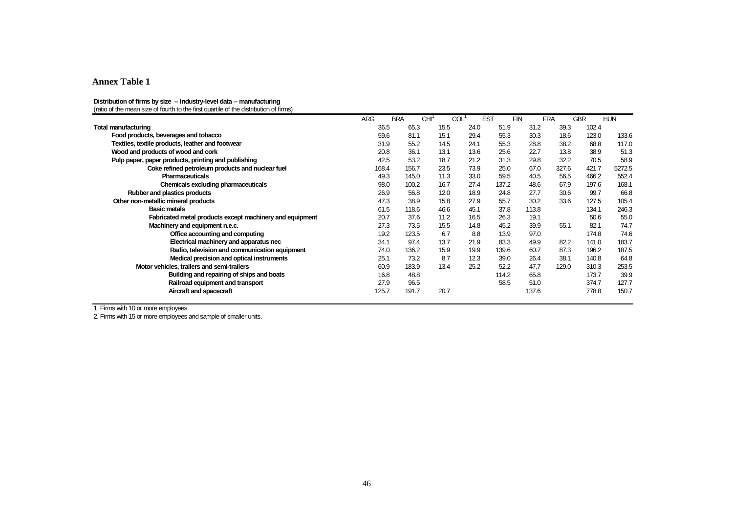## Annex Table 1

**Distribution of firms by size -- Industry-level data -- manufacturing**
(ratio of the mean size of fourth to the first quartile of the distribution of firms)

| | ARG | BRA | CHI[1] | COL[1] | EST | FIN | FRA | GBR | HUN |
|---|---|---|---|---|---|---|---|---|---|
| **Total manufacturing** | 36.5 | 65.3 | 15.5 | 24.0 | 51.9 | 31.2 | 39.3 | 102.4 | |
| **Food products, beverages and tobacco** | 59.6 | 81.1 | 15.1 | 29.4 | 55.3 | 30.3 | 18.6 | 123.0 | 133.6 |
| **Textiles, textile products, leather and footwear** | 31.9 | 55.2 | 14.5 | 24.1 | 55.3 | 28.8 | 38.2 | 68.8 | 117.0 |
| **Wood and products of wood and cork** | 20.8 | 36.1 | 13.1 | 13.6 | 25.6 | 22.7 | 13.8 | 38.9 | 51.3 |
| **Pulp paper, paper products, printing and publishing** | 42.5 | 53.2 | 18.7 | 21.2 | 31.3 | 29.8 | 32.2 | 70.5 | 58.9 |
| **Coke refined petroleum products and nuclear fuel** | 168.4 | 156.7 | 23.5 | 73.9 | 25.0 | 67.0 | 327.6 | 421.7 | 5272.5 |
| **Pharmaceuticals** | 49.3 | 145.0 | 11.3 | 33.0 | 59.5 | 40.5 | 56.5 | 466.2 | 552.4 |
| **Chemicals excluding pharmaceuticals** | 98.0 | 100.2 | 16.7 | 27.4 | 137.2 | 48.6 | 67.9 | 197.6 | 168.1 |
| **Rubber and plastics products** | 26.9 | 56.8 | 12.0 | 18.9 | 24.8 | 27.7 | 30.6 | 99.7 | 66.8 |
| **Other non-metallic mineral products** | 47.3 | 38.9 | 15.8 | 27.9 | 55.7 | 30.2 | 33.6 | 127.5 | 105.4 |
| **Basic metals** | 61.5 | 118.6 | 46.6 | 45.1 | 37.8 | 113.8 | | 134.1 | 246.3 |
| **Fabricated metal products except machinery and equipment** | 20.7 | 37.6 | 11.2 | 16.5 | 26.3 | 19.1 | | 50.6 | 55.0 |
| **Machinery and equipment n.e.c.** | 27.3 | 73.5 | 15.5 | 14.8 | 45.2 | 39.9 | 55.1 | 82.1 | 74.7 |
| **Office accounting and computing** | 19.2 | 123.5 | 6.7 | 8.8 | 13.9 | 97.0 | | 174.8 | 74.6 |
| **Electrical machinery and apparatus nec** | 34.1 | 97.4 | 13.7 | 21.9 | 83.3 | 49.9 | 82.2 | 141.0 | 183.7 |
| **Radio, television and communication equipment** | 74.0 | 136.2 | 15.9 | 19.9 | 139.6 | 60.7 | 87.3 | 196.2 | 187.5 |
| **Medical precision and optical instruments** | 25.1 | 73.2 | 8.7 | 12.3 | 39.0 | 26.4 | 38.1 | 140.8 | 64.8 |
| **Motor vehicles, trailers and semi-trailers** | 60.9 | 183.9 | 13.4 | 25.2 | 52.2 | 47.7 | 129.0 | 310.3 | 253.5 |
| **Building and repairing of ships and boats** | 16.8 | 48.8 | | | 114.2 | 65.8 | | 173.7 | 39.9 |
| **Railroad equipment and transport** | 27.9 | 96.5 | | | 58.5 | 51.0 | | 374.7 | 127.7 |
| **Aircraft and spacecraft** | 125.7 | 191.7 | 20.7 | | | 137.6 | | 778.8 | 150.7 |

1. Firms with 10 or more employees.
2. Firms with 15 or more employees and sample of smaller units.